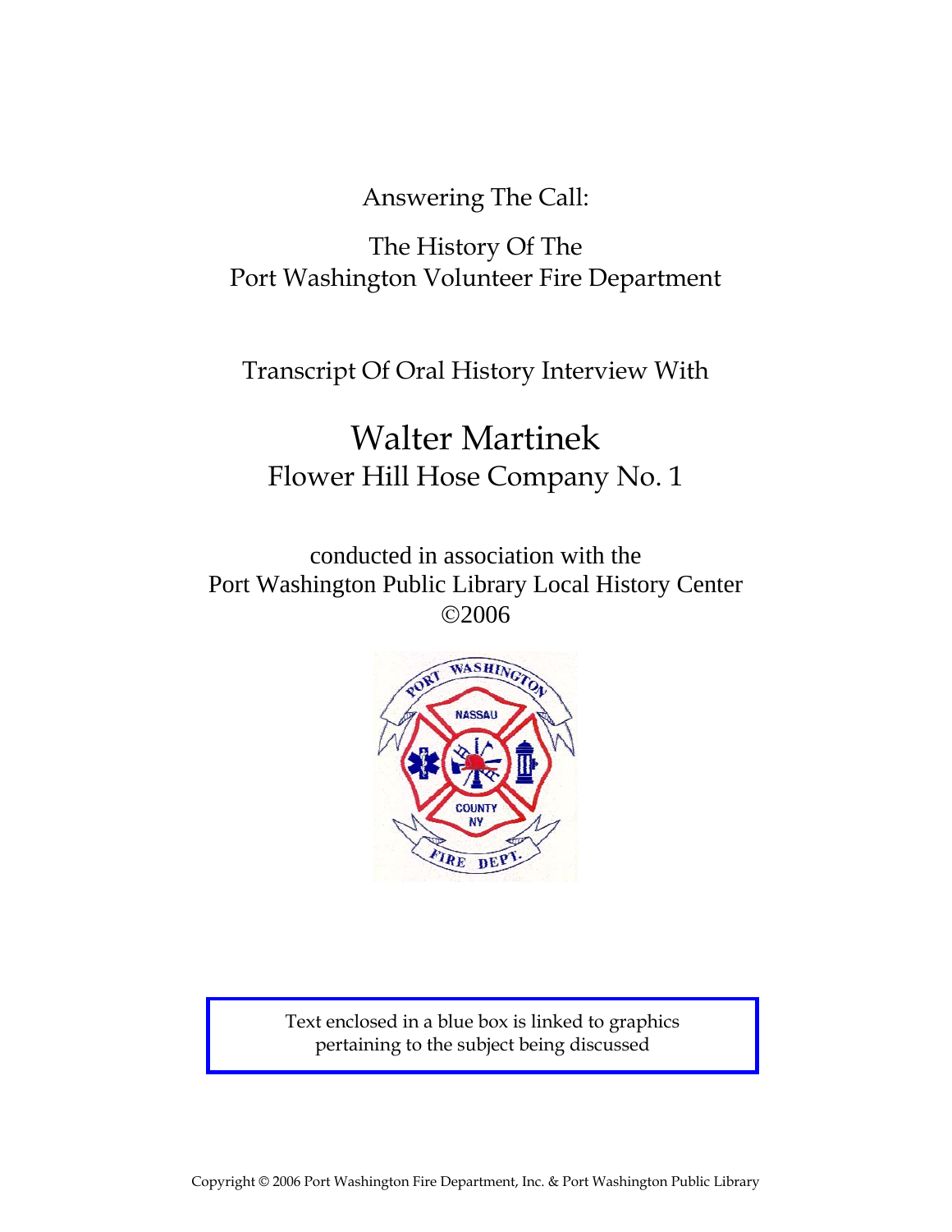Answering The Call:

The History Of The
Port Washington Volunteer Fire Department

Transcript Of Oral History Interview With

# Walter Martinek

## Flower Hill Hose Company No. 1

conducted in association with the
Port Washington Public Library Local History Center
©2006

Text enclosed in a blue box is linked to graphics pertaining to the subject being discussed

Copyright © 2006 Port Washington Fire Department, Inc. & Port Washington Public Library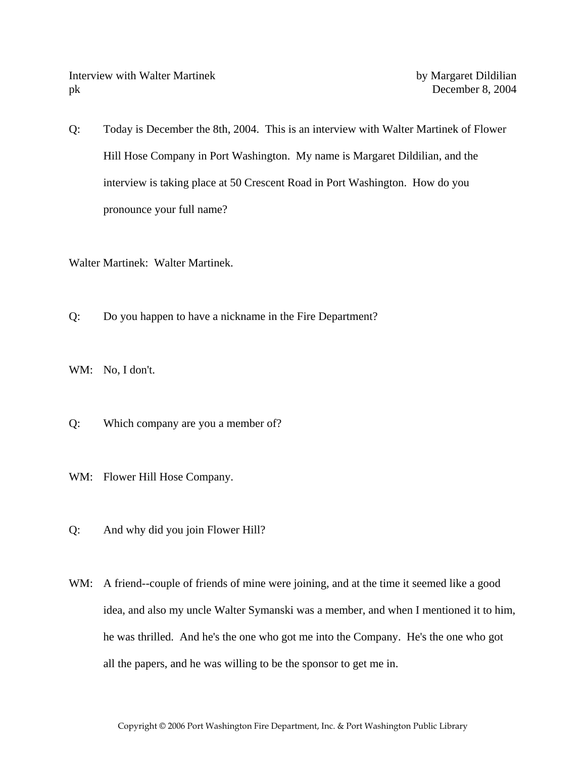Interview with Walter Martinek by Margaret Dildilian
pk December 8, 2004

Q: Today is December the 8th, 2004. This is an interview with Walter Martinek of Flower Hill Hose Company in Port Washington. My name is Margaret Dildilian, and the interview is taking place at 50 Crescent Road in Port Washington. How do you pronounce your full name?

Walter Martinek: Walter Martinek.

Q: Do you happen to have a nickname in the Fire Department?

WM: No, I don't.

Q: Which company are you a member of?

WM: Flower Hill Hose Company.

Q: And why did you join Flower Hill?

WM: A friend--couple of friends of mine were joining, and at the time it seemed like a good idea, and also my uncle Walter Symanski was a member, and when I mentioned it to him, he was thrilled. And he's the one who got me into the Company. He's the one who got all the papers, and he was willing to be the sponsor to get me in.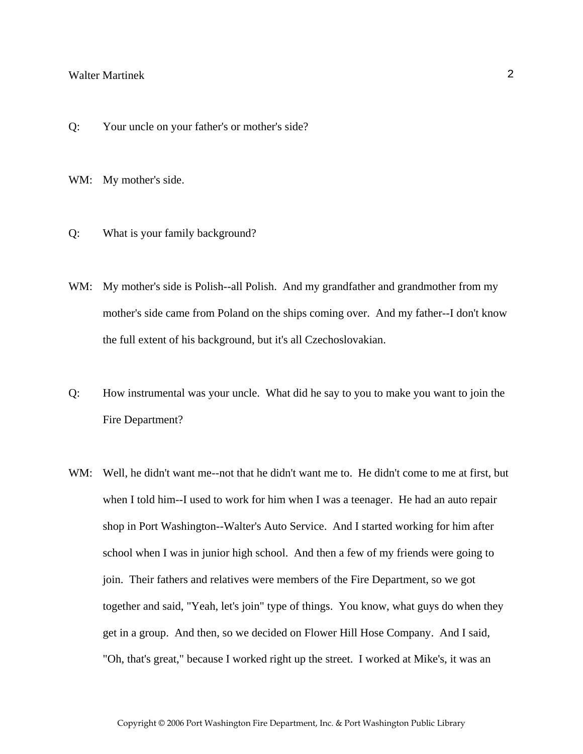Q: Your uncle on your father's or mother's side?

WM: My mother's side.

Q: What is your family background?

WM: My mother's side is Polish--all Polish. And my grandfather and grandmother from my mother's side came from Poland on the ships coming over. And my father--I don't know the full extent of his background, but it's all Czechoslovakian.

Q: How instrumental was your uncle. What did he say to you to make you want to join the Fire Department?

WM: Well, he didn't want me--not that he didn't want me to. He didn't come to me at first, but when I told him--I used to work for him when I was a teenager. He had an auto repair shop in Port Washington--Walter's Auto Service. And I started working for him after school when I was in junior high school. And then a few of my friends were going to join. Their fathers and relatives were members of the Fire Department, so we got together and said, "Yeah, let's join" type of things. You know, what guys do when they get in a group. And then, so we decided on Flower Hill Hose Company. And I said, "Oh, that's great," because I worked right up the street. I worked at Mike's, it was an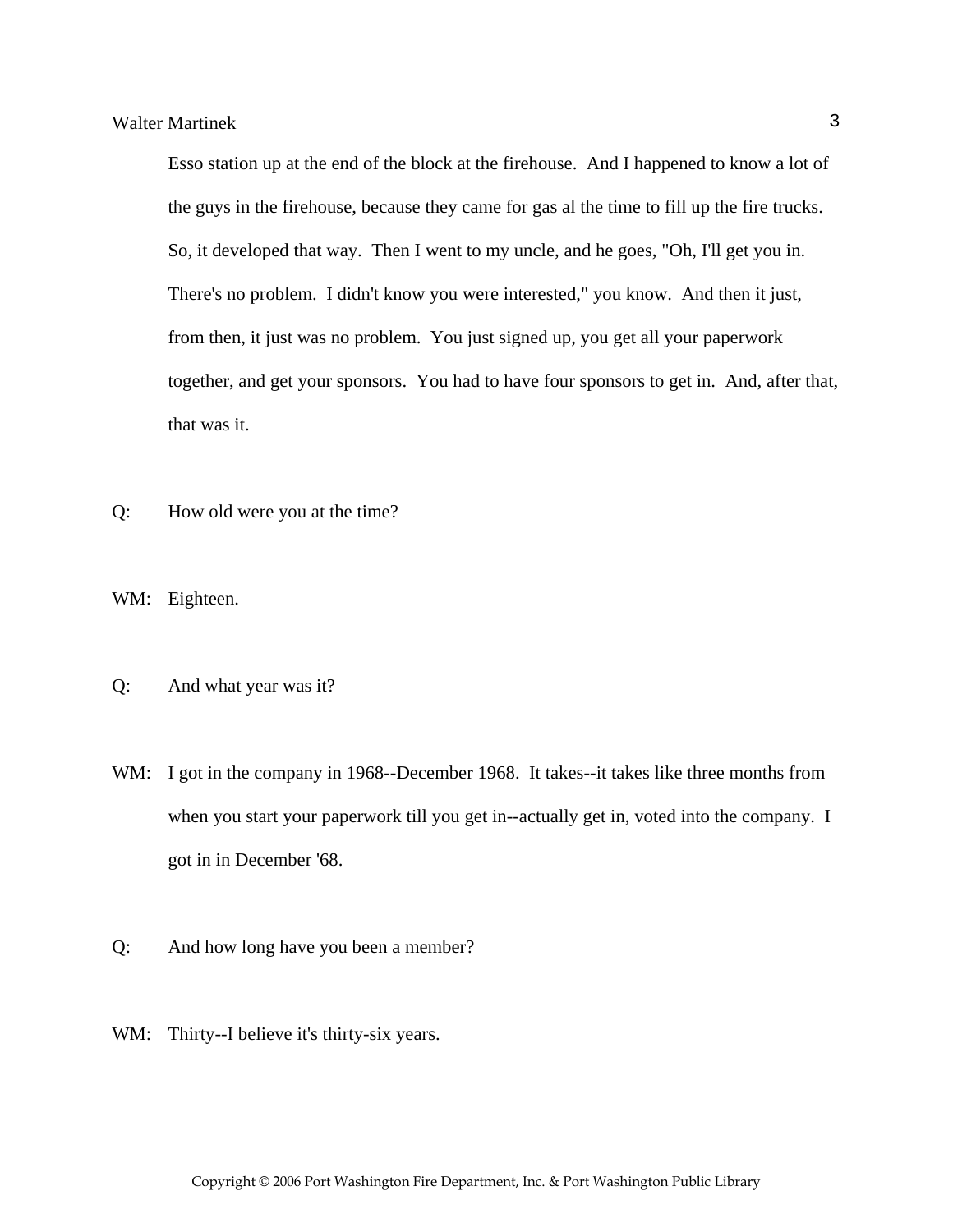Esso station up at the end of the block at the firehouse. And I happened to know a lot of the guys in the firehouse, because they came for gas al the time to fill up the fire trucks. So, it developed that way. Then I went to my uncle, and he goes, "Oh, I'll get you in. There's no problem. I didn't know you were interested," you know. And then it just, from then, it just was no problem. You just signed up, you get all your paperwork together, and get your sponsors. You had to have four sponsors to get in. And, after that, that was it.

Q: How old were you at the time?

WM: Eighteen.

Q: And what year was it?

WM: I got in the company in 1968--December 1968. It takes--it takes like three months from when you start your paperwork till you get in--actually get in, voted into the company. I got in in December '68.

Q: And how long have you been a member?

WM: Thirty--I believe it's thirty-six years.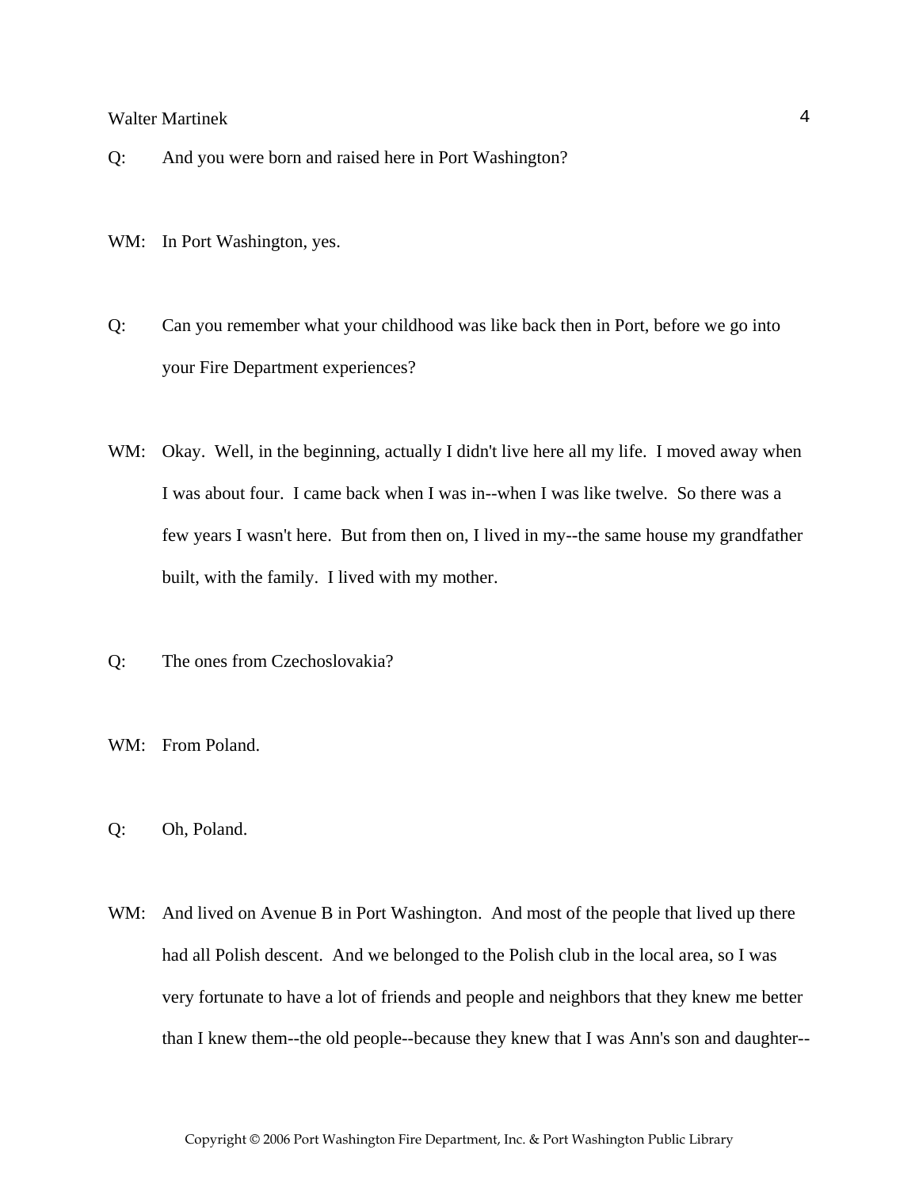Q: And you were born and raised here in Port Washington?

WM: In Port Washington, yes.

Q: Can you remember what your childhood was like back then in Port, before we go into your Fire Department experiences?

WM: Okay. Well, in the beginning, actually I didn't live here all my life. I moved away when I was about four. I came back when I was in--when I was like twelve. So there was a few years I wasn't here. But from then on, I lived in my--the same house my grandfather built, with the family. I lived with my mother.

Q: The ones from Czechoslovakia?

WM: From Poland.

Q: Oh, Poland.

WM: And lived on Avenue B in Port Washington. And most of the people that lived up there had all Polish descent. And we belonged to the Polish club in the local area, so I was very fortunate to have a lot of friends and people and neighbors that they knew me better than I knew them--the old people--because they knew that I was Ann's son and daughter--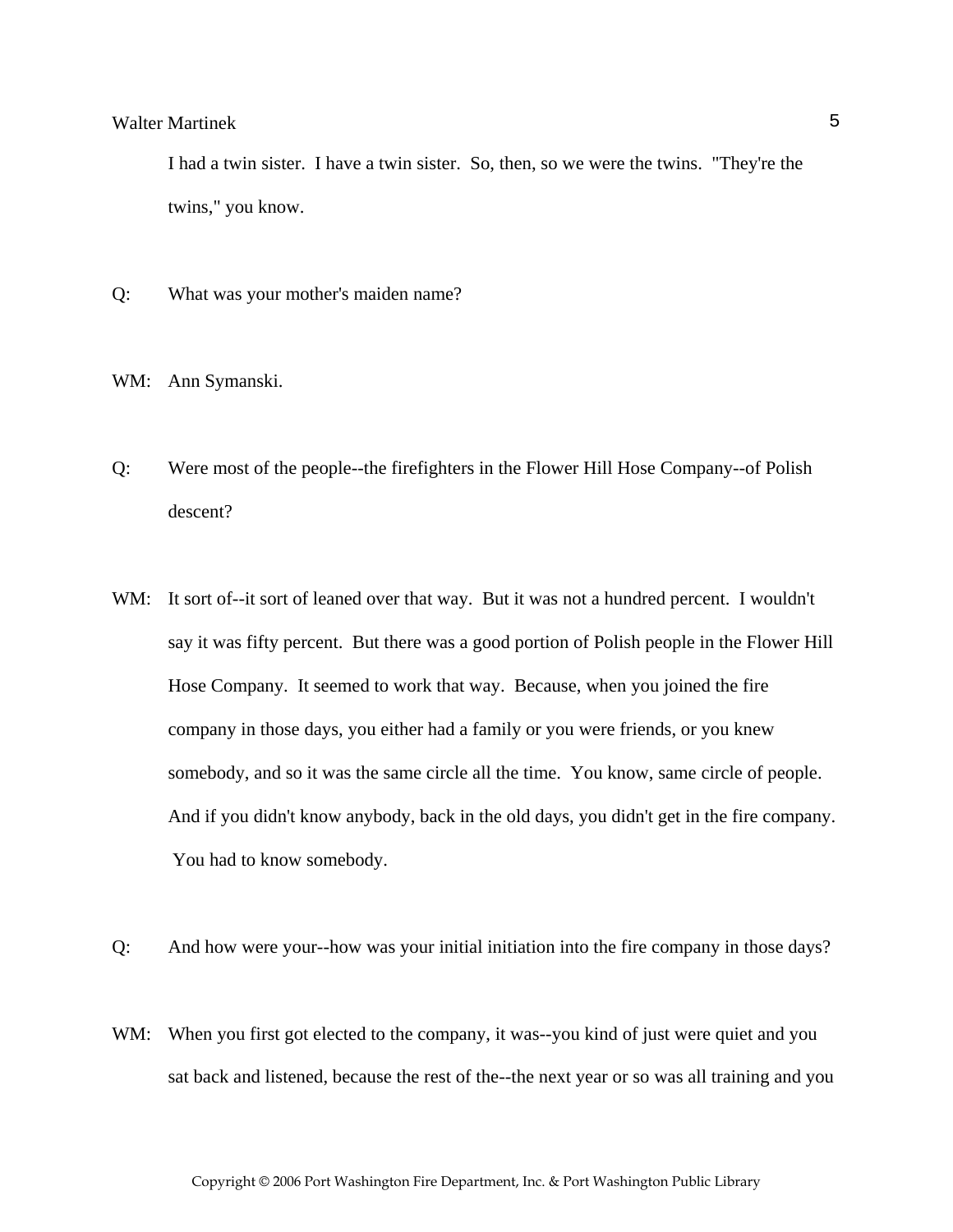I had a twin sister. I have a twin sister. So, then, so we were the twins. "They're the twins," you know.

Q: What was your mother's maiden name?

WM: Ann Symanski.

Q: Were most of the people--the firefighters in the Flower Hill Hose Company--of Polish descent?

WM: It sort of--it sort of leaned over that way. But it was not a hundred percent. I wouldn't say it was fifty percent. But there was a good portion of Polish people in the Flower Hill Hose Company. It seemed to work that way. Because, when you joined the fire company in those days, you either had a family or you were friends, or you knew somebody, and so it was the same circle all the time. You know, same circle of people. And if you didn't know anybody, back in the old days, you didn't get in the fire company. You had to know somebody.

Q: And how were your--how was your initial initiation into the fire company in those days?

WM: When you first got elected to the company, it was--you kind of just were quiet and you sat back and listened, because the rest of the--the next year or so was all training and you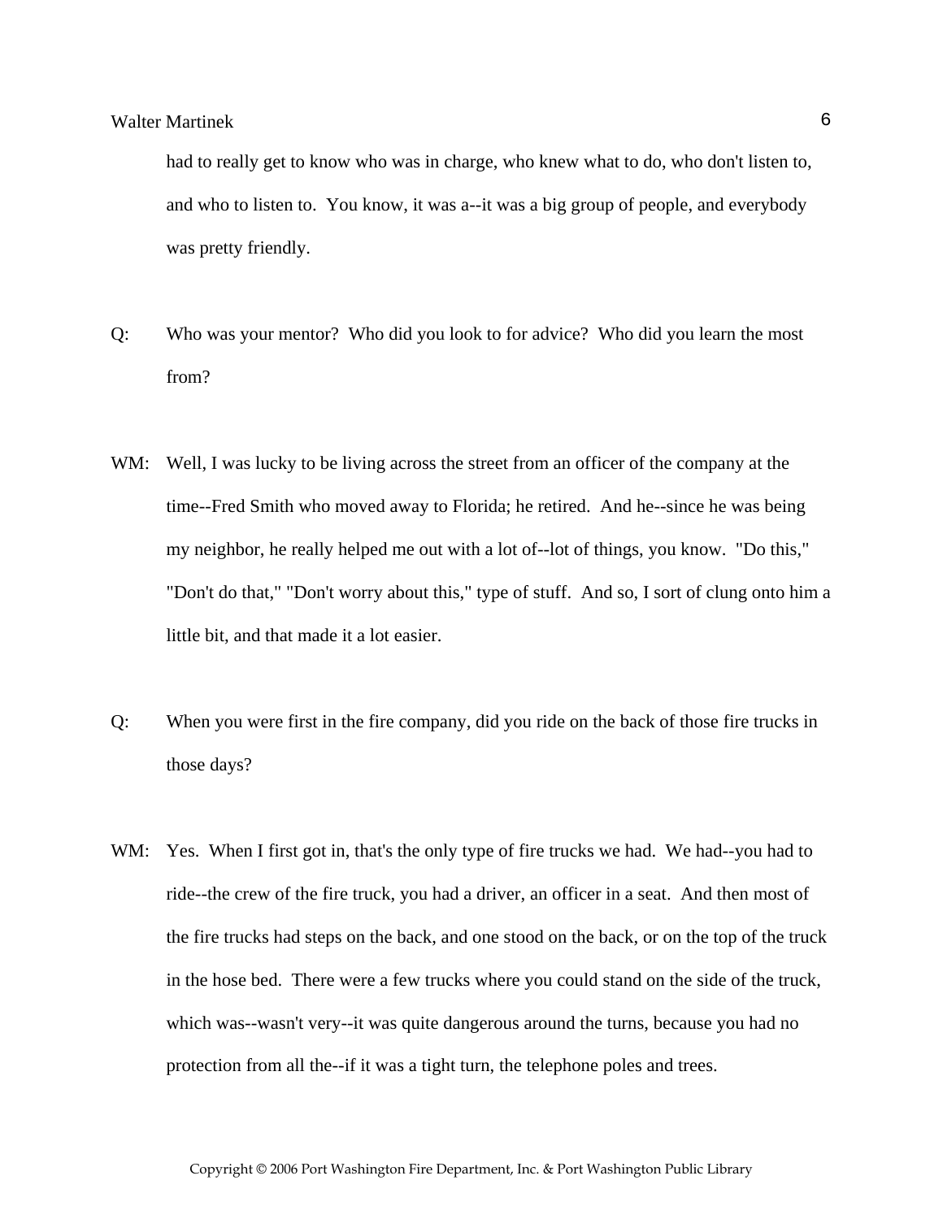had to really get to know who was in charge, who knew what to do, who don't listen to, and who to listen to. You know, it was a--it was a big group of people, and everybody was pretty friendly.

Q: Who was your mentor? Who did you look to for advice? Who did you learn the most from?

WM: Well, I was lucky to be living across the street from an officer of the company at the time--Fred Smith who moved away to Florida; he retired. And he--since he was being my neighbor, he really helped me out with a lot of--lot of things, you know. "Do this," "Don't do that," "Don't worry about this," type of stuff. And so, I sort of clung onto him a little bit, and that made it a lot easier.

Q: When you were first in the fire company, did you ride on the back of those fire trucks in those days?

WM: Yes. When I first got in, that's the only type of fire trucks we had. We had--you had to ride--the crew of the fire truck, you had a driver, an officer in a seat. And then most of the fire trucks had steps on the back, and one stood on the back, or on the top of the truck in the hose bed. There were a few trucks where you could stand on the side of the truck, which was--wasn't very--it was quite dangerous around the turns, because you had no protection from all the--if it was a tight turn, the telephone poles and trees.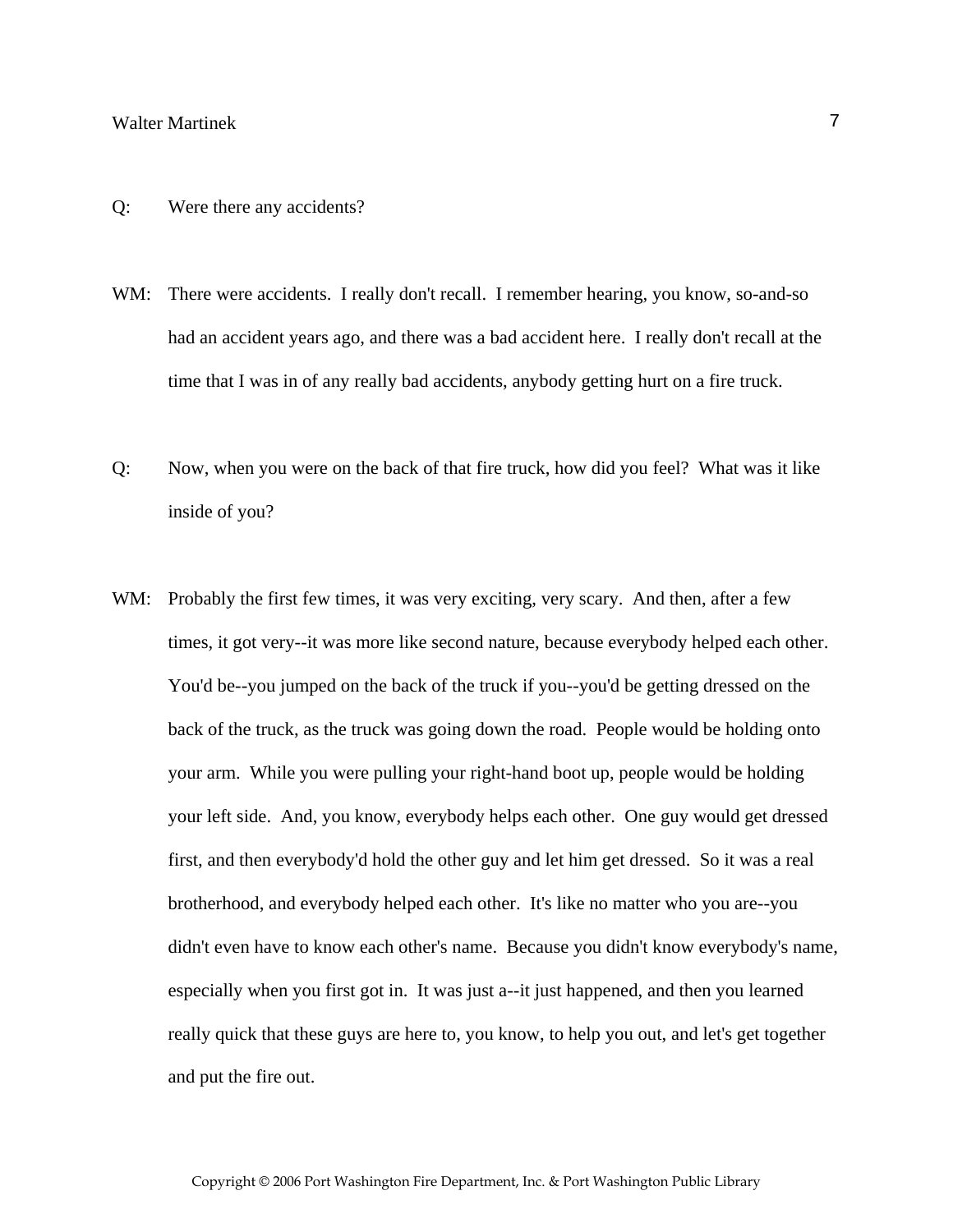Q: Were there any accidents?

WM: There were accidents. I really don't recall. I remember hearing, you know, so-and-so had an accident years ago, and there was a bad accident here. I really don't recall at the time that I was in of any really bad accidents, anybody getting hurt on a fire truck.

Q: Now, when you were on the back of that fire truck, how did you feel? What was it like inside of you?

WM: Probably the first few times, it was very exciting, very scary. And then, after a few times, it got very--it was more like second nature, because everybody helped each other. You'd be--you jumped on the back of the truck if you--you'd be getting dressed on the back of the truck, as the truck was going down the road. People would be holding onto your arm. While you were pulling your right-hand boot up, people would be holding your left side. And, you know, everybody helps each other. One guy would get dressed first, and then everybody'd hold the other guy and let him get dressed. So it was a real brotherhood, and everybody helped each other. It's like no matter who you are--you didn't even have to know each other's name. Because you didn't know everybody's name, especially when you first got in. It was just a--it just happened, and then you learned really quick that these guys are here to, you know, to help you out, and let's get together and put the fire out.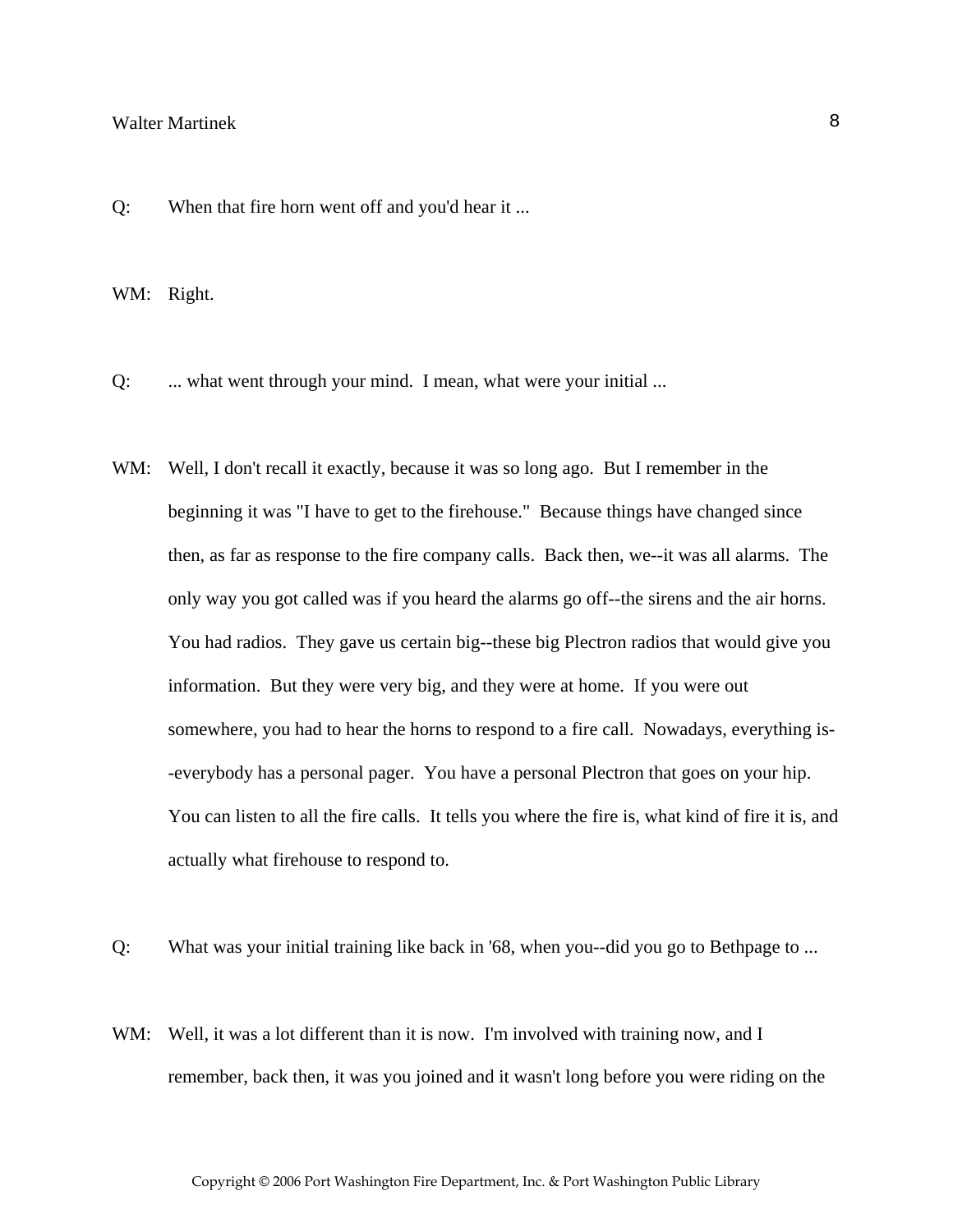Q: When that fire horn went off and you'd hear it ...

WM: Right.

Q: ... what went through your mind. I mean, what were your initial ...

WM: Well, I don't recall it exactly, because it was so long ago. But I remember in the beginning it was "I have to get to the firehouse." Because things have changed since then, as far as response to the fire company calls. Back then, we--it was all alarms. The only way you got called was if you heard the alarms go off--the sirens and the air horns. You had radios. They gave us certain big--these big Plectron radios that would give you information. But they were very big, and they were at home. If you were out somewhere, you had to hear the horns to respond to a fire call. Nowadays, everything is--everybody has a personal pager. You have a personal Plectron that goes on your hip. You can listen to all the fire calls. It tells you where the fire is, what kind of fire it is, and actually what firehouse to respond to.

Q: What was your initial training like back in '68, when you--did you go to Bethpage to ...

WM: Well, it was a lot different than it is now. I'm involved with training now, and I remember, back then, it was you joined and it wasn't long before you were riding on the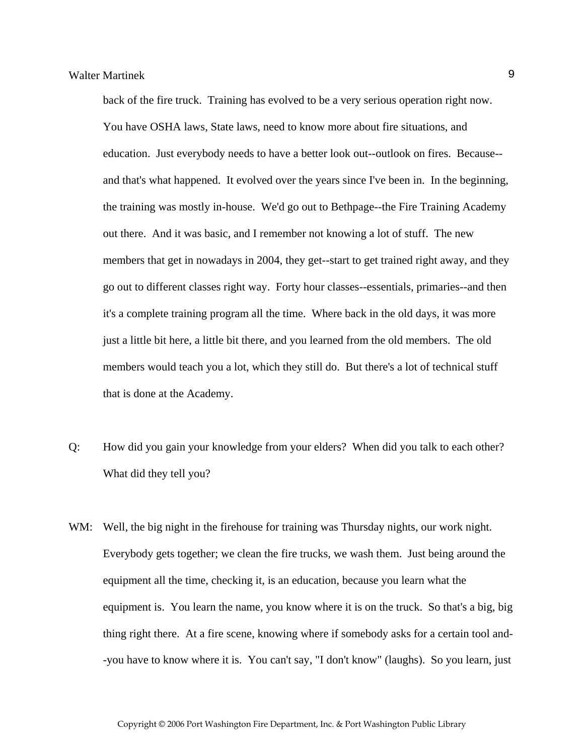back of the fire truck. Training has evolved to be a very serious operation right now. You have OSHA laws, State laws, need to know more about fire situations, and education. Just everybody needs to have a better look out--outlook on fires. Because--and that's what happened. It evolved over the years since I've been in. In the beginning, the training was mostly in-house. We'd go out to Bethpage--the Fire Training Academy out there. And it was basic, and I remember not knowing a lot of stuff. The new members that get in nowadays in 2004, they get--start to get trained right away, and they go out to different classes right way. Forty hour classes--essentials, primaries--and then it's a complete training program all the time. Where back in the old days, it was more just a little bit here, a little bit there, and you learned from the old members. The old members would teach you a lot, which they still do. But there's a lot of technical stuff that is done at the Academy.

Q: How did you gain your knowledge from your elders? When did you talk to each other? What did they tell you?

WM: Well, the big night in the firehouse for training was Thursday nights, our work night. Everybody gets together; we clean the fire trucks, we wash them. Just being around the equipment all the time, checking it, is an education, because you learn what the equipment is. You learn the name, you know where it is on the truck. So that's a big, big thing right there. At a fire scene, knowing where if somebody asks for a certain tool and--you have to know where it is. You can't say, "I don't know" (laughs). So you learn, just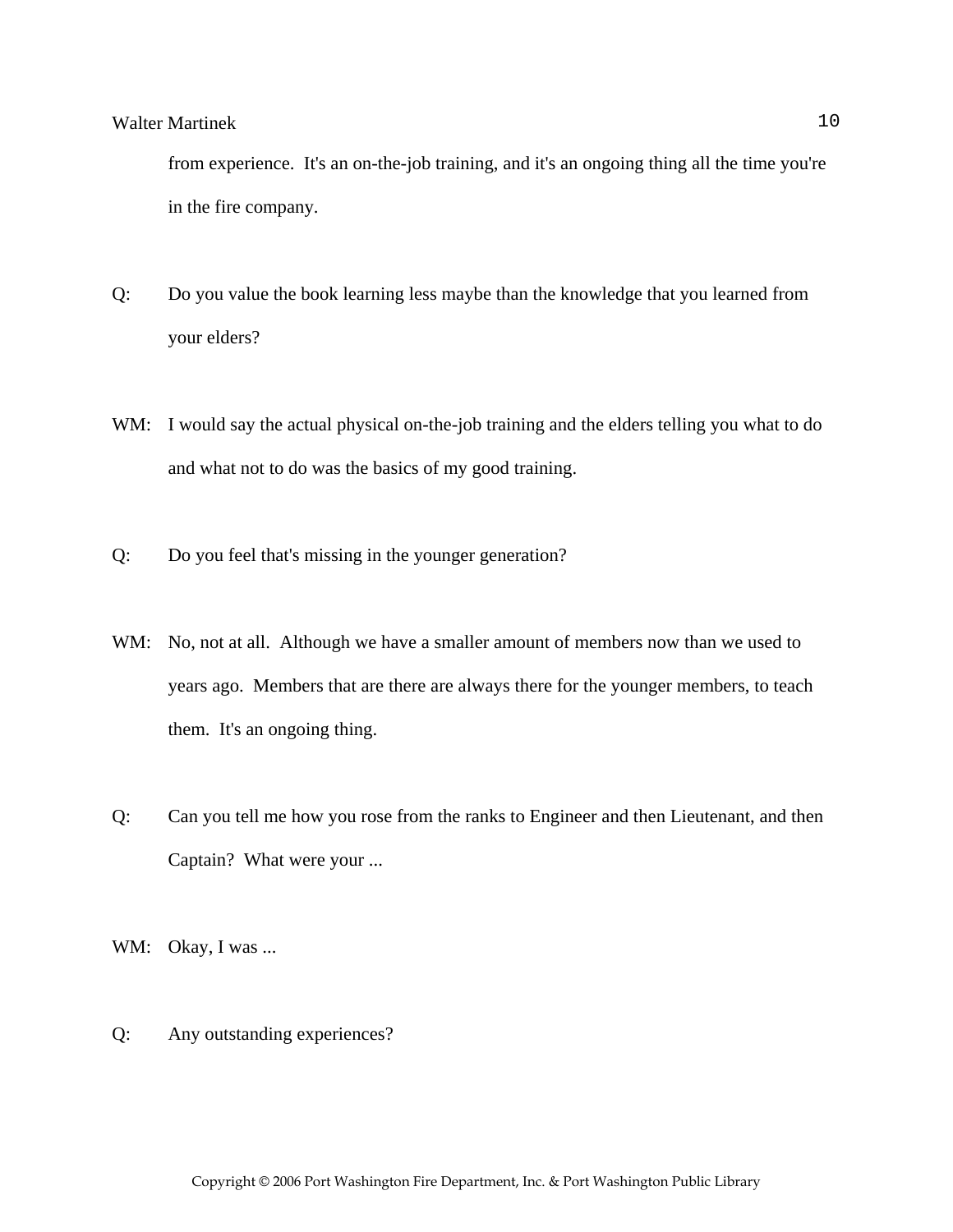from experience. It's an on-the-job training, and it's an ongoing thing all the time you're in the fire company.

Q: Do you value the book learning less maybe than the knowledge that you learned from your elders?

WM: I would say the actual physical on-the-job training and the elders telling you what to do and what not to do was the basics of my good training.

Q: Do you feel that's missing in the younger generation?

WM: No, not at all. Although we have a smaller amount of members now than we used to years ago. Members that are there are always there for the younger members, to teach them. It's an ongoing thing.

Q: Can you tell me how you rose from the ranks to Engineer and then Lieutenant, and then Captain? What were your ...

WM: Okay, I was ...

Q: Any outstanding experiences?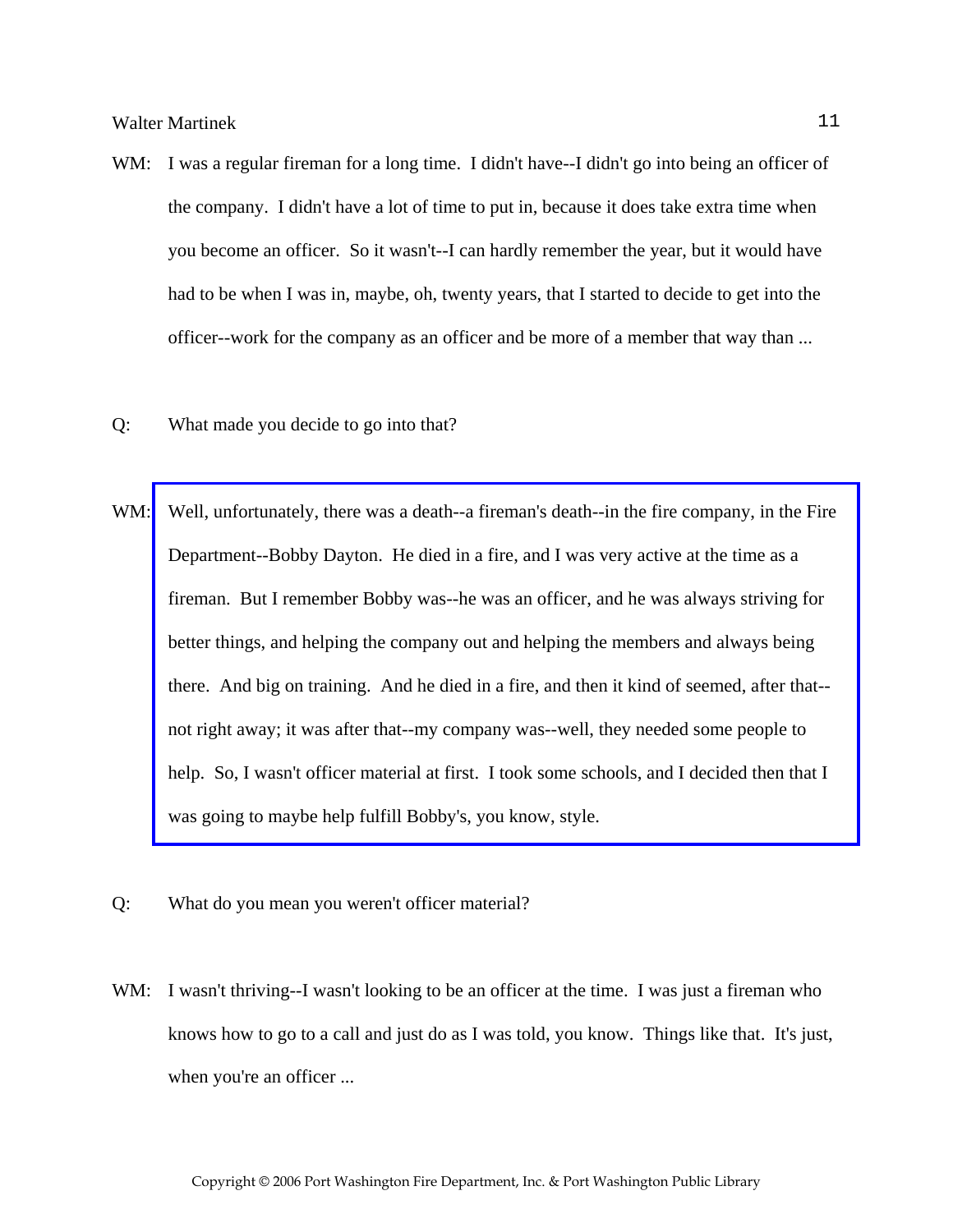WM: I was a regular fireman for a long time. I didn't have--I didn't go into being an officer of the company. I didn't have a lot of time to put in, because it does take extra time when you become an officer. So it wasn't--I can hardly remember the year, but it would have had to be when I was in, maybe, oh, twenty years, that I started to decide to get into the officer--work for the company as an officer and be more of a member that way than ...

Q: What made you decide to go into that?

WM: Well, unfortunately, there was a death--a fireman's death--in the fire company, in the Fire Department--Bobby Dayton. He died in a fire, and I was very active at the time as a fireman. But I remember Bobby was--he was an officer, and he was always striving for better things, and helping the company out and helping the members and always being there. And big on training. And he died in a fire, and then it kind of seemed, after that--not right away; it was after that--my company was--well, they needed some people to help. So, I wasn't officer material at first. I took some schools, and I decided then that I was going to maybe help fulfill Bobby's, you know, style.

Q: What do you mean you weren't officer material?

WM: I wasn't thriving--I wasn't looking to be an officer at the time. I was just a fireman who knows how to go to a call and just do as I was told, you know. Things like that. It's just, when you're an officer ...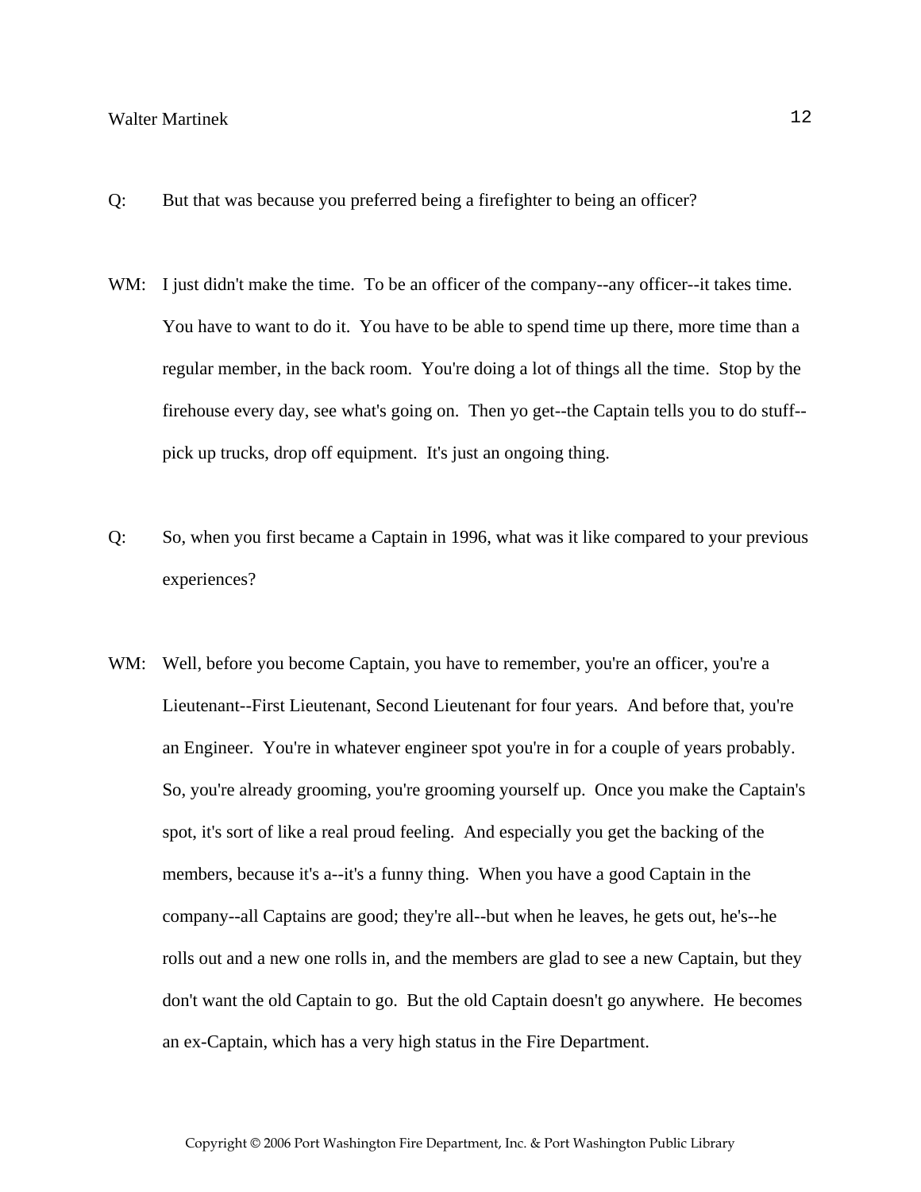Q: But that was because you preferred being a firefighter to being an officer?

WM: I just didn't make the time. To be an officer of the company--any officer--it takes time. You have to want to do it. You have to be able to spend time up there, more time than a regular member, in the back room. You're doing a lot of things all the time. Stop by the firehouse every day, see what's going on. Then yo get--the Captain tells you to do stuff--pick up trucks, drop off equipment. It's just an ongoing thing.

Q: So, when you first became a Captain in 1996, what was it like compared to your previous experiences?

WM: Well, before you become Captain, you have to remember, you're an officer, you're a Lieutenant--First Lieutenant, Second Lieutenant for four years. And before that, you're an Engineer. You're in whatever engineer spot you're in for a couple of years probably. So, you're already grooming, you're grooming yourself up. Once you make the Captain's spot, it's sort of like a real proud feeling. And especially you get the backing of the members, because it's a--it's a funny thing. When you have a good Captain in the company--all Captains are good; they're all--but when he leaves, he gets out, he's--he rolls out and a new one rolls in, and the members are glad to see a new Captain, but they don't want the old Captain to go. But the old Captain doesn't go anywhere. He becomes an ex-Captain, which has a very high status in the Fire Department.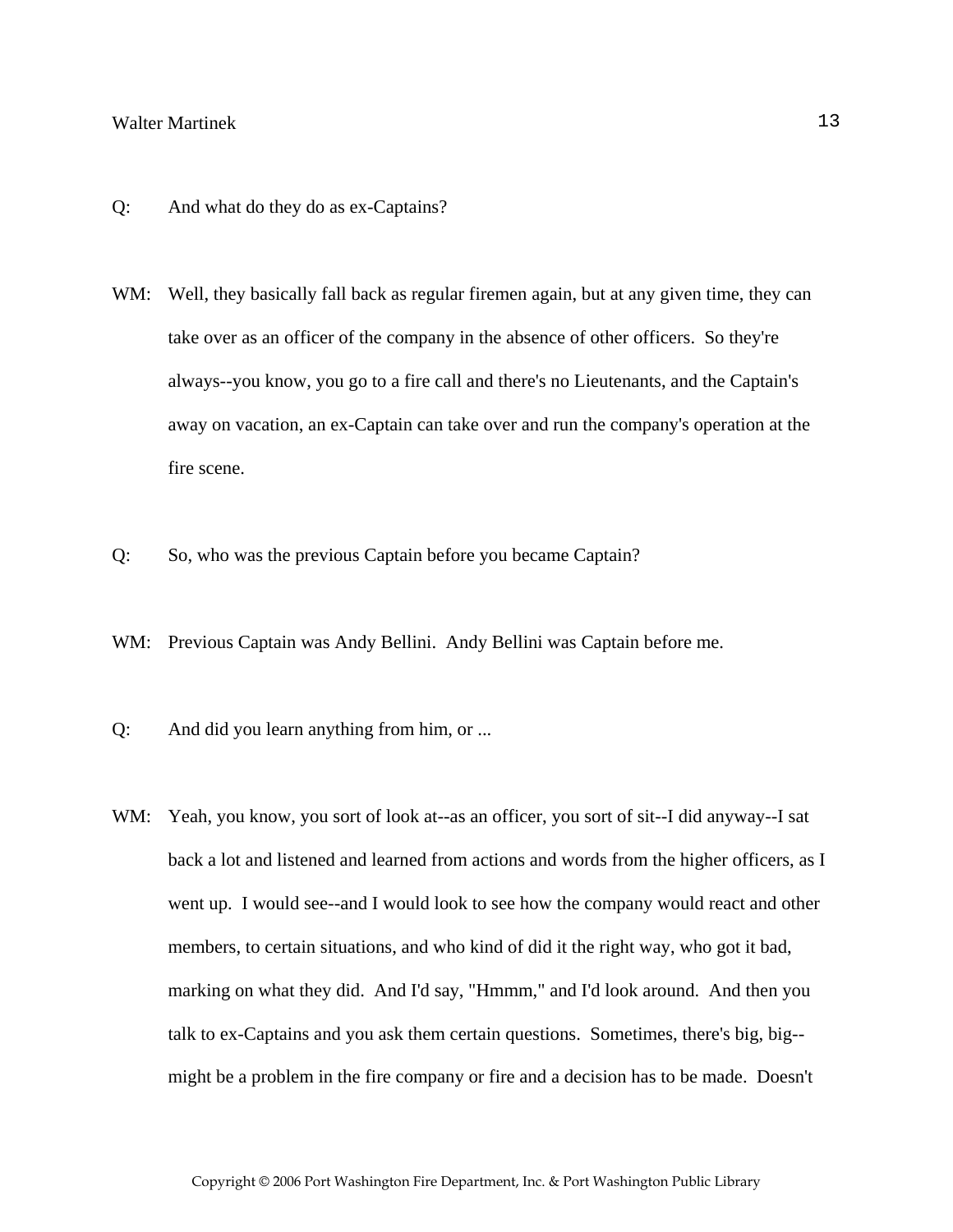Q: And what do they do as ex-Captains?

WM: Well, they basically fall back as regular firemen again, but at any given time, they can take over as an officer of the company in the absence of other officers. So they're always--you know, you go to a fire call and there's no Lieutenants, and the Captain's away on vacation, an ex-Captain can take over and run the company's operation at the fire scene.

Q: So, who was the previous Captain before you became Captain?

WM: Previous Captain was Andy Bellini. Andy Bellini was Captain before me.

Q: And did you learn anything from him, or ...

WM: Yeah, you know, you sort of look at--as an officer, you sort of sit--I did anyway--I sat back a lot and listened and learned from actions and words from the higher officers, as I went up. I would see--and I would look to see how the company would react and other members, to certain situations, and who kind of did it the right way, who got it bad, marking on what they did. And I'd say, "Hmmm," and I'd look around. And then you talk to ex-Captains and you ask them certain questions. Sometimes, there's big, big--might be a problem in the fire company or fire and a decision has to be made. Doesn't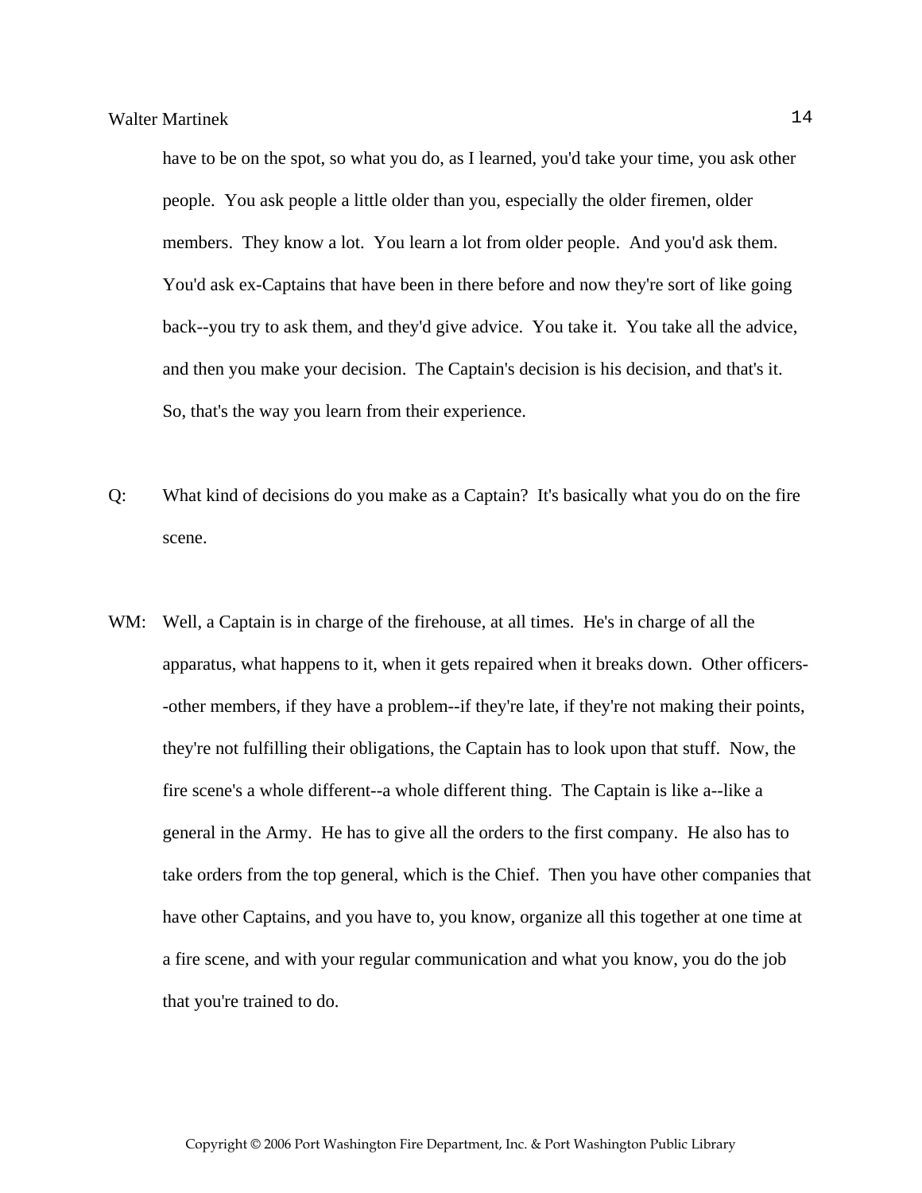have to be on the spot, so what you do, as I learned, you'd take your time, you ask other people. You ask people a little older than you, especially the older firemen, older members. They know a lot. You learn a lot from older people. And you'd ask them. You'd ask ex-Captains that have been in there before and now they're sort of like going back--you try to ask them, and they'd give advice. You take it. You take all the advice, and then you make your decision. The Captain's decision is his decision, and that's it. So, that's the way you learn from their experience.

Q: What kind of decisions do you make as a Captain? It's basically what you do on the fire scene.

WM: Well, a Captain is in charge of the firehouse, at all times. He's in charge of all the apparatus, what happens to it, when it gets repaired when it breaks down. Other officers--other members, if they have a problem--if they're late, if they're not making their points, they're not fulfilling their obligations, the Captain has to look upon that stuff. Now, the fire scene's a whole different--a whole different thing. The Captain is like a--like a general in the Army. He has to give all the orders to the first company. He also has to take orders from the top general, which is the Chief. Then you have other companies that have other Captains, and you have to, you know, organize all this together at one time at a fire scene, and with your regular communication and what you know, you do the job that you're trained to do.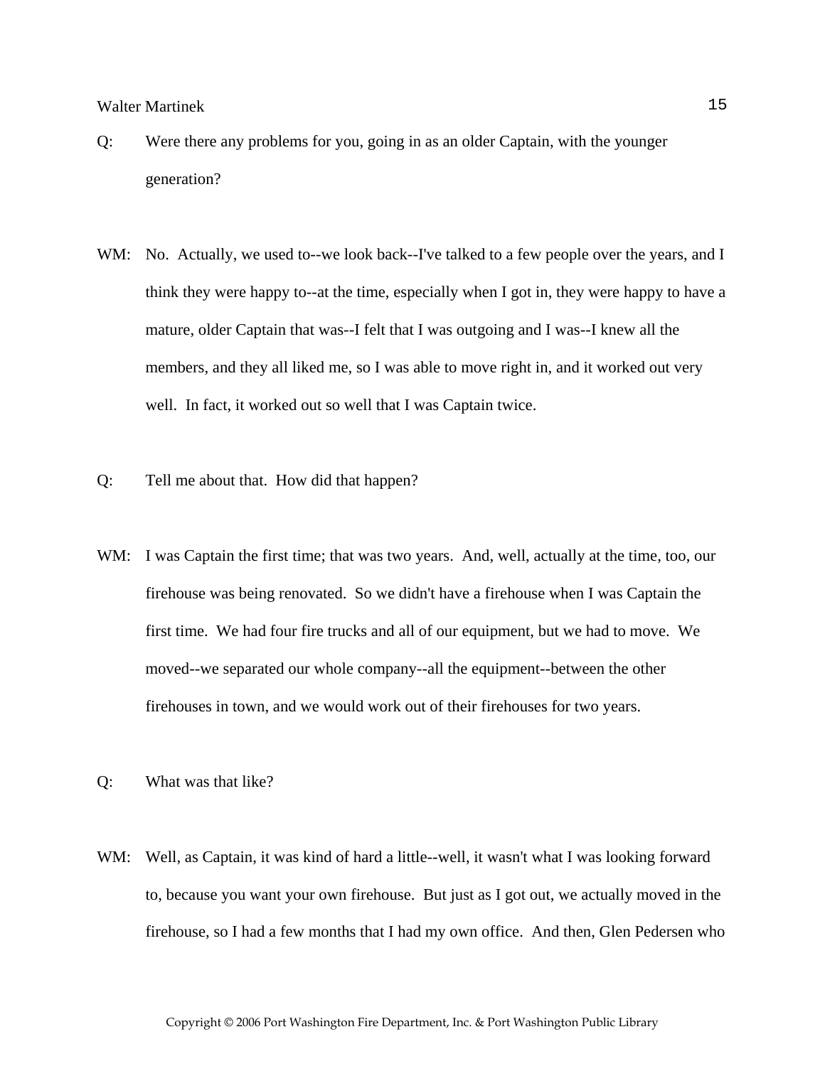Q: Were there any problems for you, going in as an older Captain, with the younger generation?

WM: No. Actually, we used to--we look back--I've talked to a few people over the years, and I think they were happy to--at the time, especially when I got in, they were happy to have a mature, older Captain that was--I felt that I was outgoing and I was--I knew all the members, and they all liked me, so I was able to move right in, and it worked out very well. In fact, it worked out so well that I was Captain twice.

Q: Tell me about that. How did that happen?

WM: I was Captain the first time; that was two years. And, well, actually at the time, too, our firehouse was being renovated. So we didn't have a firehouse when I was Captain the first time. We had four fire trucks and all of our equipment, but we had to move. We moved--we separated our whole company--all the equipment--between the other firehouses in town, and we would work out of their firehouses for two years.

Q: What was that like?

WM: Well, as Captain, it was kind of hard a little--well, it wasn't what I was looking forward to, because you want your own firehouse. But just as I got out, we actually moved in the firehouse, so I had a few months that I had my own office. And then, Glen Pedersen who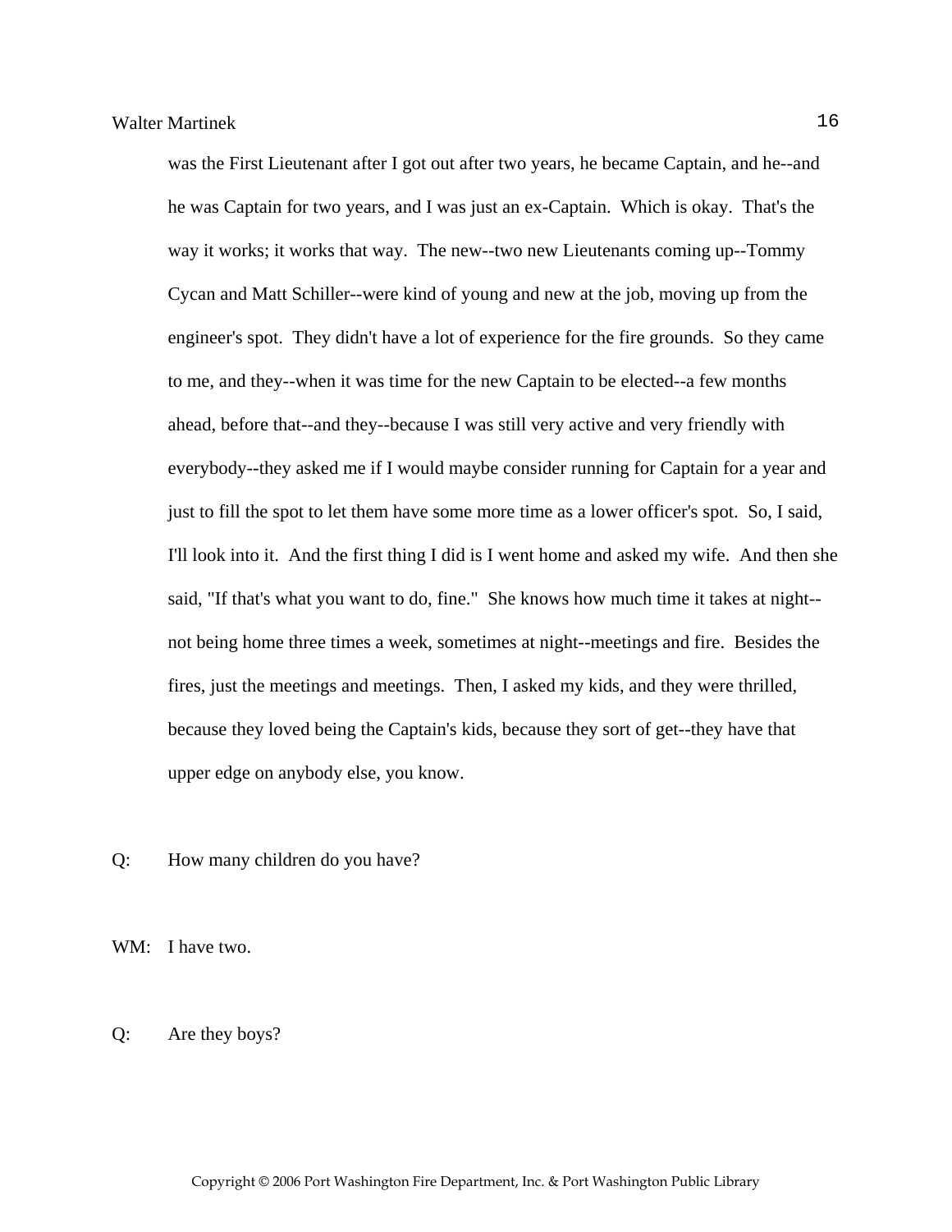was the First Lieutenant after I got out after two years, he became Captain, and he--and he was Captain for two years, and I was just an ex-Captain. Which is okay. That's the way it works; it works that way. The new--two new Lieutenants coming up--Tommy Cycan and Matt Schiller--were kind of young and new at the job, moving up from the engineer's spot. They didn't have a lot of experience for the fire grounds. So they came to me, and they--when it was time for the new Captain to be elected--a few months ahead, before that--and they--because I was still very active and very friendly with everybody--they asked me if I would maybe consider running for Captain for a year and just to fill the spot to let them have some more time as a lower officer's spot. So, I said, I'll look into it. And the first thing I did is I went home and asked my wife. And then she said, "If that's what you want to do, fine." She knows how much time it takes at night--not being home three times a week, sometimes at night--meetings and fire. Besides the fires, just the meetings and meetings. Then, I asked my kids, and they were thrilled, because they loved being the Captain's kids, because they sort of get--they have that upper edge on anybody else, you know.

Q: How many children do you have?

WM: I have two.

Q: Are they boys?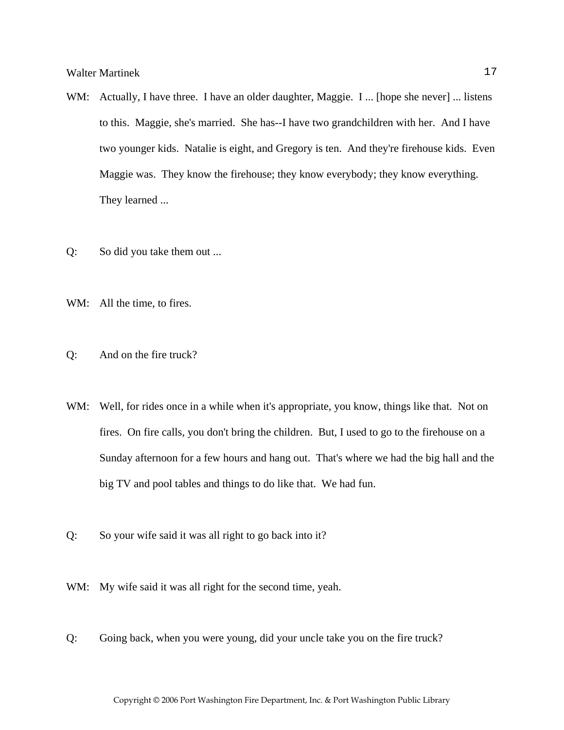WM: Actually, I have three. I have an older daughter, Maggie. I ... [hope she never] ... listens to this. Maggie, she's married. She has--I have two grandchildren with her. And I have two younger kids. Natalie is eight, and Gregory is ten. And they're firehouse kids. Even Maggie was. They know the firehouse; they know everybody; they know everything. They learned ...

Q: So did you take them out ...

WM: All the time, to fires.

Q: And on the fire truck?

WM: Well, for rides once in a while when it's appropriate, you know, things like that. Not on fires. On fire calls, you don't bring the children. But, I used to go to the firehouse on a Sunday afternoon for a few hours and hang out. That's where we had the big hall and the big TV and pool tables and things to do like that. We had fun.

Q: So your wife said it was all right to go back into it?

WM: My wife said it was all right for the second time, yeah.

Q: Going back, when you were young, did your uncle take you on the fire truck?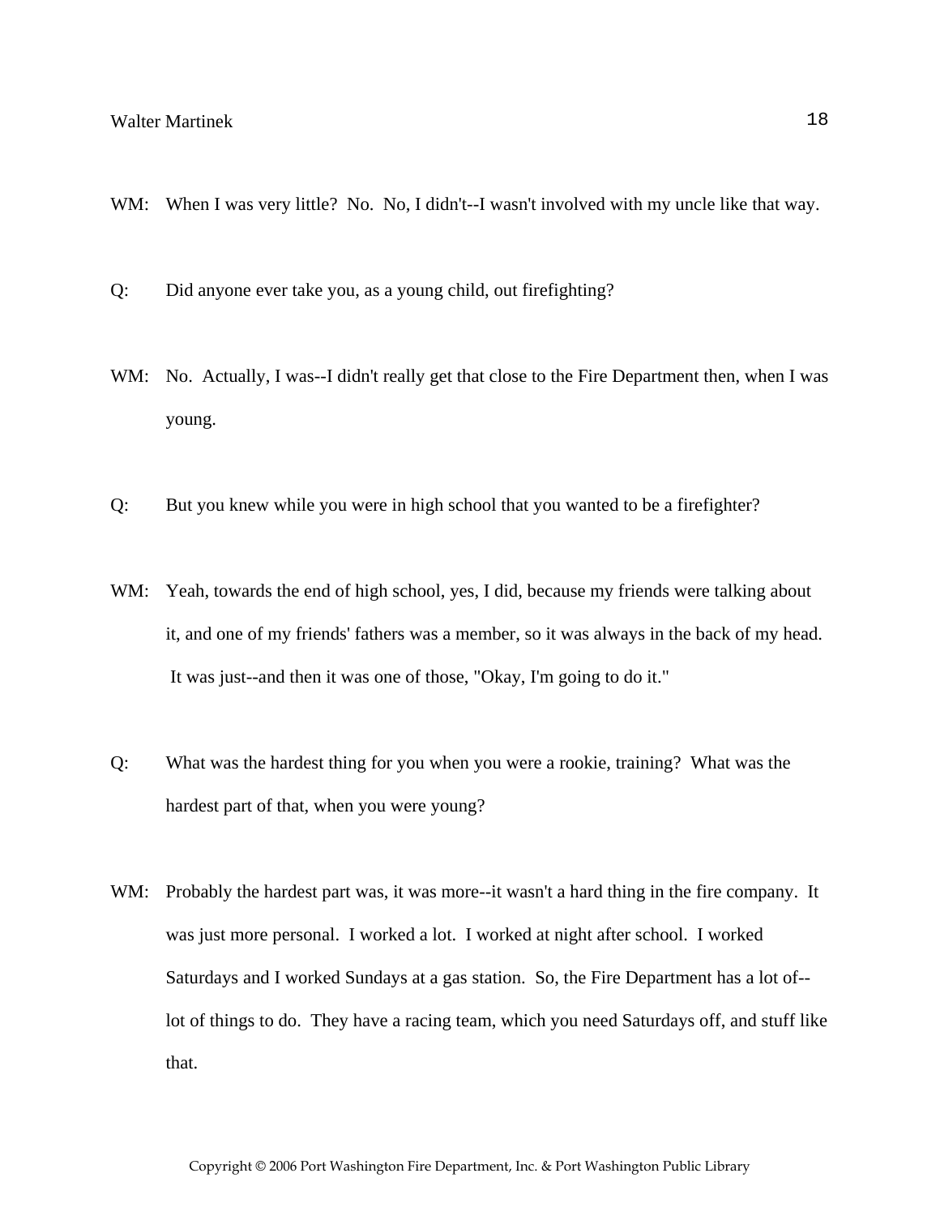WM: When I was very little? No. No, I didn't--I wasn't involved with my uncle like that way.

Q: Did anyone ever take you, as a young child, out firefighting?

WM: No. Actually, I was--I didn't really get that close to the Fire Department then, when I was young.

Q: But you knew while you were in high school that you wanted to be a firefighter?

WM: Yeah, towards the end of high school, yes, I did, because my friends were talking about it, and one of my friends' fathers was a member, so it was always in the back of my head. It was just--and then it was one of those, "Okay, I'm going to do it."

Q: What was the hardest thing for you when you were a rookie, training? What was the hardest part of that, when you were young?

WM: Probably the hardest part was, it was more--it wasn't a hard thing in the fire company. It was just more personal. I worked a lot. I worked at night after school. I worked Saturdays and I worked Sundays at a gas station. So, the Fire Department has a lot of--lot of things to do. They have a racing team, which you need Saturdays off, and stuff like that.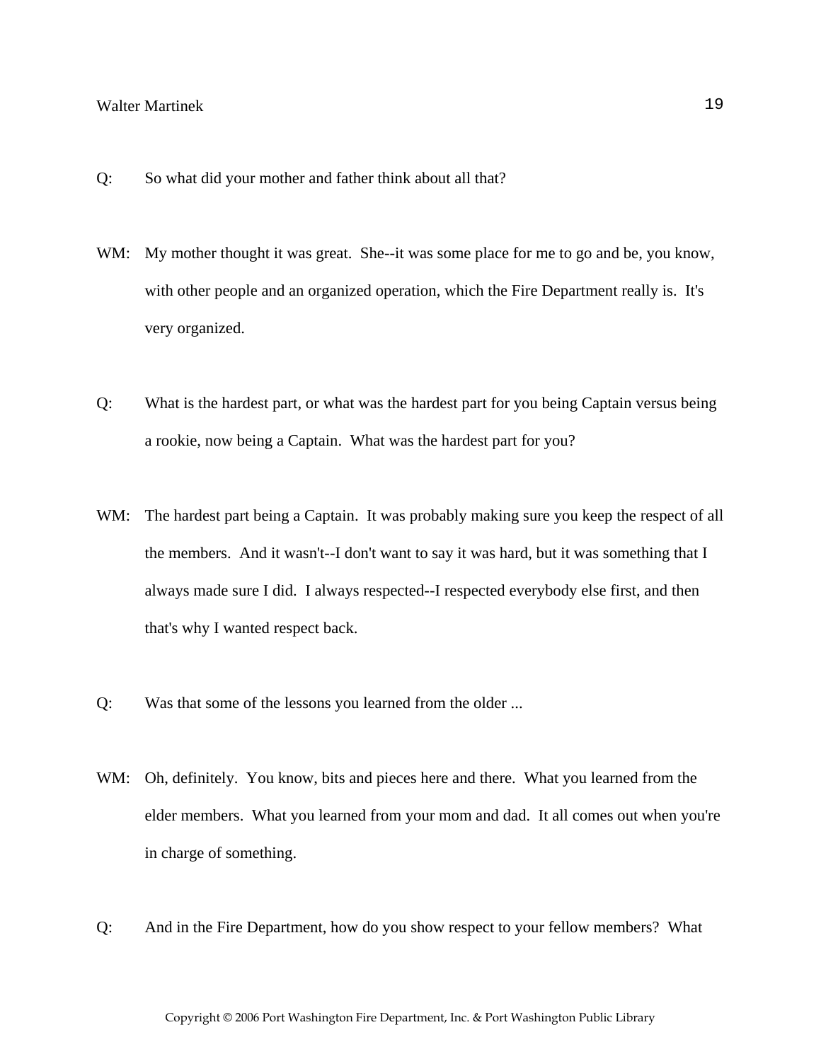Q: So what did your mother and father think about all that?

WM: My mother thought it was great. She--it was some place for me to go and be, you know, with other people and an organized operation, which the Fire Department really is. It's very organized.

Q: What is the hardest part, or what was the hardest part for you being Captain versus being a rookie, now being a Captain. What was the hardest part for you?

WM: The hardest part being a Captain. It was probably making sure you keep the respect of all the members. And it wasn't--I don't want to say it was hard, but it was something that I always made sure I did. I always respected--I respected everybody else first, and then that's why I wanted respect back.

Q: Was that some of the lessons you learned from the older ...

WM: Oh, definitely. You know, bits and pieces here and there. What you learned from the elder members. What you learned from your mom and dad. It all comes out when you're in charge of something.

Q: And in the Fire Department, how do you show respect to your fellow members? What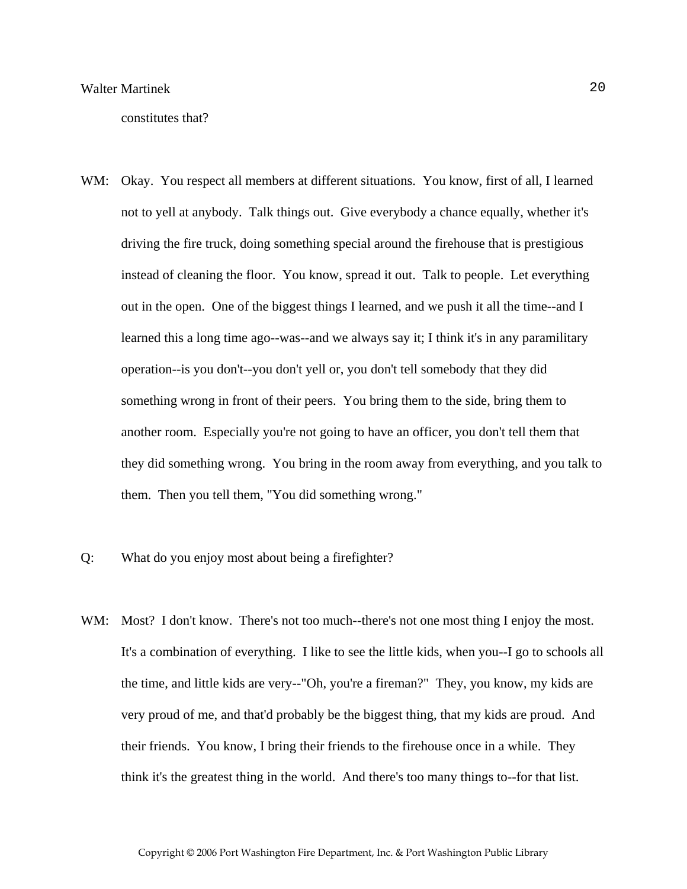constitutes that?

WM: Okay. You respect all members at different situations. You know, first of all, I learned not to yell at anybody. Talk things out. Give everybody a chance equally, whether it's driving the fire truck, doing something special around the firehouse that is prestigious instead of cleaning the floor. You know, spread it out. Talk to people. Let everything out in the open. One of the biggest things I learned, and we push it all the time--and I learned this a long time ago--was--and we always say it; I think it's in any paramilitary operation--is you don't--you don't yell or, you don't tell somebody that they did something wrong in front of their peers. You bring them to the side, bring them to another room. Especially you're not going to have an officer, you don't tell them that they did something wrong. You bring in the room away from everything, and you talk to them. Then you tell them, "You did something wrong."

Q: What do you enjoy most about being a firefighter?

WM: Most? I don't know. There's not too much--there's not one most thing I enjoy the most. It's a combination of everything. I like to see the little kids, when you--I go to schools all the time, and little kids are very--"Oh, you're a fireman?" They, you know, my kids are very proud of me, and that'd probably be the biggest thing, that my kids are proud. And their friends. You know, I bring their friends to the firehouse once in a while. They think it's the greatest thing in the world. And there's too many things to--for that list.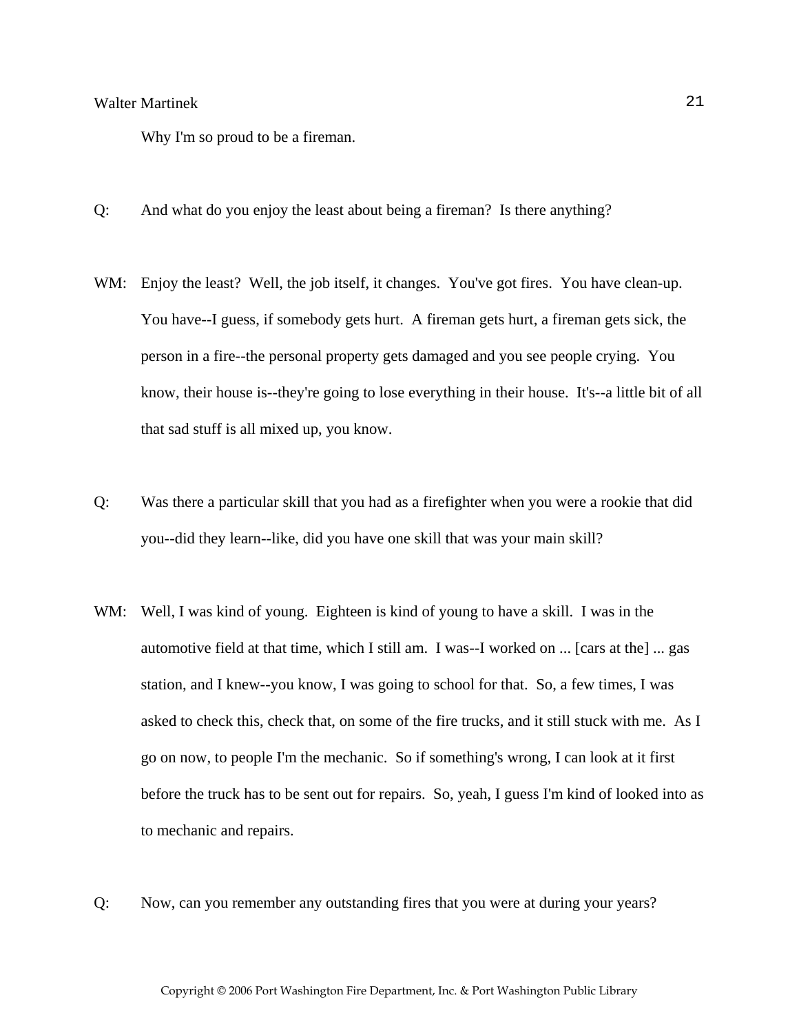Why I'm so proud to be a fireman.

Q: And what do you enjoy the least about being a fireman? Is there anything?

WM: Enjoy the least? Well, the job itself, it changes. You've got fires. You have clean-up. You have--I guess, if somebody gets hurt. A fireman gets hurt, a fireman gets sick, the person in a fire--the personal property gets damaged and you see people crying. You know, their house is--they're going to lose everything in their house. It's--a little bit of all that sad stuff is all mixed up, you know.

Q: Was there a particular skill that you had as a firefighter when you were a rookie that did you--did they learn--like, did you have one skill that was your main skill?

WM: Well, I was kind of young. Eighteen is kind of young to have a skill. I was in the automotive field at that time, which I still am. I was--I worked on ... [cars at the] ... gas station, and I knew--you know, I was going to school for that. So, a few times, I was asked to check this, check that, on some of the fire trucks, and it still stuck with me. As I go on now, to people I'm the mechanic. So if something's wrong, I can look at it first before the truck has to be sent out for repairs. So, yeah, I guess I'm kind of looked into as to mechanic and repairs.

Q: Now, can you remember any outstanding fires that you were at during your years?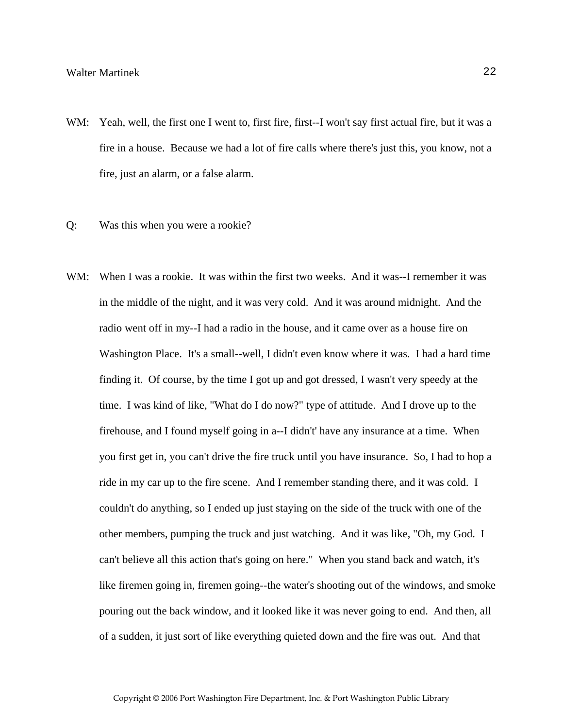WM: Yeah, well, the first one I went to, first fire, first--I won't say first actual fire, but it was a fire in a house. Because we had a lot of fire calls where there's just this, you know, not a fire, just an alarm, or a false alarm.

Q: Was this when you were a rookie?

WM: When I was a rookie. It was within the first two weeks. And it was--I remember it was in the middle of the night, and it was very cold. And it was around midnight. And the radio went off in my--I had a radio in the house, and it came over as a house fire on Washington Place. It's a small--well, I didn't even know where it was. I had a hard time finding it. Of course, by the time I got up and got dressed, I wasn't very speedy at the time. I was kind of like, "What do I do now?" type of attitude. And I drove up to the firehouse, and I found myself going in a--I didn't' have any insurance at a time. When you first get in, you can't drive the fire truck until you have insurance. So, I had to hop a ride in my car up to the fire scene. And I remember standing there, and it was cold. I couldn't do anything, so I ended up just staying on the side of the truck with one of the other members, pumping the truck and just watching. And it was like, "Oh, my God. I can't believe all this action that's going on here." When you stand back and watch, it's like firemen going in, firemen going--the water's shooting out of the windows, and smoke pouring out the back window, and it looked like it was never going to end. And then, all of a sudden, it just sort of like everything quieted down and the fire was out. And that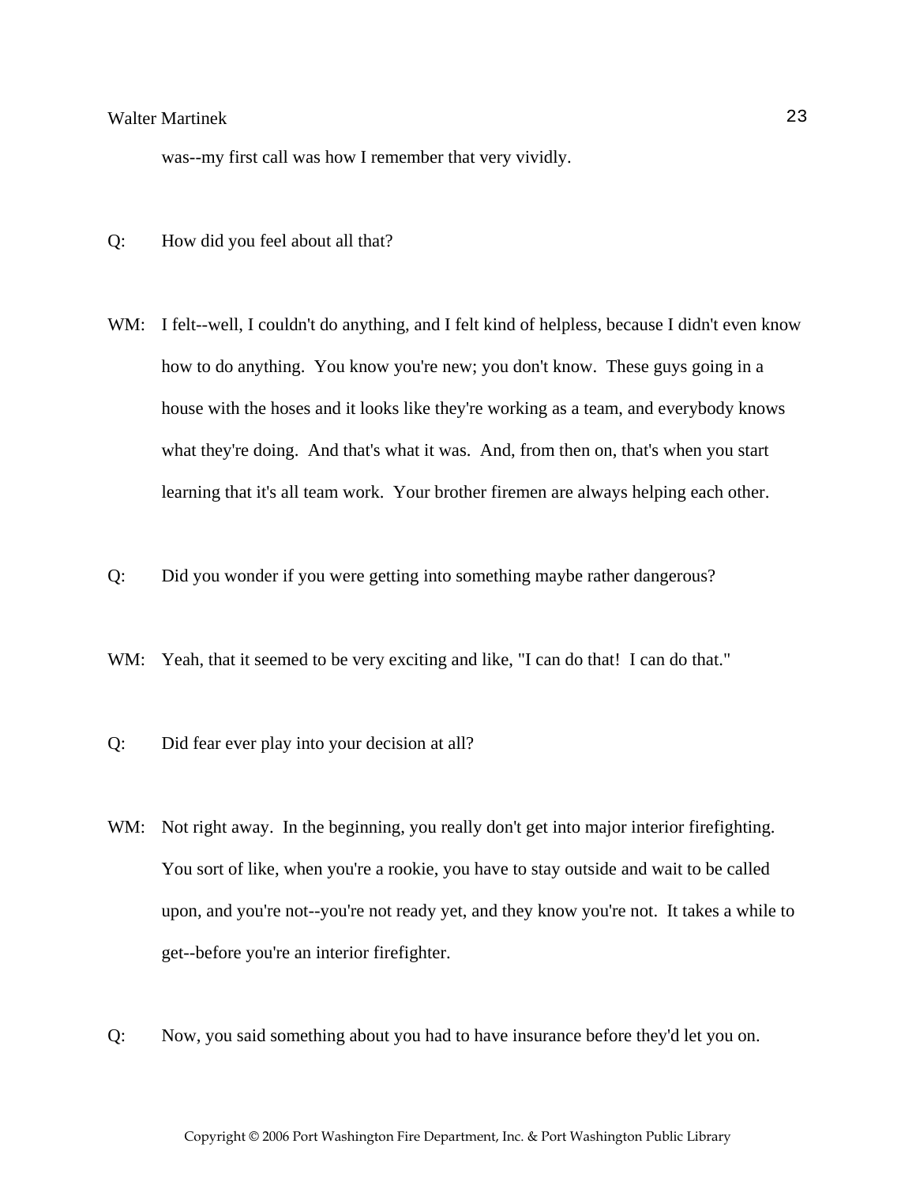was--my first call was how I remember that very vividly.

Q: How did you feel about all that?

WM: I felt--well, I couldn't do anything, and I felt kind of helpless, because I didn't even know how to do anything. You know you're new; you don't know. These guys going in a house with the hoses and it looks like they're working as a team, and everybody knows what they're doing. And that's what it was. And, from then on, that's when you start learning that it's all team work. Your brother firemen are always helping each other.

Q: Did you wonder if you were getting into something maybe rather dangerous?

WM: Yeah, that it seemed to be very exciting and like, "I can do that! I can do that."

Q: Did fear ever play into your decision at all?

WM: Not right away. In the beginning, you really don't get into major interior firefighting. You sort of like, when you're a rookie, you have to stay outside and wait to be called upon, and you're not--you're not ready yet, and they know you're not. It takes a while to get--before you're an interior firefighter.

Q: Now, you said something about you had to have insurance before they'd let you on.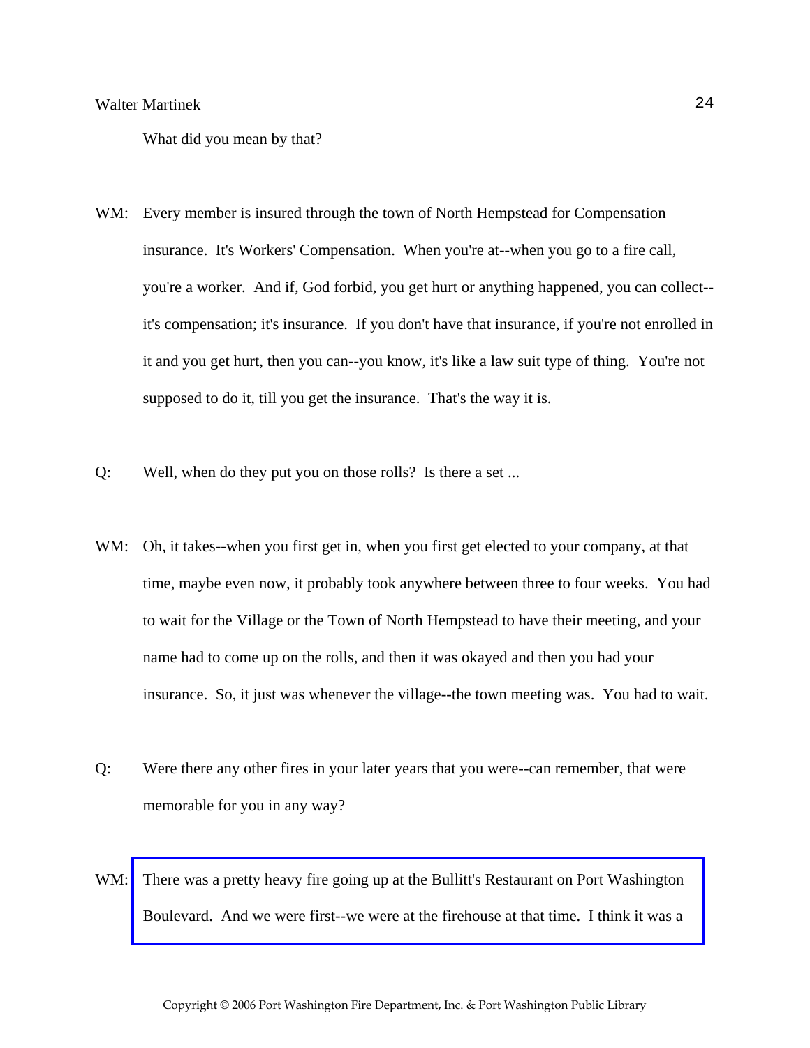What did you mean by that?

WM: Every member is insured through the town of North Hempstead for Compensation insurance. It's Workers' Compensation. When you're at--when you go to a fire call, you're a worker. And if, God forbid, you get hurt or anything happened, you can collect--it's compensation; it's insurance. If you don't have that insurance, if you're not enrolled in it and you get hurt, then you can--you know, it's like a law suit type of thing. You're not supposed to do it, till you get the insurance. That's the way it is.

Q: Well, when do they put you on those rolls? Is there a set ...

WM: Oh, it takes--when you first get in, when you first get elected to your company, at that time, maybe even now, it probably took anywhere between three to four weeks. You had to wait for the Village or the Town of North Hempstead to have their meeting, and your name had to come up on the rolls, and then it was okayed and then you had your insurance. So, it just was whenever the village--the town meeting was. You had to wait.

Q: Were there any other fires in your later years that you were--can remember, that were memorable for you in any way?

WM: There was a pretty heavy fire going up at the Bullitt's Restaurant on Port Washington Boulevard. And we were first--we were at the firehouse at that time. I think it was a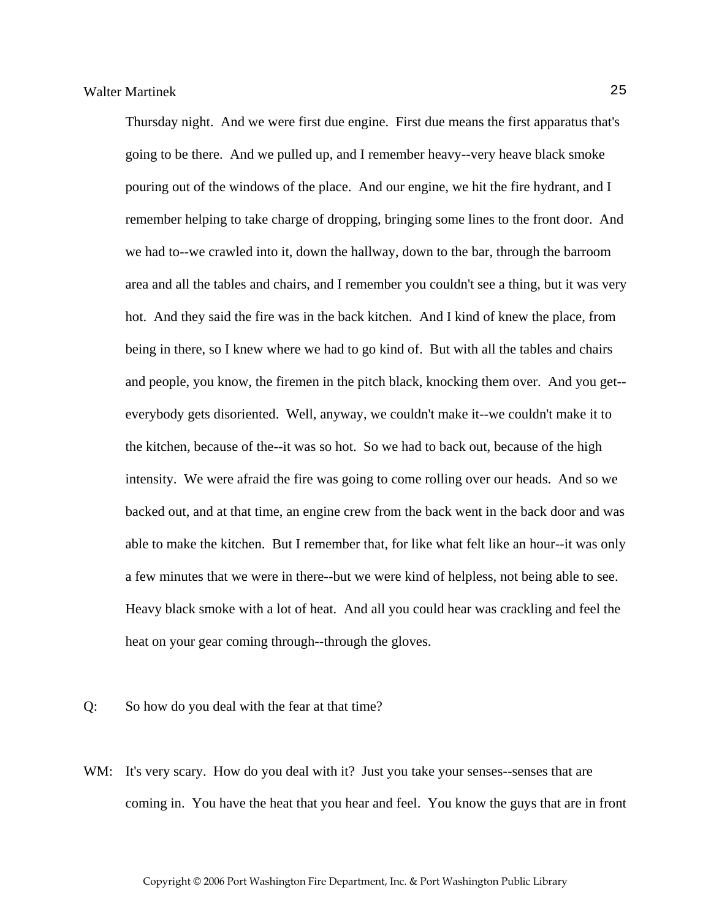Thursday night. And we were first due engine. First due means the first apparatus that's going to be there. And we pulled up, and I remember heavy--very heave black smoke pouring out of the windows of the place. And our engine, we hit the fire hydrant, and I remember helping to take charge of dropping, bringing some lines to the front door. And we had to--we crawled into it, down the hallway, down to the bar, through the barroom area and all the tables and chairs, and I remember you couldn't see a thing, but it was very hot. And they said the fire was in the back kitchen. And I kind of knew the place, from being in there, so I knew where we had to go kind of. But with all the tables and chairs and people, you know, the firemen in the pitch black, knocking them over. And you get--everybody gets disoriented. Well, anyway, we couldn't make it--we couldn't make it to the kitchen, because of the--it was so hot. So we had to back out, because of the high intensity. We were afraid the fire was going to come rolling over our heads. And so we backed out, and at that time, an engine crew from the back went in the back door and was able to make the kitchen. But I remember that, for like what felt like an hour--it was only a few minutes that we were in there--but we were kind of helpless, not being able to see. Heavy black smoke with a lot of heat. And all you could hear was crackling and feel the heat on your gear coming through--through the gloves.

Q: So how do you deal with the fear at that time?

WM: It's very scary. How do you deal with it? Just you take your senses--senses that are coming in. You have the heat that you hear and feel. You know the guys that are in front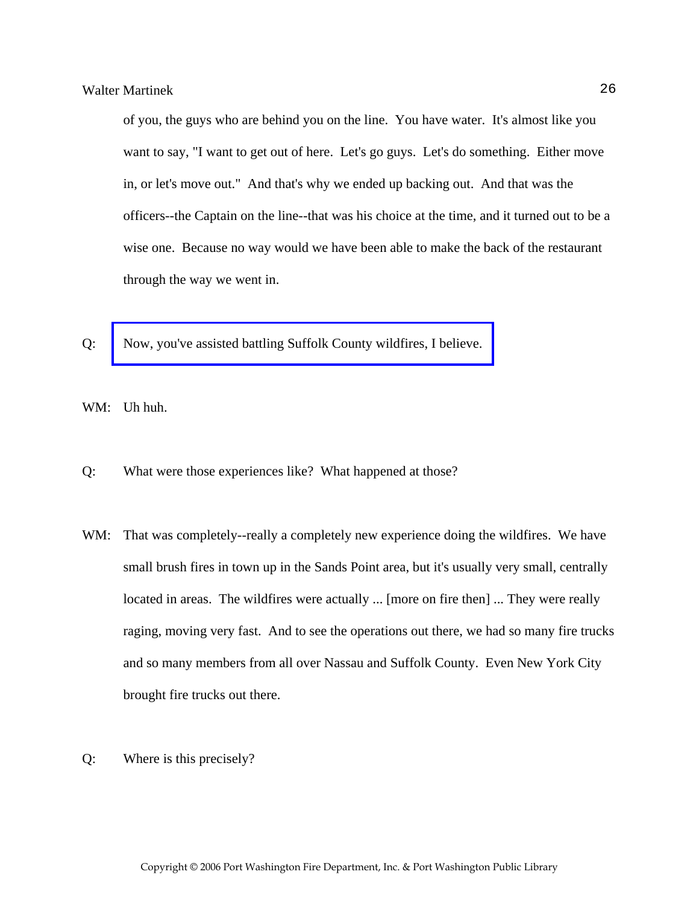of you, the guys who are behind you on the line. You have water. It's almost like you want to say, "I want to get out of here. Let's go guys. Let's do something. Either move in, or let's move out." And that's why we ended up backing out. And that was the officers--the Captain on the line--that was his choice at the time, and it turned out to be a wise one. Because no way would we have been able to make the back of the restaurant through the way we went in.

Q: Now, you've assisted battling Suffolk County wildfires, I believe.

WM: Uh huh.

Q: What were those experiences like? What happened at those?

WM: That was completely--really a completely new experience doing the wildfires. We have small brush fires in town up in the Sands Point area, but it's usually very small, centrally located in areas. The wildfires were actually ... [more on fire then] ... They were really raging, moving very fast. And to see the operations out there, we had so many fire trucks and so many members from all over Nassau and Suffolk County. Even New York City brought fire trucks out there.

Q: Where is this precisely?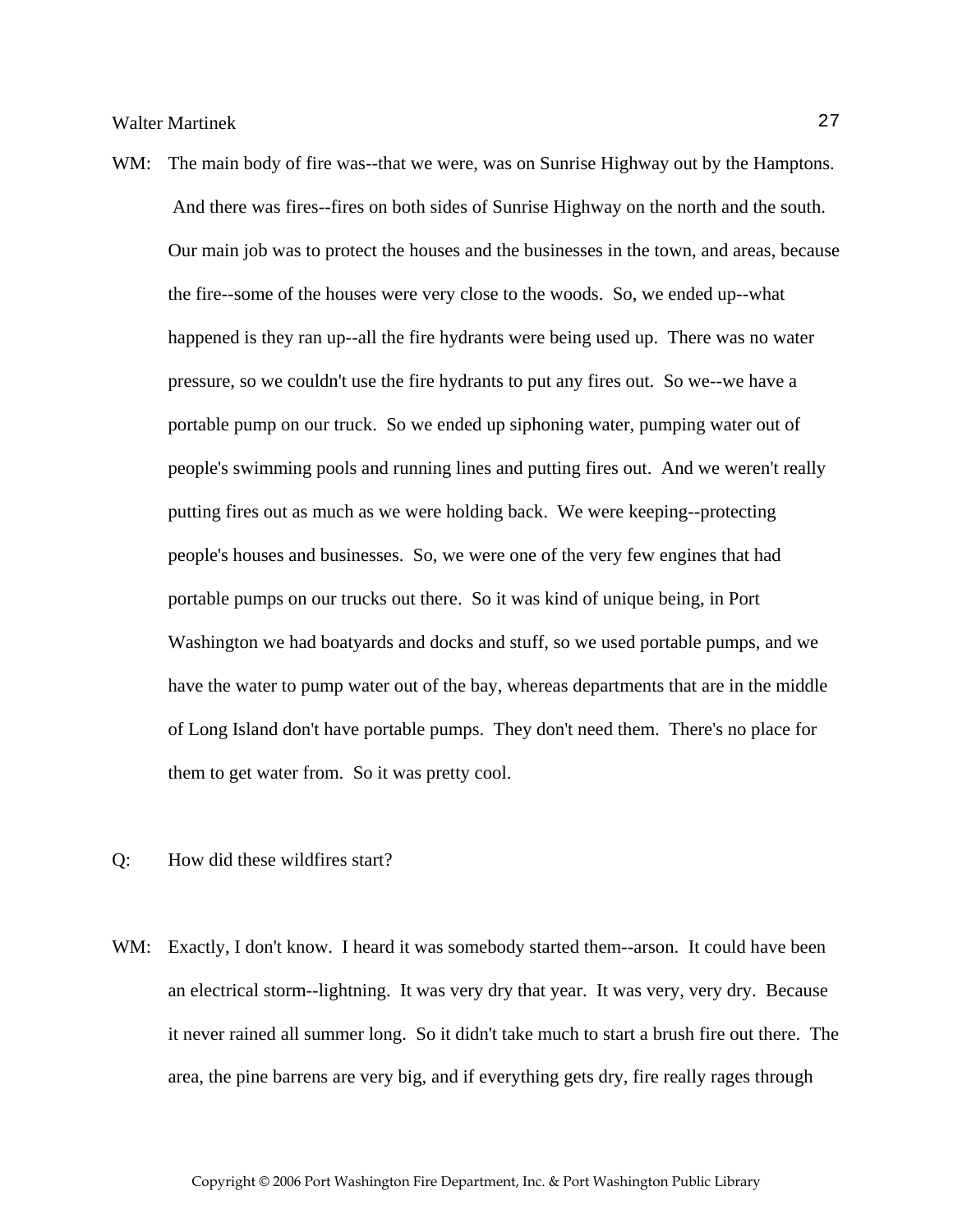WM: The main body of fire was--that we were, was on Sunrise Highway out by the Hamptons. And there was fires--fires on both sides of Sunrise Highway on the north and the south. Our main job was to protect the houses and the businesses in the town, and areas, because the fire--some of the houses were very close to the woods. So, we ended up--what happened is they ran up--all the fire hydrants were being used up. There was no water pressure, so we couldn't use the fire hydrants to put any fires out. So we--we have a portable pump on our truck. So we ended up siphoning water, pumping water out of people's swimming pools and running lines and putting fires out. And we weren't really putting fires out as much as we were holding back. We were keeping--protecting people's houses and businesses. So, we were one of the very few engines that had portable pumps on our trucks out there. So it was kind of unique being, in Port Washington we had boatyards and docks and stuff, so we used portable pumps, and we have the water to pump water out of the bay, whereas departments that are in the middle of Long Island don't have portable pumps. They don't need them. There's no place for them to get water from. So it was pretty cool.

Q: How did these wildfires start?

WM: Exactly, I don't know. I heard it was somebody started them--arson. It could have been an electrical storm--lightning. It was very dry that year. It was very, very dry. Because it never rained all summer long. So it didn't take much to start a brush fire out there. The area, the pine barrens are very big, and if everything gets dry, fire really rages through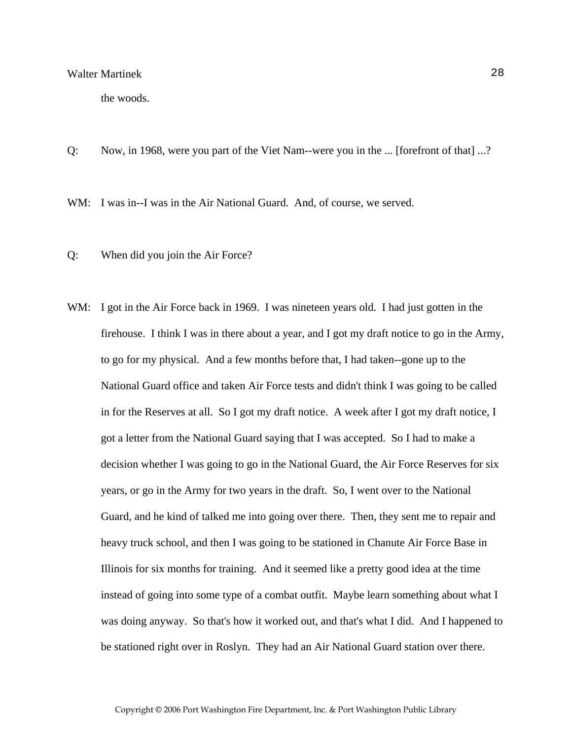the woods.

Q: Now, in 1968, were you part of the Viet Nam--were you in the ... [forefront of that] ...?

WM: I was in--I was in the Air National Guard. And, of course, we served.

Q: When did you join the Air Force?

WM: I got in the Air Force back in 1969. I was nineteen years old. I had just gotten in the firehouse. I think I was in there about a year, and I got my draft notice to go in the Army, to go for my physical. And a few months before that, I had taken--gone up to the National Guard office and taken Air Force tests and didn't think I was going to be called in for the Reserves at all. So I got my draft notice. A week after I got my draft notice, I got a letter from the National Guard saying that I was accepted. So I had to make a decision whether I was going to go in the National Guard, the Air Force Reserves for six years, or go in the Army for two years in the draft. So, I went over to the National Guard, and he kind of talked me into going over there. Then, they sent me to repair and heavy truck school, and then I was going to be stationed in Chanute Air Force Base in Illinois for six months for training. And it seemed like a pretty good idea at the time instead of going into some type of a combat outfit. Maybe learn something about what I was doing anyway. So that's how it worked out, and that's what I did. And I happened to be stationed right over in Roslyn. They had an Air National Guard station over there.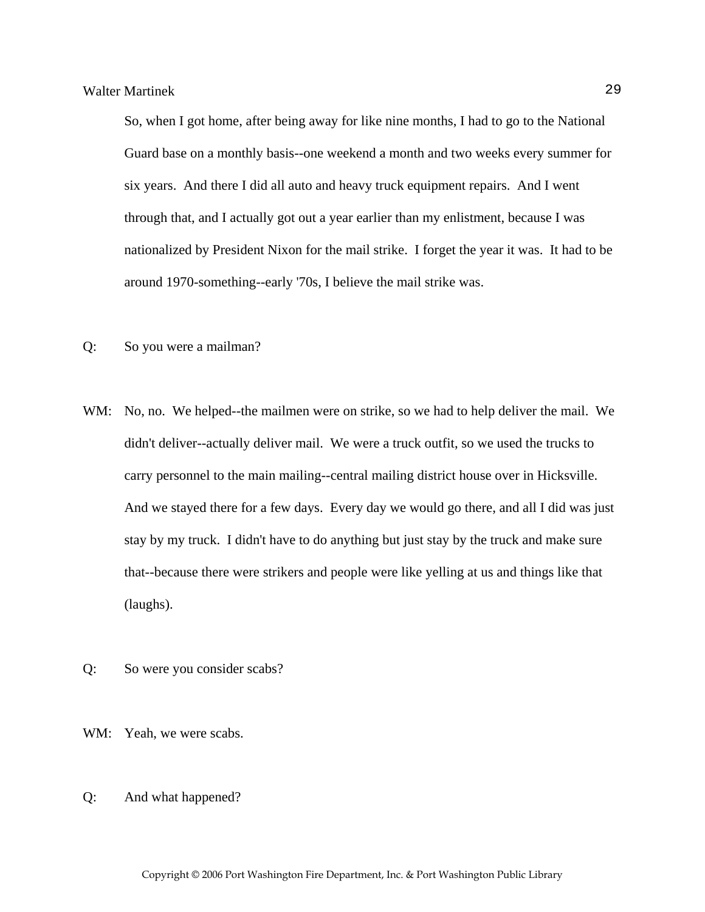So, when I got home, after being away for like nine months, I had to go to the National Guard base on a monthly basis--one weekend a month and two weeks every summer for six years. And there I did all auto and heavy truck equipment repairs. And I went through that, and I actually got out a year earlier than my enlistment, because I was nationalized by President Nixon for the mail strike. I forget the year it was. It had to be around 1970-something--early '70s, I believe the mail strike was.

Q: So you were a mailman?

WM: No, no. We helped--the mailmen were on strike, so we had to help deliver the mail. We didn't deliver--actually deliver mail. We were a truck outfit, so we used the trucks to carry personnel to the main mailing--central mailing district house over in Hicksville. And we stayed there for a few days. Every day we would go there, and all I did was just stay by my truck. I didn't have to do anything but just stay by the truck and make sure that--because there were strikers and people were like yelling at us and things like that (laughs).

Q: So were you consider scabs?

WM: Yeah, we were scabs.

Q: And what happened?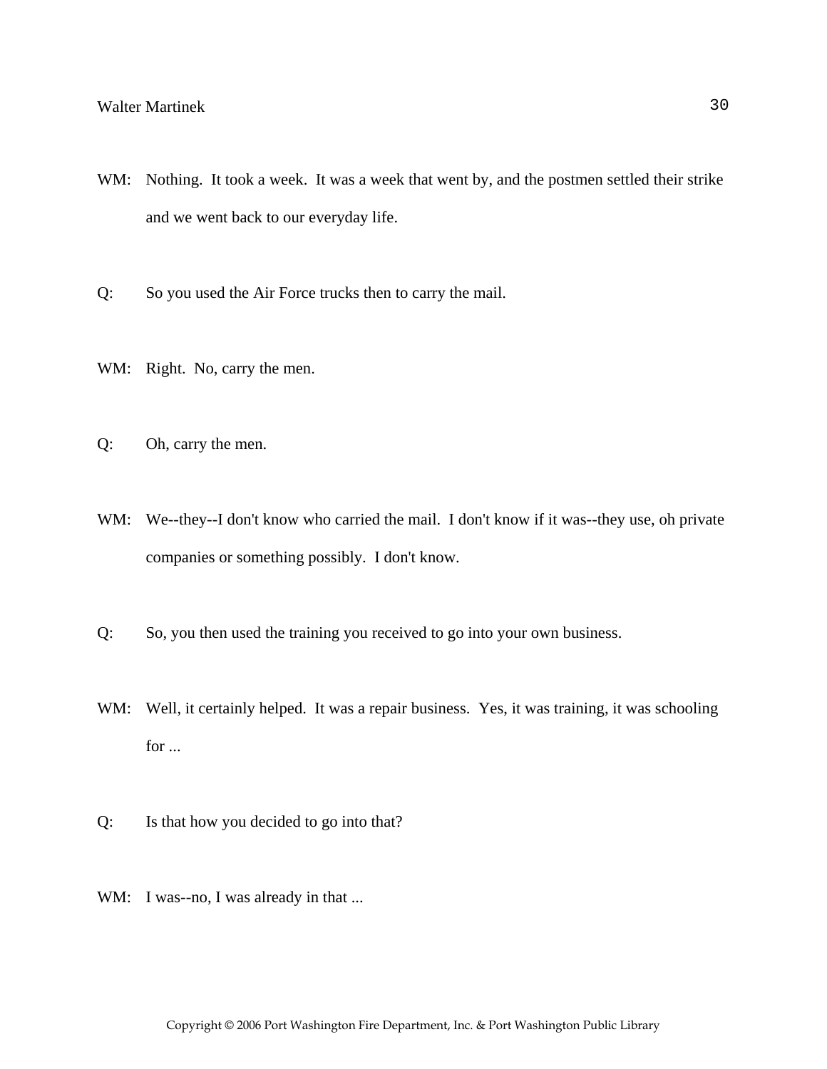WM: Nothing. It took a week. It was a week that went by, and the postmen settled their strike and we went back to our everyday life.

Q: So you used the Air Force trucks then to carry the mail.

WM: Right. No, carry the men.

Q: Oh, carry the men.

WM: We--they--I don't know who carried the mail. I don't know if it was--they use, oh private companies or something possibly. I don't know.

Q: So, you then used the training you received to go into your own business.

WM: Well, it certainly helped. It was a repair business. Yes, it was training, it was schooling for ...

Q: Is that how you decided to go into that?

WM: I was--no, I was already in that ...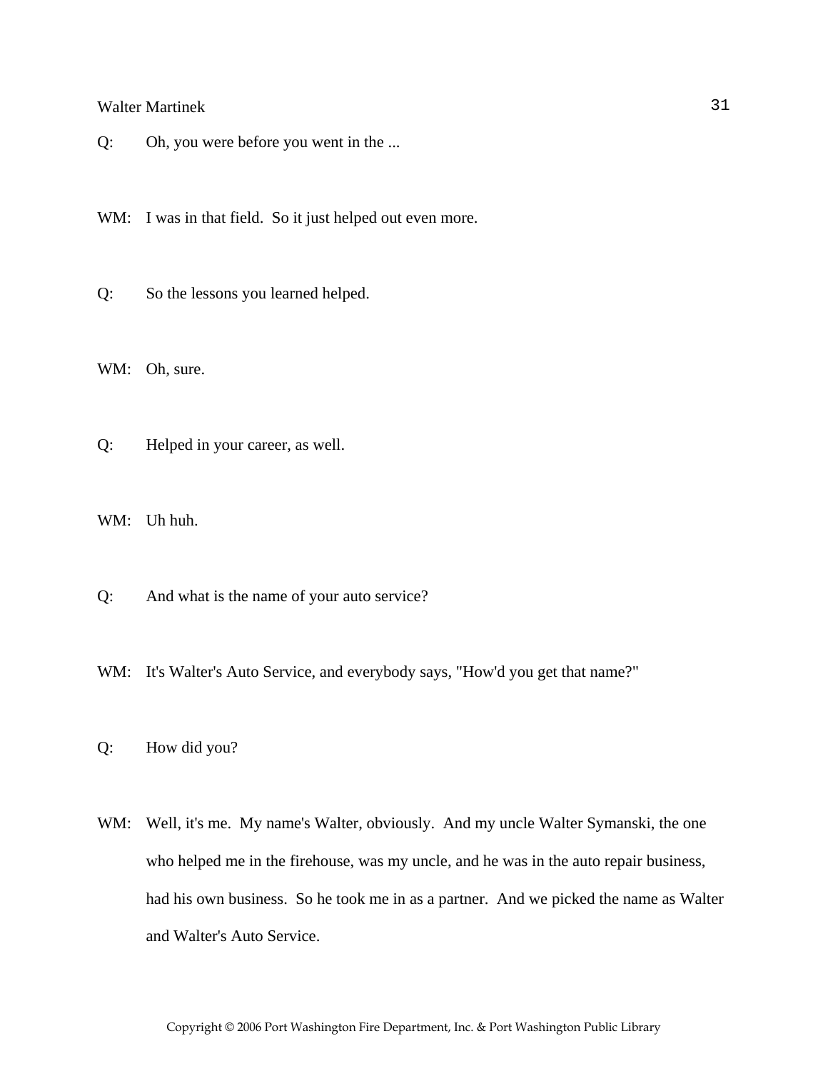Q: Oh, you were before you went in the ...

WM: I was in that field. So it just helped out even more.

Q: So the lessons you learned helped.

WM: Oh, sure.

Q: Helped in your career, as well.

WM: Uh huh.

Q: And what is the name of your auto service?

WM: It's Walter's Auto Service, and everybody says, "How'd you get that name?"

Q: How did you?

WM: Well, it's me. My name's Walter, obviously. And my uncle Walter Symanski, the one who helped me in the firehouse, was my uncle, and he was in the auto repair business, had his own business. So he took me in as a partner. And we picked the name as Walter and Walter's Auto Service.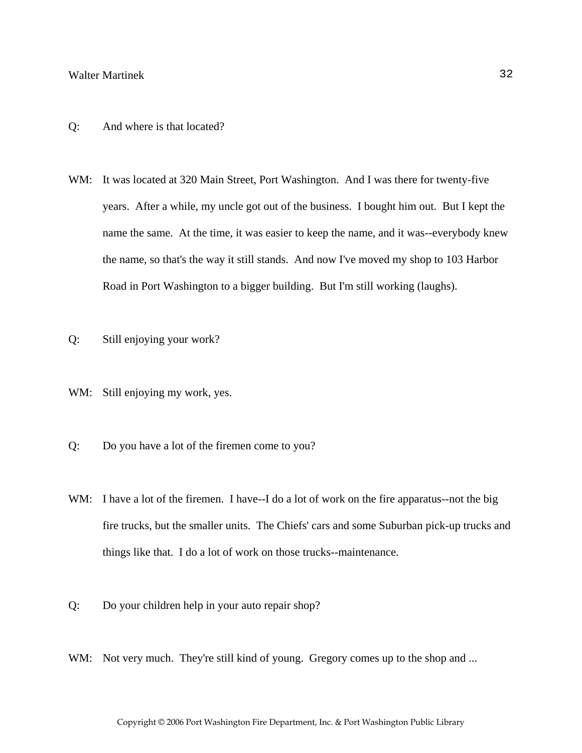Q: And where is that located?

WM: It was located at 320 Main Street, Port Washington. And I was there for twenty-five years. After a while, my uncle got out of the business. I bought him out. But I kept the name the same. At the time, it was easier to keep the name, and it was--everybody knew the name, so that's the way it still stands. And now I've moved my shop to 103 Harbor Road in Port Washington to a bigger building. But I'm still working (laughs).

Q: Still enjoying your work?

WM: Still enjoying my work, yes.

Q: Do you have a lot of the firemen come to you?

WM: I have a lot of the firemen. I have--I do a lot of work on the fire apparatus--not the big fire trucks, but the smaller units. The Chiefs' cars and some Suburban pick-up trucks and things like that. I do a lot of work on those trucks--maintenance.

Q: Do your children help in your auto repair shop?

WM: Not very much. They're still kind of young. Gregory comes up to the shop and ...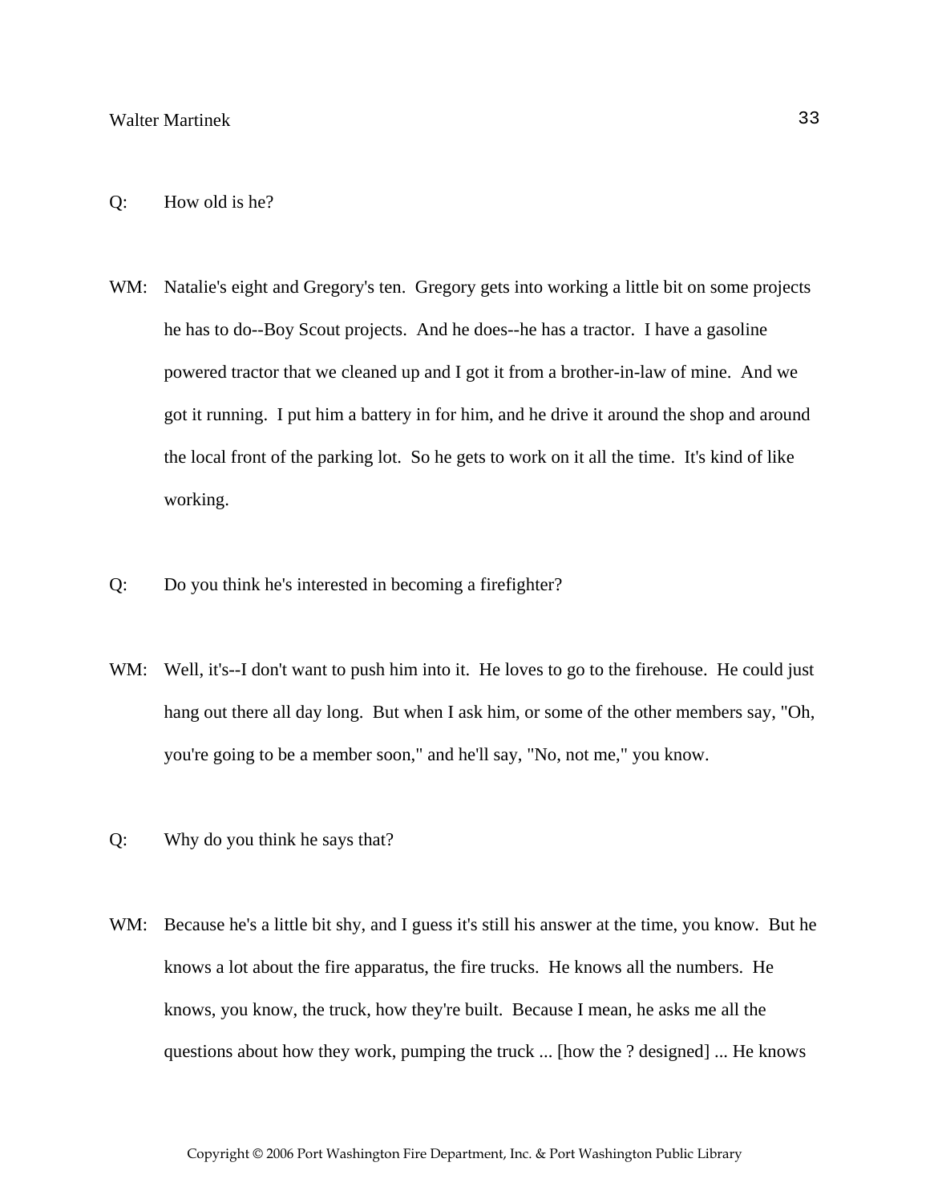Q: How old is he?

WM: Natalie's eight and Gregory's ten. Gregory gets into working a little bit on some projects he has to do--Boy Scout projects. And he does--he has a tractor. I have a gasoline powered tractor that we cleaned up and I got it from a brother-in-law of mine. And we got it running. I put him a battery in for him, and he drive it around the shop and around the local front of the parking lot. So he gets to work on it all the time. It's kind of like working.

Q: Do you think he's interested in becoming a firefighter?

WM: Well, it's--I don't want to push him into it. He loves to go to the firehouse. He could just hang out there all day long. But when I ask him, or some of the other members say, "Oh, you're going to be a member soon," and he'll say, "No, not me," you know.

Q: Why do you think he says that?

WM: Because he's a little bit shy, and I guess it's still his answer at the time, you know. But he knows a lot about the fire apparatus, the fire trucks. He knows all the numbers. He knows, you know, the truck, how they're built. Because I mean, he asks me all the questions about how they work, pumping the truck ... [how the ? designed] ... He knows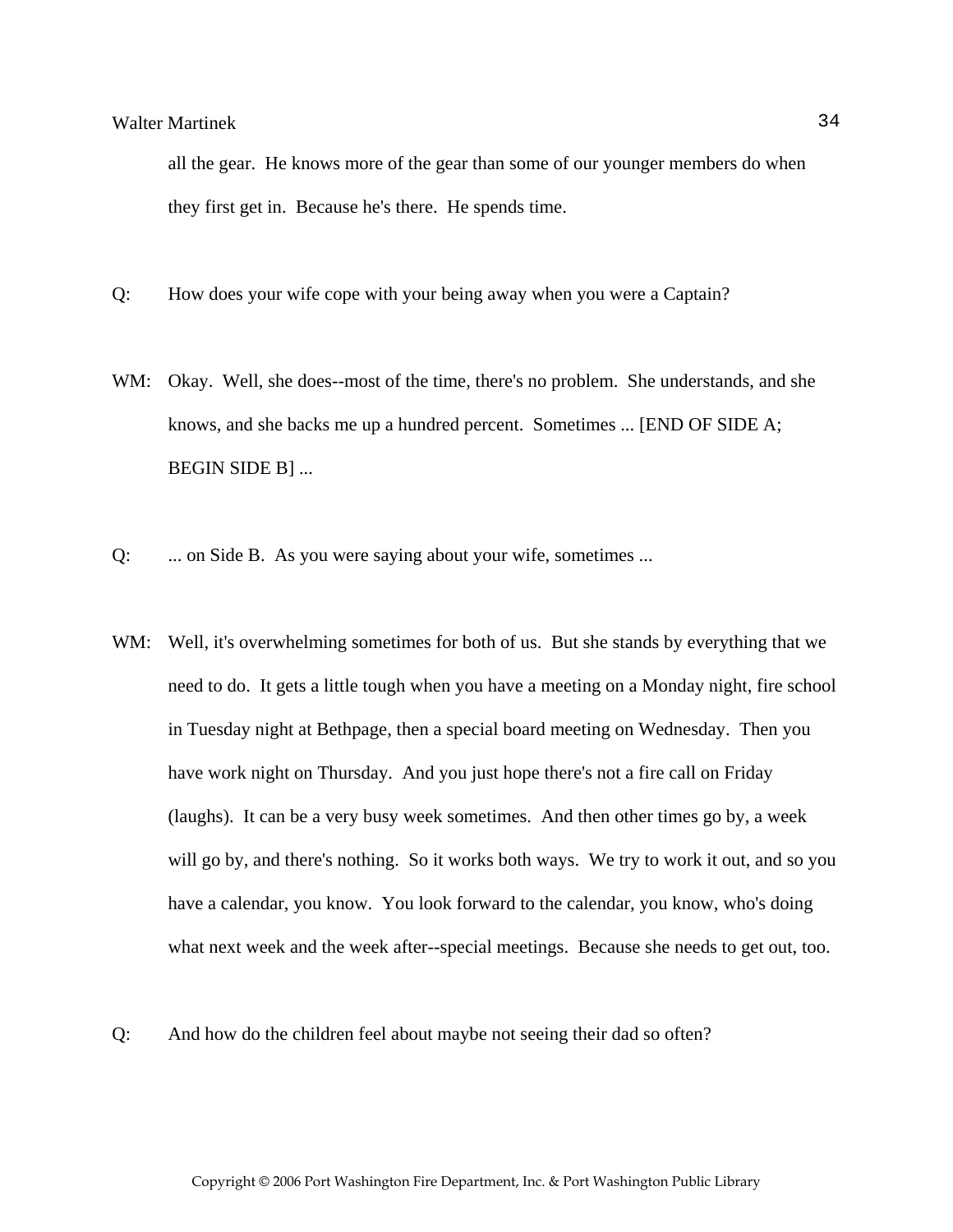all the gear. He knows more of the gear than some of our younger members do when they first get in. Because he's there. He spends time.

Q: How does your wife cope with your being away when you were a Captain?

WM: Okay. Well, she does--most of the time, there's no problem. She understands, and she knows, and she backs me up a hundred percent. Sometimes ... [END OF SIDE A; BEGIN SIDE B] ...

Q: ... on Side B. As you were saying about your wife, sometimes ...

WM: Well, it's overwhelming sometimes for both of us. But she stands by everything that we need to do. It gets a little tough when you have a meeting on a Monday night, fire school in Tuesday night at Bethpage, then a special board meeting on Wednesday. Then you have work night on Thursday. And you just hope there's not a fire call on Friday (laughs). It can be a very busy week sometimes. And then other times go by, a week will go by, and there's nothing. So it works both ways. We try to work it out, and so you have a calendar, you know. You look forward to the calendar, you know, who's doing what next week and the week after--special meetings. Because she needs to get out, too.

Q: And how do the children feel about maybe not seeing their dad so often?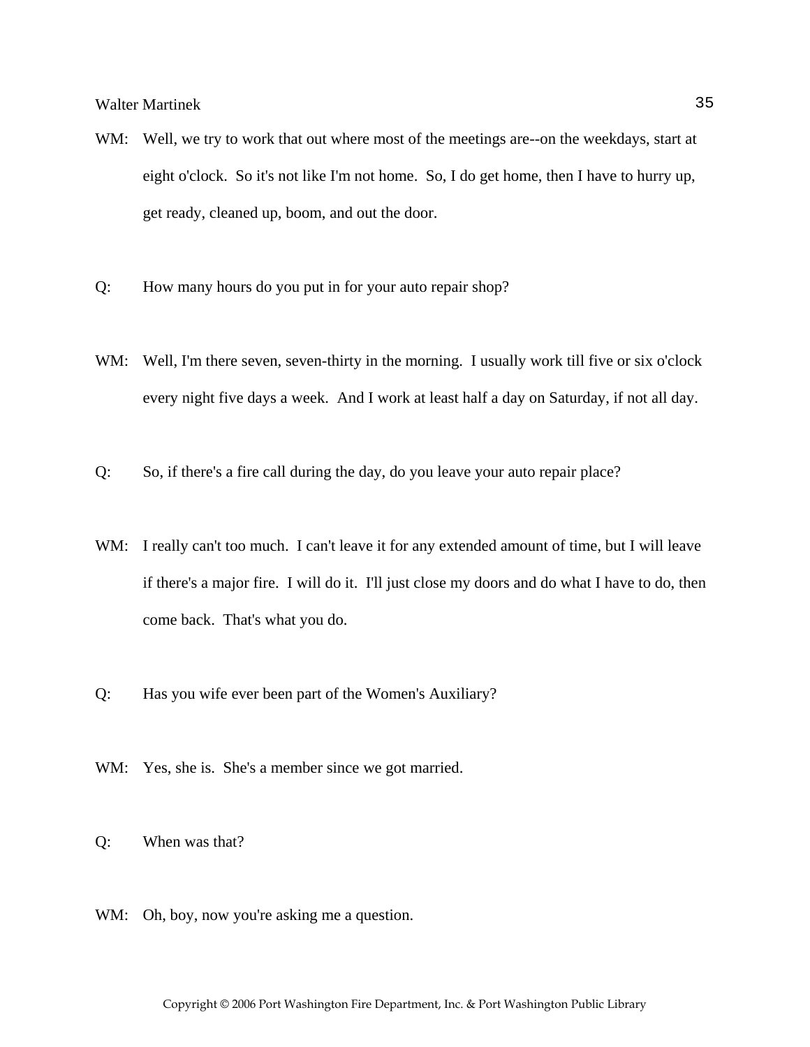WM: Well, we try to work that out where most of the meetings are--on the weekdays, start at eight o'clock. So it's not like I'm not home. So, I do get home, then I have to hurry up, get ready, cleaned up, boom, and out the door.

Q: How many hours do you put in for your auto repair shop?

WM: Well, I'm there seven, seven-thirty in the morning. I usually work till five or six o'clock every night five days a week. And I work at least half a day on Saturday, if not all day.

Q: So, if there's a fire call during the day, do you leave your auto repair place?

WM: I really can't too much. I can't leave it for any extended amount of time, but I will leave if there's a major fire. I will do it. I'll just close my doors and do what I have to do, then come back. That's what you do.

Q: Has you wife ever been part of the Women's Auxiliary?

WM: Yes, she is. She's a member since we got married.

Q: When was that?

WM: Oh, boy, now you're asking me a question.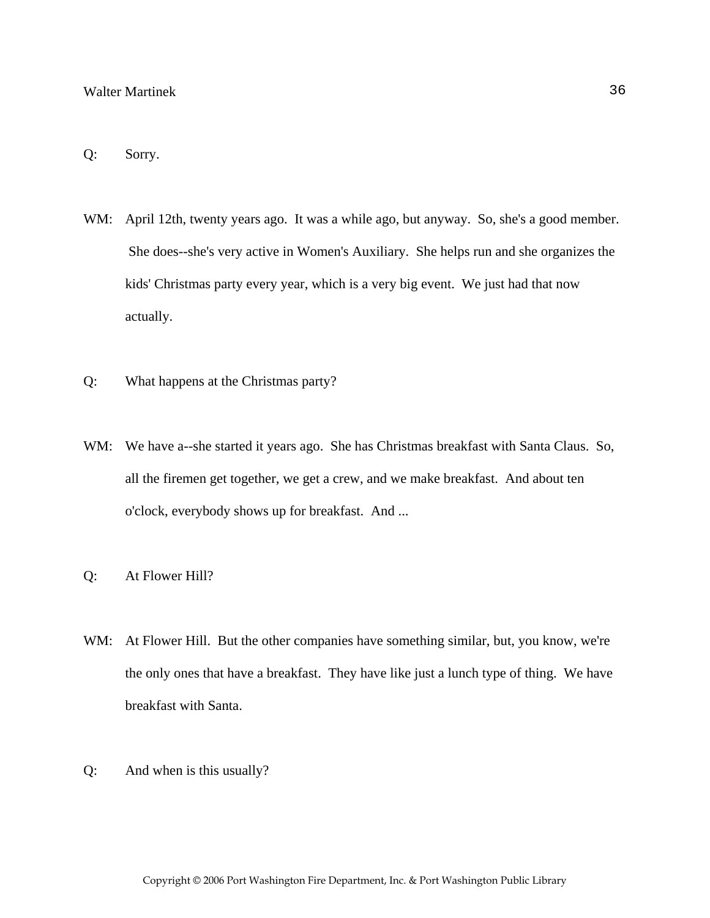Q: Sorry.

WM: April 12th, twenty years ago. It was a while ago, but anyway. So, she's a good member. She does--she's very active in Women's Auxiliary. She helps run and she organizes the kids' Christmas party every year, which is a very big event. We just had that now actually.

Q: What happens at the Christmas party?

WM: We have a--she started it years ago. She has Christmas breakfast with Santa Claus. So, all the firemen get together, we get a crew, and we make breakfast. And about ten o'clock, everybody shows up for breakfast. And ...

Q: At Flower Hill?

WM: At Flower Hill. But the other companies have something similar, but, you know, we're the only ones that have a breakfast. They have like just a lunch type of thing. We have breakfast with Santa.

Q: And when is this usually?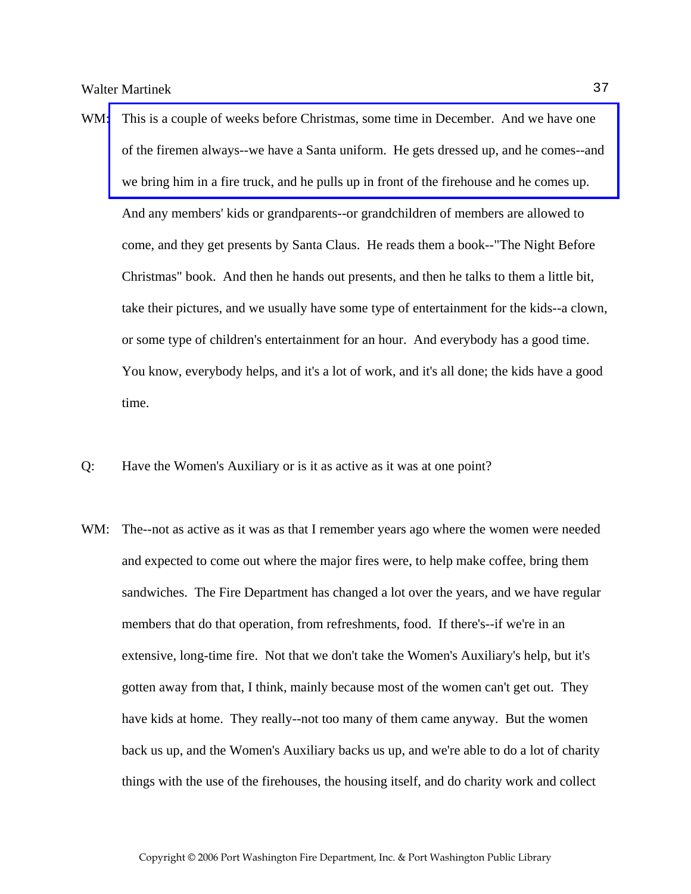WM: This is a couple of weeks before Christmas, some time in December. And we have one of the firemen always--we have a Santa uniform. He gets dressed up, and he comes--and we bring him in a fire truck, and he pulls up in front of the firehouse and he comes up. And any members' kids or grandparents--or grandchildren of members are allowed to come, and they get presents by Santa Claus. He reads them a book--"The Night Before Christmas" book. And then he hands out presents, and then he talks to them a little bit, take their pictures, and we usually have some type of entertainment for the kids--a clown, or some type of children's entertainment for an hour. And everybody has a good time. You know, everybody helps, and it's a lot of work, and it's all done; the kids have a good time.

Q: Have the Women's Auxiliary or is it as active as it was at one point?

WM: The--not as active as it was as that I remember years ago where the women were needed and expected to come out where the major fires were, to help make coffee, bring them sandwiches. The Fire Department has changed a lot over the years, and we have regular members that do that operation, from refreshments, food. If there's--if we're in an extensive, long-time fire. Not that we don't take the Women's Auxiliary's help, but it's gotten away from that, I think, mainly because most of the women can't get out. They have kids at home. They really--not too many of them came anyway. But the women back us up, and the Women's Auxiliary backs us up, and we're able to do a lot of charity things with the use of the firehouses, the housing itself, and do charity work and collect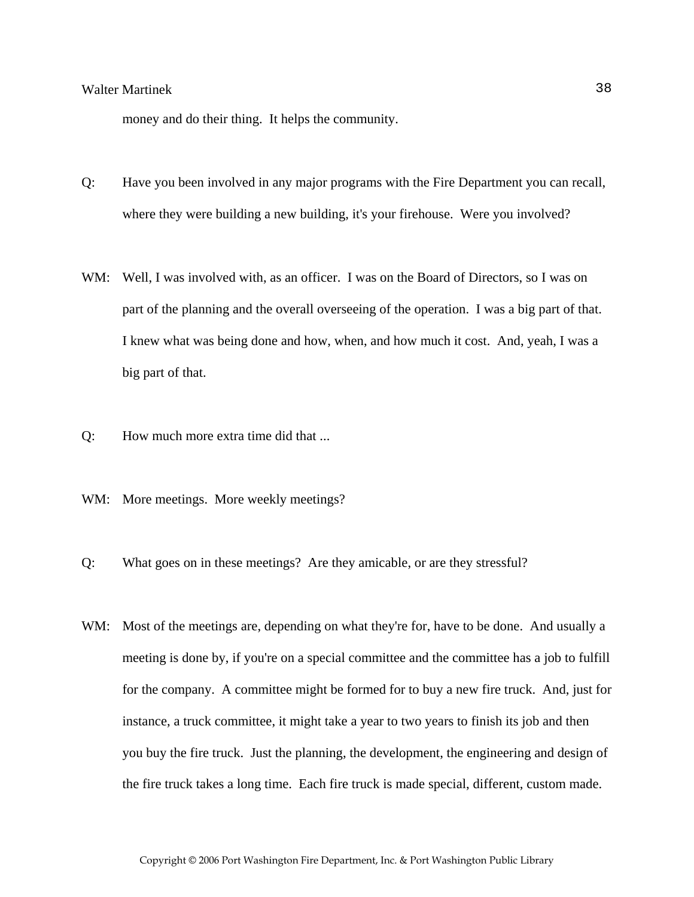money and do their thing. It helps the community.

Q: Have you been involved in any major programs with the Fire Department you can recall, where they were building a new building, it's your firehouse. Were you involved?

WM: Well, I was involved with, as an officer. I was on the Board of Directors, so I was on part of the planning and the overall overseeing of the operation. I was a big part of that. I knew what was being done and how, when, and how much it cost. And, yeah, I was a big part of that.

Q: How much more extra time did that ...

WM: More meetings. More weekly meetings?

Q: What goes on in these meetings? Are they amicable, or are they stressful?

WM: Most of the meetings are, depending on what they're for, have to be done. And usually a meeting is done by, if you're on a special committee and the committee has a job to fulfill for the company. A committee might be formed for to buy a new fire truck. And, just for instance, a truck committee, it might take a year to two years to finish its job and then you buy the fire truck. Just the planning, the development, the engineering and design of the fire truck takes a long time. Each fire truck is made special, different, custom made.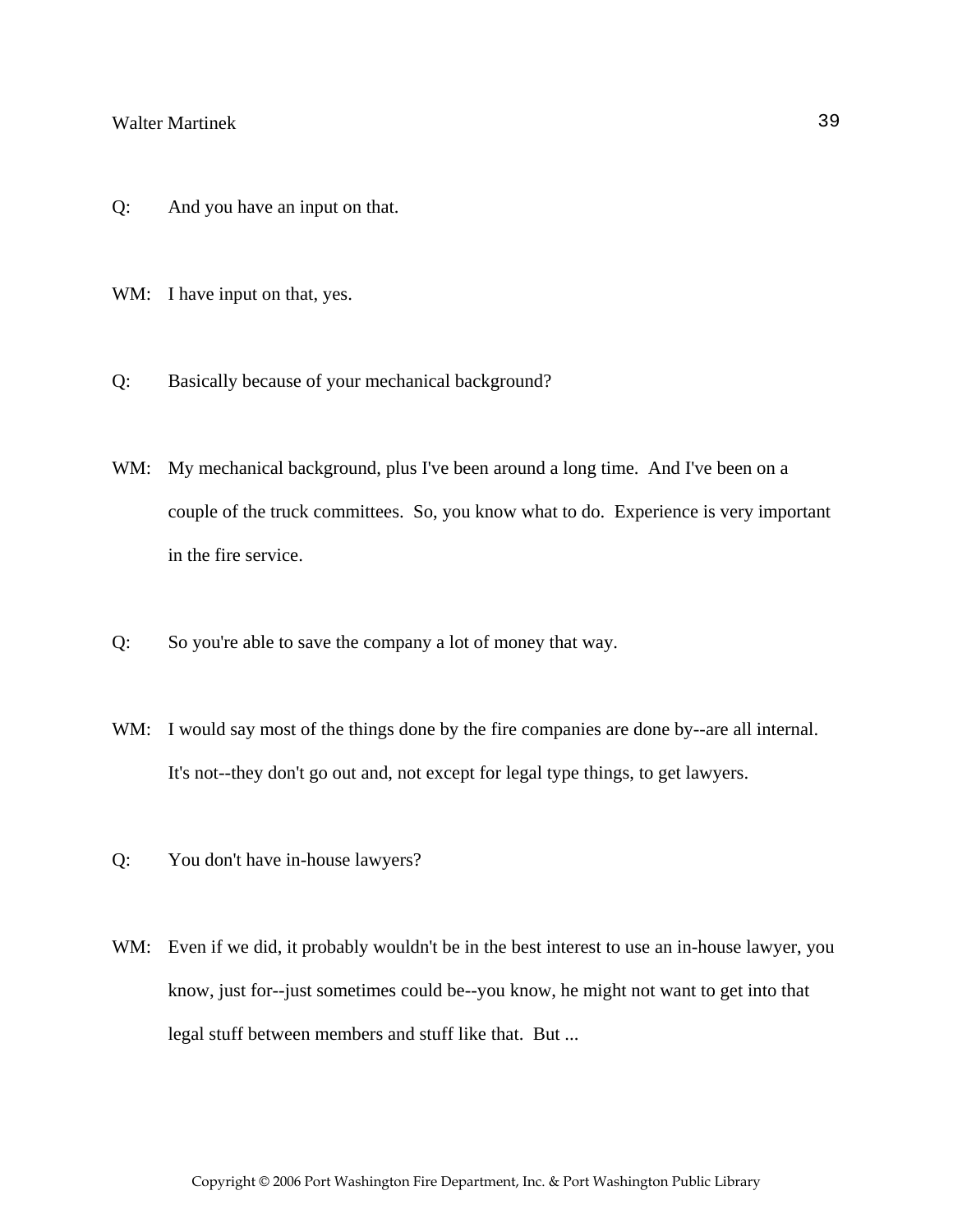Q: And you have an input on that.

WM: I have input on that, yes.

Q: Basically because of your mechanical background?

WM: My mechanical background, plus I've been around a long time. And I've been on a couple of the truck committees. So, you know what to do. Experience is very important in the fire service.

Q: So you're able to save the company a lot of money that way.

WM: I would say most of the things done by the fire companies are done by--are all internal. It's not--they don't go out and, not except for legal type things, to get lawyers.

Q: You don't have in-house lawyers?

WM: Even if we did, it probably wouldn't be in the best interest to use an in-house lawyer, you know, just for--just sometimes could be--you know, he might not want to get into that legal stuff between members and stuff like that. But ...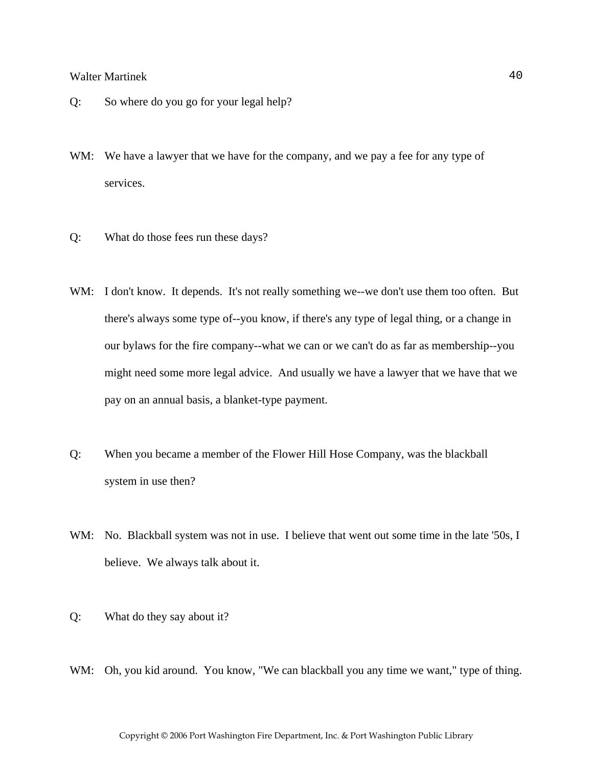Q: So where do you go for your legal help?

WM: We have a lawyer that we have for the company, and we pay a fee for any type of services.

Q: What do those fees run these days?

WM: I don't know. It depends. It's not really something we--we don't use them too often. But there's always some type of--you know, if there's any type of legal thing, or a change in our bylaws for the fire company--what we can or we can't do as far as membership--you might need some more legal advice. And usually we have a lawyer that we have that we pay on an annual basis, a blanket-type payment.

Q: When you became a member of the Flower Hill Hose Company, was the blackball system in use then?

WM: No. Blackball system was not in use. I believe that went out some time in the late '50s, I believe. We always talk about it.

Q: What do they say about it?

WM: Oh, you kid around. You know, "We can blackball you any time we want," type of thing.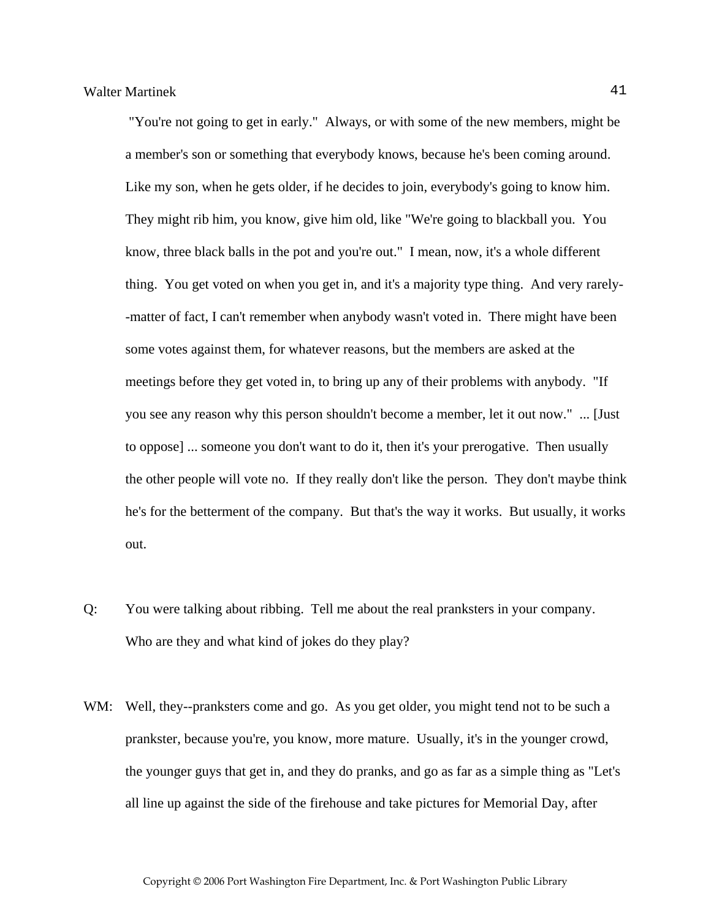"You're not going to get in early." Always, or with some of the new members, might be a member's son or something that everybody knows, because he's been coming around. Like my son, when he gets older, if he decides to join, everybody's going to know him. They might rib him, you know, give him old, like "We're going to blackball you. You know, three black balls in the pot and you're out." I mean, now, it's a whole different thing. You get voted on when you get in, and it's a majority type thing. And very rarely--matter of fact, I can't remember when anybody wasn't voted in. There might have been some votes against them, for whatever reasons, but the members are asked at the meetings before they get voted in, to bring up any of their problems with anybody. "If you see any reason why this person shouldn't become a member, let it out now." ... [Just to oppose] ... someone you don't want to do it, then it's your prerogative. Then usually the other people will vote no. If they really don't like the person. They don't maybe think he's for the betterment of the company. But that's the way it works. But usually, it works out.

Q: You were talking about ribbing. Tell me about the real pranksters in your company. Who are they and what kind of jokes do they play?

WM: Well, they--pranksters come and go. As you get older, you might tend not to be such a prankster, because you're, you know, more mature. Usually, it's in the younger crowd, the younger guys that get in, and they do pranks, and go as far as a simple thing as "Let's all line up against the side of the firehouse and take pictures for Memorial Day, after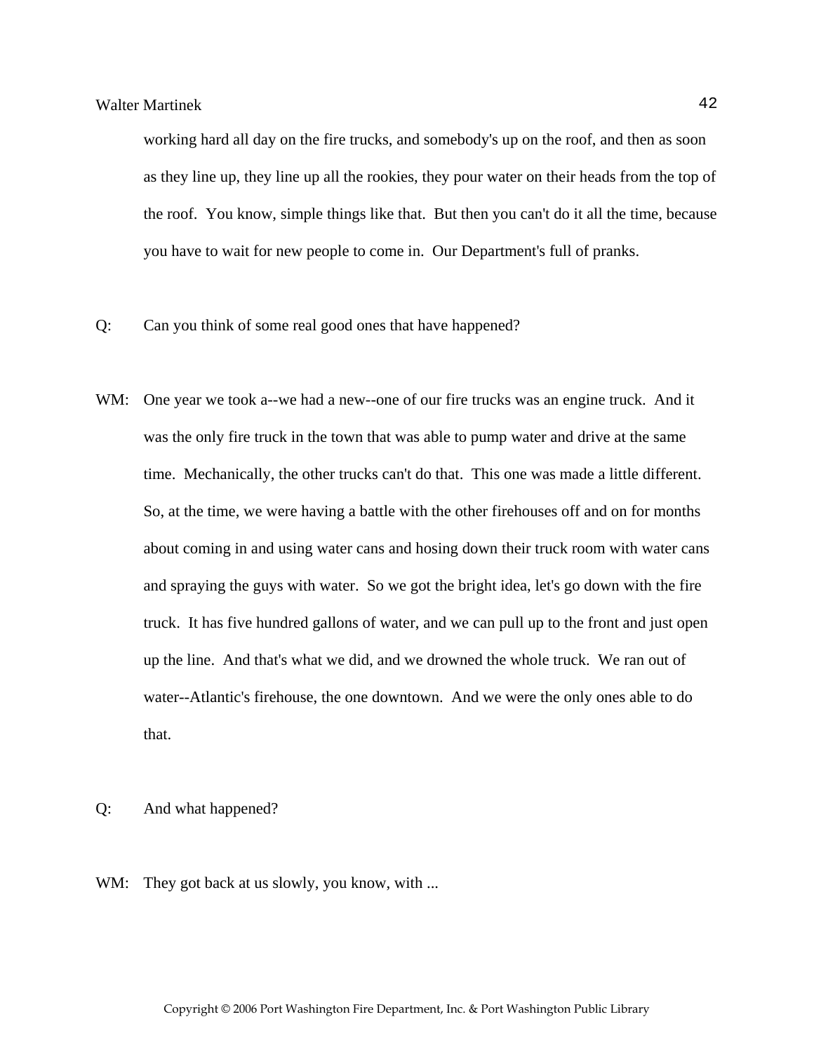working hard all day on the fire trucks, and somebody's up on the roof, and then as soon as they line up, they line up all the rookies, they pour water on their heads from the top of the roof. You know, simple things like that. But then you can't do it all the time, because you have to wait for new people to come in. Our Department's full of pranks.

Q: Can you think of some real good ones that have happened?

WM: One year we took a--we had a new--one of our fire trucks was an engine truck. And it was the only fire truck in the town that was able to pump water and drive at the same time. Mechanically, the other trucks can't do that. This one was made a little different. So, at the time, we were having a battle with the other firehouses off and on for months about coming in and using water cans and hosing down their truck room with water cans and spraying the guys with water. So we got the bright idea, let's go down with the fire truck. It has five hundred gallons of water, and we can pull up to the front and just open up the line. And that's what we did, and we drowned the whole truck. We ran out of water--Atlantic's firehouse, the one downtown. And we were the only ones able to do that.

Q: And what happened?

WM: They got back at us slowly, you know, with ...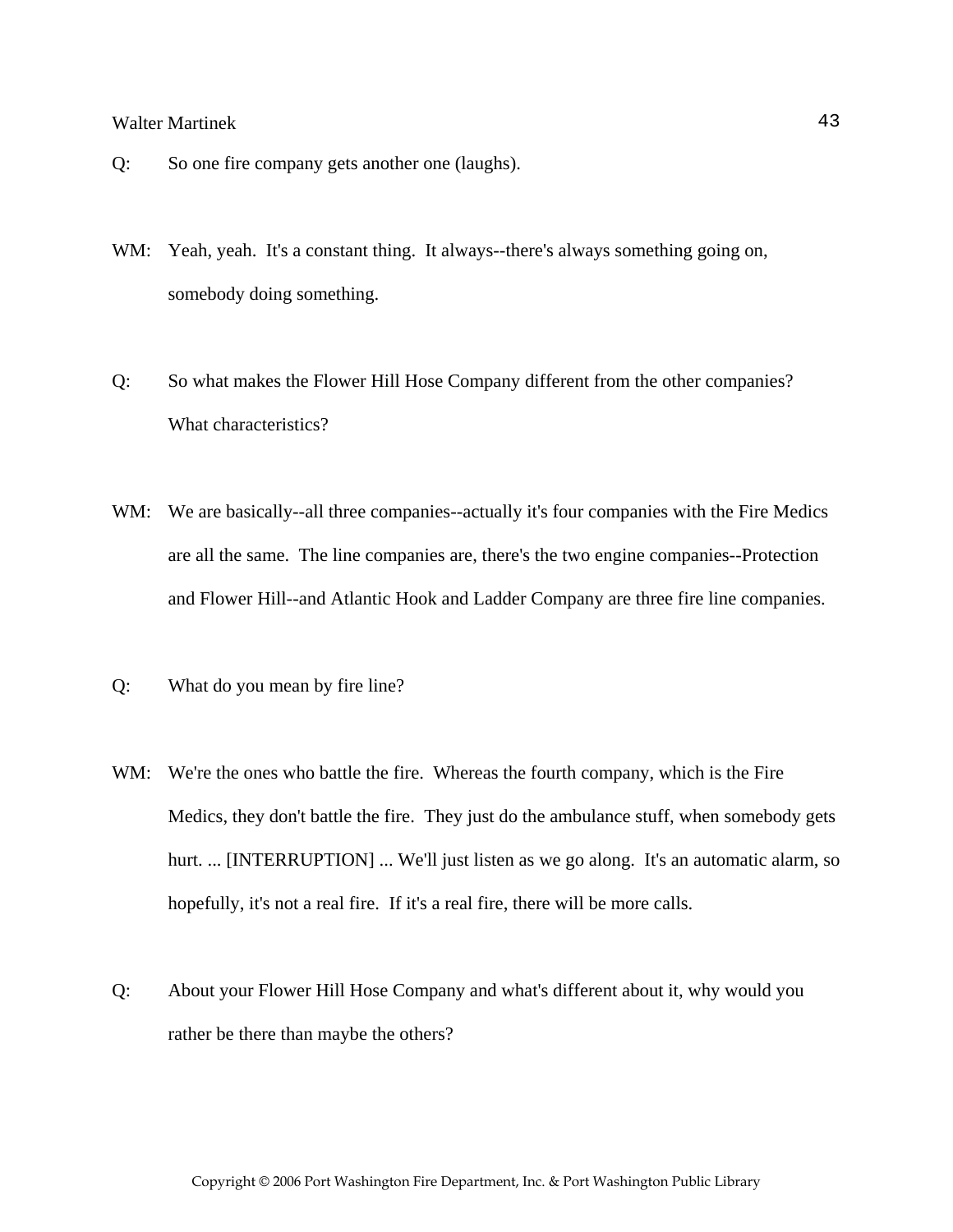Q: So one fire company gets another one (laughs).

WM: Yeah, yeah. It's a constant thing. It always--there's always something going on, somebody doing something.

Q: So what makes the Flower Hill Hose Company different from the other companies? What characteristics?

WM: We are basically--all three companies--actually it's four companies with the Fire Medics are all the same. The line companies are, there's the two engine companies--Protection and Flower Hill--and Atlantic Hook and Ladder Company are three fire line companies.

Q: What do you mean by fire line?

WM: We're the ones who battle the fire. Whereas the fourth company, which is the Fire Medics, they don't battle the fire. They just do the ambulance stuff, when somebody gets hurt. ... [INTERRUPTION] ... We'll just listen as we go along. It's an automatic alarm, so hopefully, it's not a real fire. If it's a real fire, there will be more calls.

Q: About your Flower Hill Hose Company and what's different about it, why would you rather be there than maybe the others?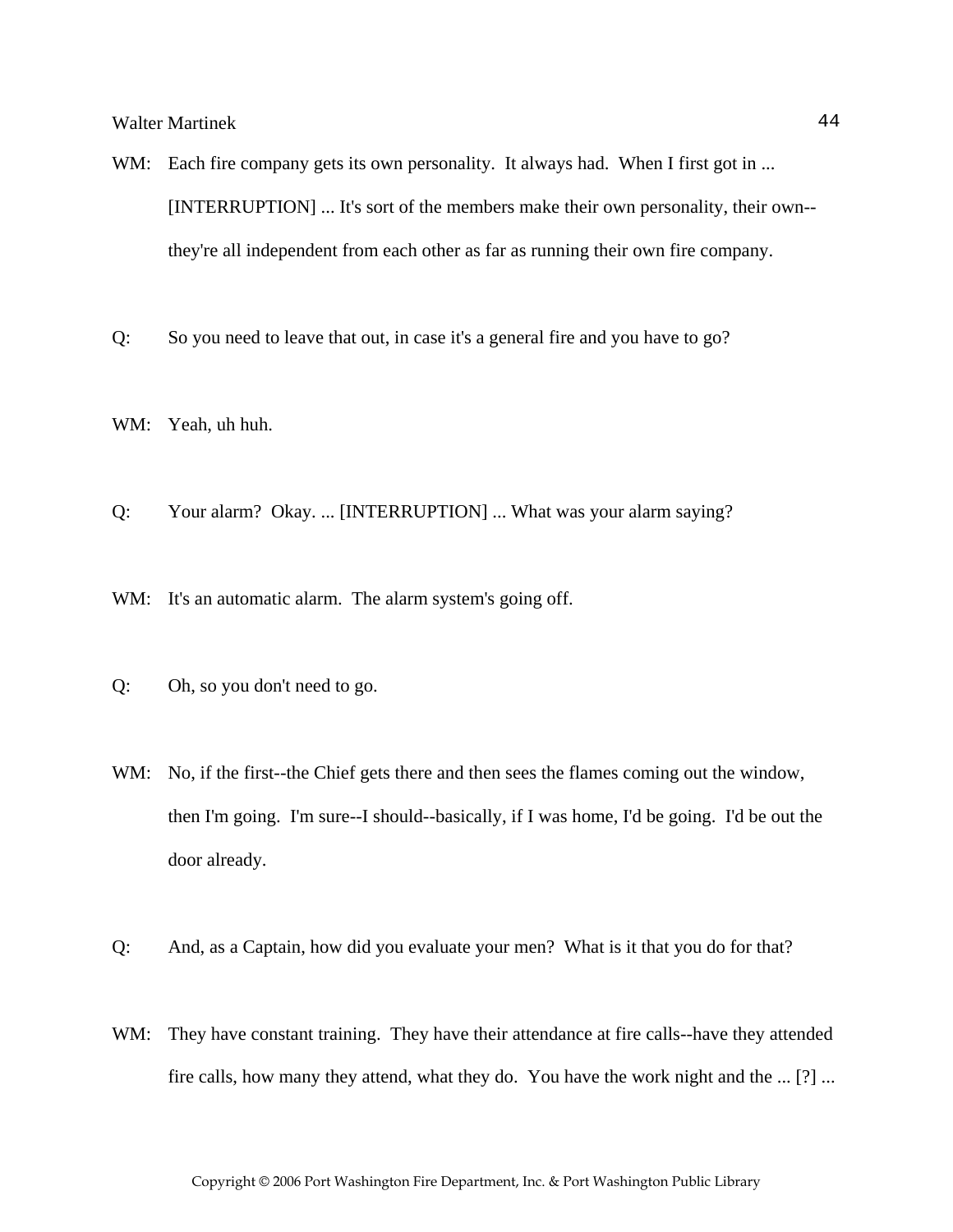WM: Each fire company gets its own personality. It always had. When I first got in ... [INTERRUPTION] ... It's sort of the members make their own personality, their own--they're all independent from each other as far as running their own fire company.

Q: So you need to leave that out, in case it's a general fire and you have to go?

WM: Yeah, uh huh.

Q: Your alarm? Okay. ... [INTERRUPTION] ... What was your alarm saying?

WM: It's an automatic alarm. The alarm system's going off.

Q: Oh, so you don't need to go.

WM: No, if the first--the Chief gets there and then sees the flames coming out the window, then I'm going. I'm sure--I should--basically, if I was home, I'd be going. I'd be out the door already.

Q: And, as a Captain, how did you evaluate your men? What is it that you do for that?

WM: They have constant training. They have their attendance at fire calls--have they attended fire calls, how many they attend, what they do. You have the work night and the ... [?] ...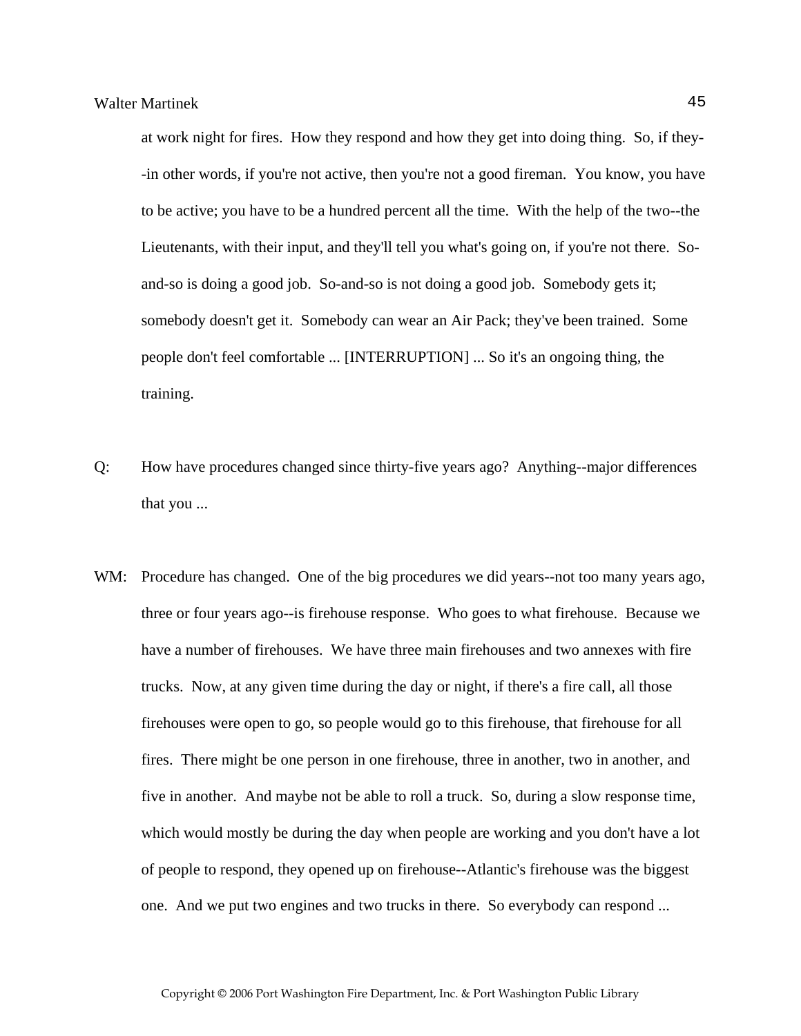at work night for fires. How they respond and how they get into doing thing. So, if they--in other words, if you're not active, then you're not a good fireman. You know, you have to be active; you have to be a hundred percent all the time. With the help of the two--the Lieutenants, with their input, and they'll tell you what's going on, if you're not there. So-and-so is doing a good job. So-and-so is not doing a good job. Somebody gets it; somebody doesn't get it. Somebody can wear an Air Pack; they've been trained. Some people don't feel comfortable ... [INTERRUPTION] ... So it's an ongoing thing, the training.

Q: How have procedures changed since thirty-five years ago? Anything--major differences that you ...

WM: Procedure has changed. One of the big procedures we did years--not too many years ago, three or four years ago--is firehouse response. Who goes to what firehouse. Because we have a number of firehouses. We have three main firehouses and two annexes with fire trucks. Now, at any given time during the day or night, if there's a fire call, all those firehouses were open to go, so people would go to this firehouse, that firehouse for all fires. There might be one person in one firehouse, three in another, two in another, and five in another. And maybe not be able to roll a truck. So, during a slow response time, which would mostly be during the day when people are working and you don't have a lot of people to respond, they opened up on firehouse--Atlantic's firehouse was the biggest one. And we put two engines and two trucks in there. So everybody can respond ...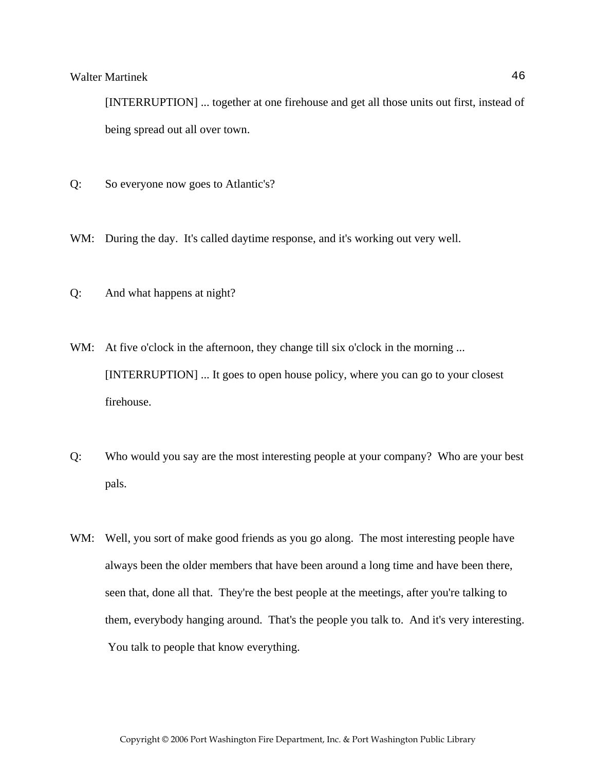[INTERRUPTION] ... together at one firehouse and get all those units out first, instead of being spread out all over town.

Q: So everyone now goes to Atlantic's?

WM: During the day. It's called daytime response, and it's working out very well.

Q: And what happens at night?

WM: At five o'clock in the afternoon, they change till six o'clock in the morning ... [INTERRUPTION] ... It goes to open house policy, where you can go to your closest firehouse.

Q: Who would you say are the most interesting people at your company? Who are your best pals.

WM: Well, you sort of make good friends as you go along. The most interesting people have always been the older members that have been around a long time and have been there, seen that, done all that. They're the best people at the meetings, after you're talking to them, everybody hanging around. That's the people you talk to. And it's very interesting. You talk to people that know everything.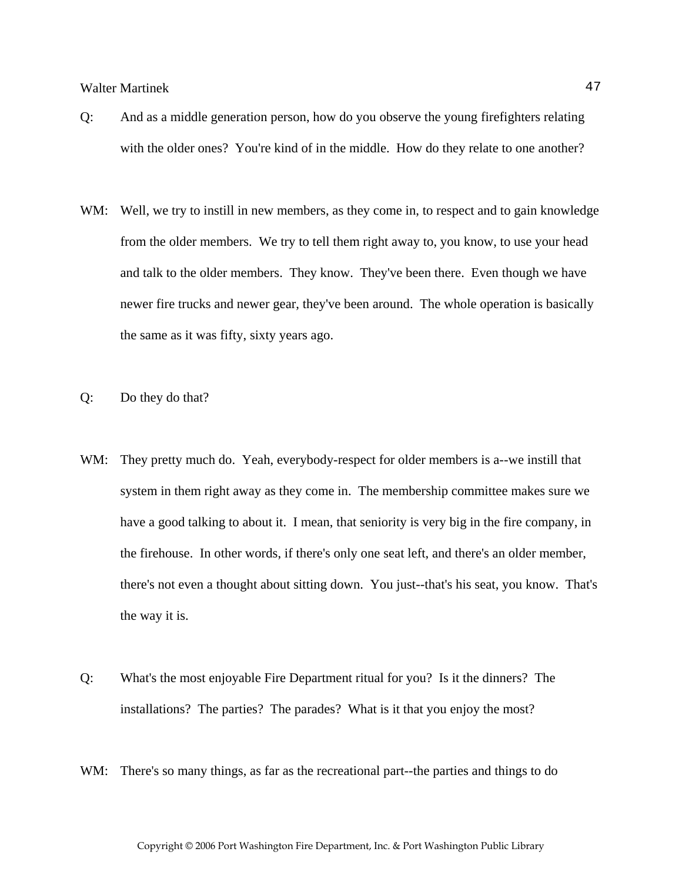Q: And as a middle generation person, how do you observe the young firefighters relating with the older ones? You're kind of in the middle. How do they relate to one another?

WM: Well, we try to instill in new members, as they come in, to respect and to gain knowledge from the older members. We try to tell them right away to, you know, to use your head and talk to the older members. They know. They've been there. Even though we have newer fire trucks and newer gear, they've been around. The whole operation is basically the same as it was fifty, sixty years ago.

Q: Do they do that?

WM: They pretty much do. Yeah, everybody-respect for older members is a--we instill that system in them right away as they come in. The membership committee makes sure we have a good talking to about it. I mean, that seniority is very big in the fire company, in the firehouse. In other words, if there's only one seat left, and there's an older member, there's not even a thought about sitting down. You just--that's his seat, you know. That's the way it is.

Q: What's the most enjoyable Fire Department ritual for you? Is it the dinners? The installations? The parties? The parades? What is it that you enjoy the most?

WM: There's so many things, as far as the recreational part--the parties and things to do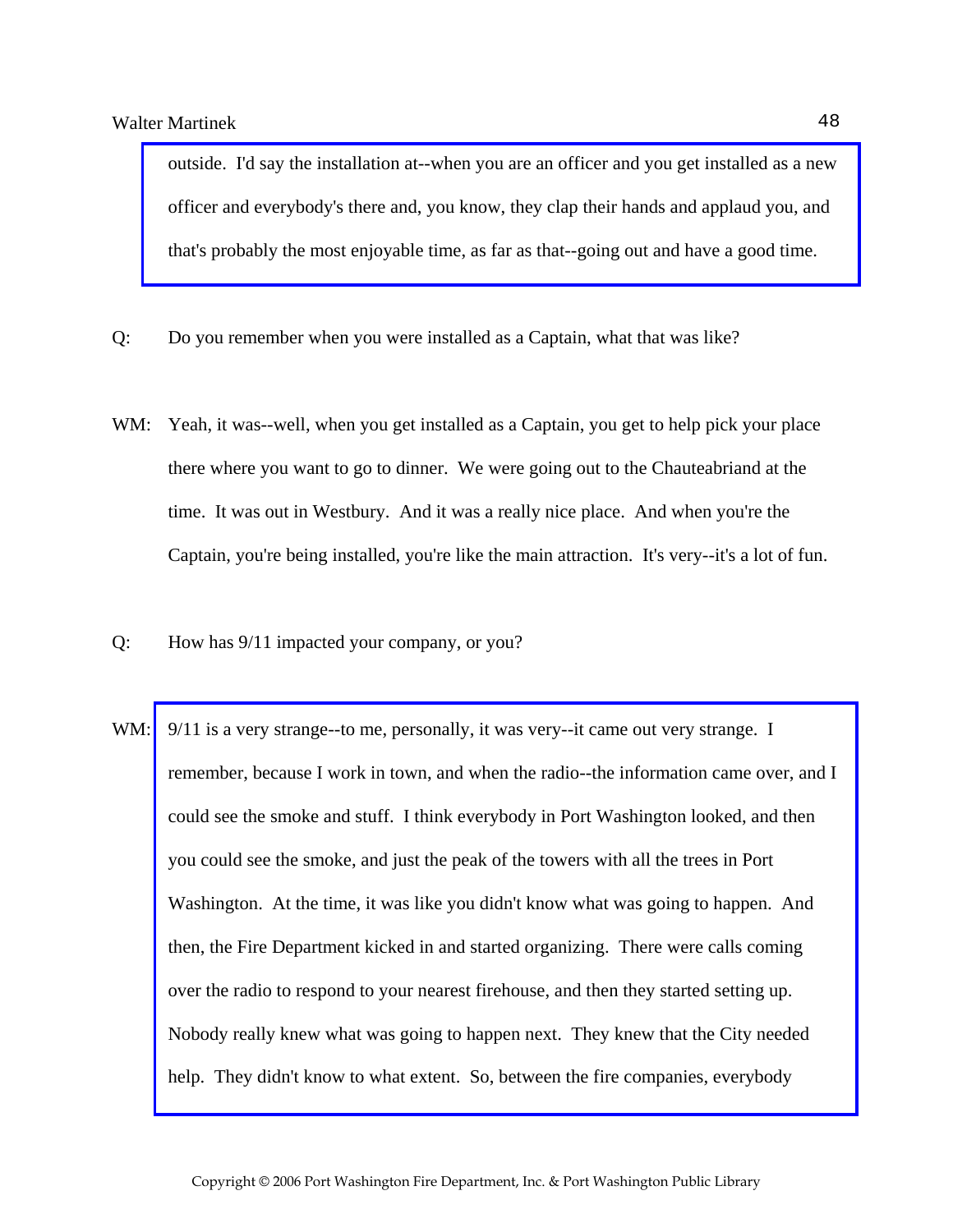outside. I'd say the installation at--when you are an officer and you get installed as a new officer and everybody's there and, you know, they clap their hands and applaud you, and that's probably the most enjoyable time, as far as that--going out and have a good time.

Q: Do you remember when you were installed as a Captain, what that was like?

WM: Yeah, it was--well, when you get installed as a Captain, you get to help pick your place there where you want to go to dinner. We were going out to the Chauteabriand at the time. It was out in Westbury. And it was a really nice place. And when you're the Captain, you're being installed, you're like the main attraction. It's very--it's a lot of fun.

Q: How has 9/11 impacted your company, or you?

WM: 9/11 is a very strange--to me, personally, it was very--it came out very strange. I remember, because I work in town, and when the radio--the information came over, and I could see the smoke and stuff. I think everybody in Port Washington looked, and then you could see the smoke, and just the peak of the towers with all the trees in Port Washington. At the time, it was like you didn't know what was going to happen. And then, the Fire Department kicked in and started organizing. There were calls coming over the radio to respond to your nearest firehouse, and then they started setting up. Nobody really knew what was going to happen next. They knew that the City needed help. They didn't know to what extent. So, between the fire companies, everybody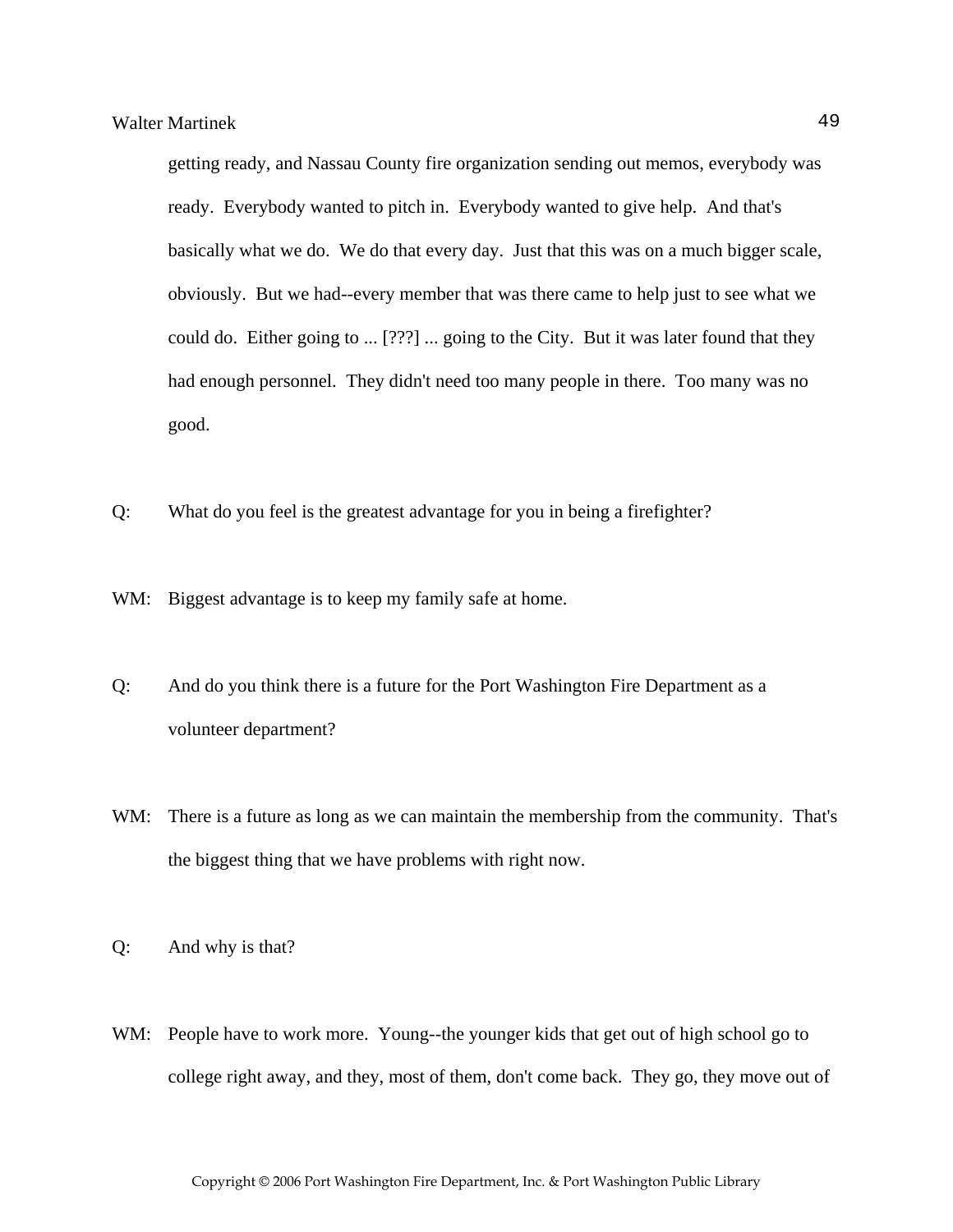getting ready, and Nassau County fire organization sending out memos, everybody was ready. Everybody wanted to pitch in. Everybody wanted to give help. And that's basically what we do. We do that every day. Just that this was on a much bigger scale, obviously. But we had--every member that was there came to help just to see what we could do. Either going to ... [???] ... going to the City. But it was later found that they had enough personnel. They didn't need too many people in there. Too many was no good.

Q: What do you feel is the greatest advantage for you in being a firefighter?

WM: Biggest advantage is to keep my family safe at home.

Q: And do you think there is a future for the Port Washington Fire Department as a volunteer department?

WM: There is a future as long as we can maintain the membership from the community. That's the biggest thing that we have problems with right now.

Q: And why is that?

WM: People have to work more. Young--the younger kids that get out of high school go to college right away, and they, most of them, don't come back. They go, they move out of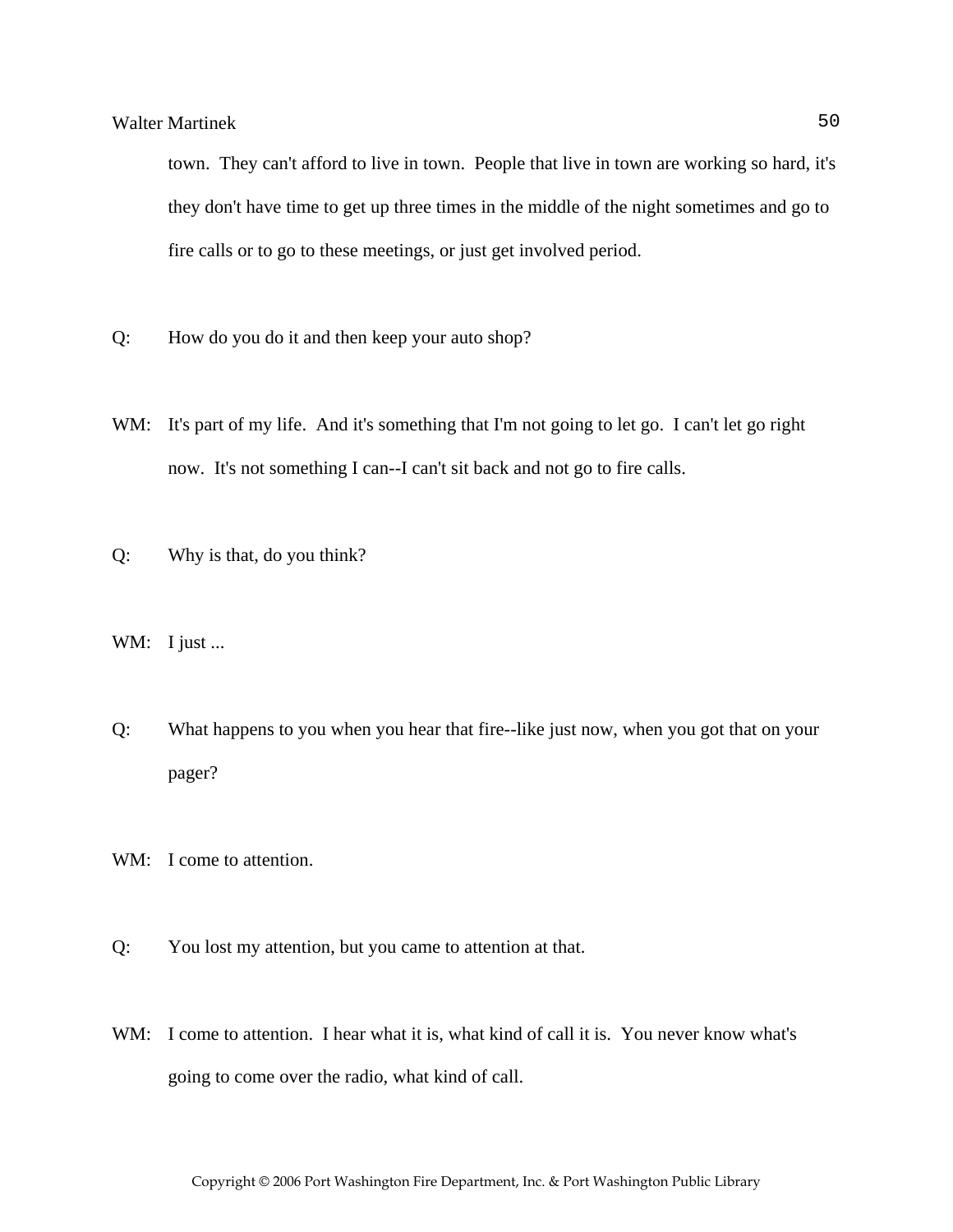town. They can't afford to live in town. People that live in town are working so hard, it's they don't have time to get up three times in the middle of the night sometimes and go to fire calls or to go to these meetings, or just get involved period.

Q: How do you do it and then keep your auto shop?

WM: It's part of my life. And it's something that I'm not going to let go. I can't let go right now. It's not something I can--I can't sit back and not go to fire calls.

Q: Why is that, do you think?

WM: I just ...

Q: What happens to you when you hear that fire--like just now, when you got that on your pager?

WM: I come to attention.

Q: You lost my attention, but you came to attention at that.

WM: I come to attention. I hear what it is, what kind of call it is. You never know what's going to come over the radio, what kind of call.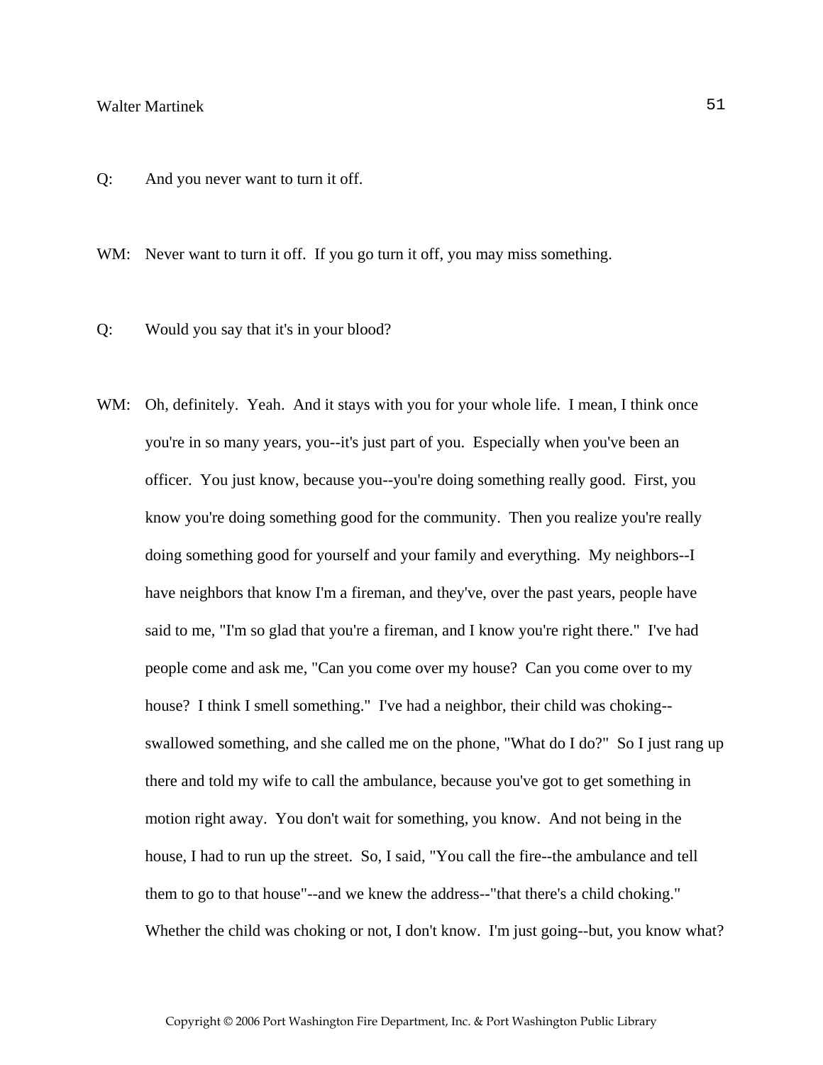Q: And you never want to turn it off.

WM: Never want to turn it off. If you go turn it off, you may miss something.

Q: Would you say that it's in your blood?

WM: Oh, definitely. Yeah. And it stays with you for your whole life. I mean, I think once you're in so many years, you--it's just part of you. Especially when you've been an officer. You just know, because you--you're doing something really good. First, you know you're doing something good for the community. Then you realize you're really doing something good for yourself and your family and everything. My neighbors--I have neighbors that know I'm a fireman, and they've, over the past years, people have said to me, "I'm so glad that you're a fireman, and I know you're right there." I've had people come and ask me, "Can you come over my house? Can you come over to my house? I think I smell something." I've had a neighbor, their child was choking--swallowed something, and she called me on the phone, "What do I do?" So I just rang up there and told my wife to call the ambulance, because you've got to get something in motion right away. You don't wait for something, you know. And not being in the house, I had to run up the street. So, I said, "You call the fire--the ambulance and tell them to go to that house"--and we knew the address--"that there's a child choking." Whether the child was choking or not, I don't know. I'm just going--but, you know what?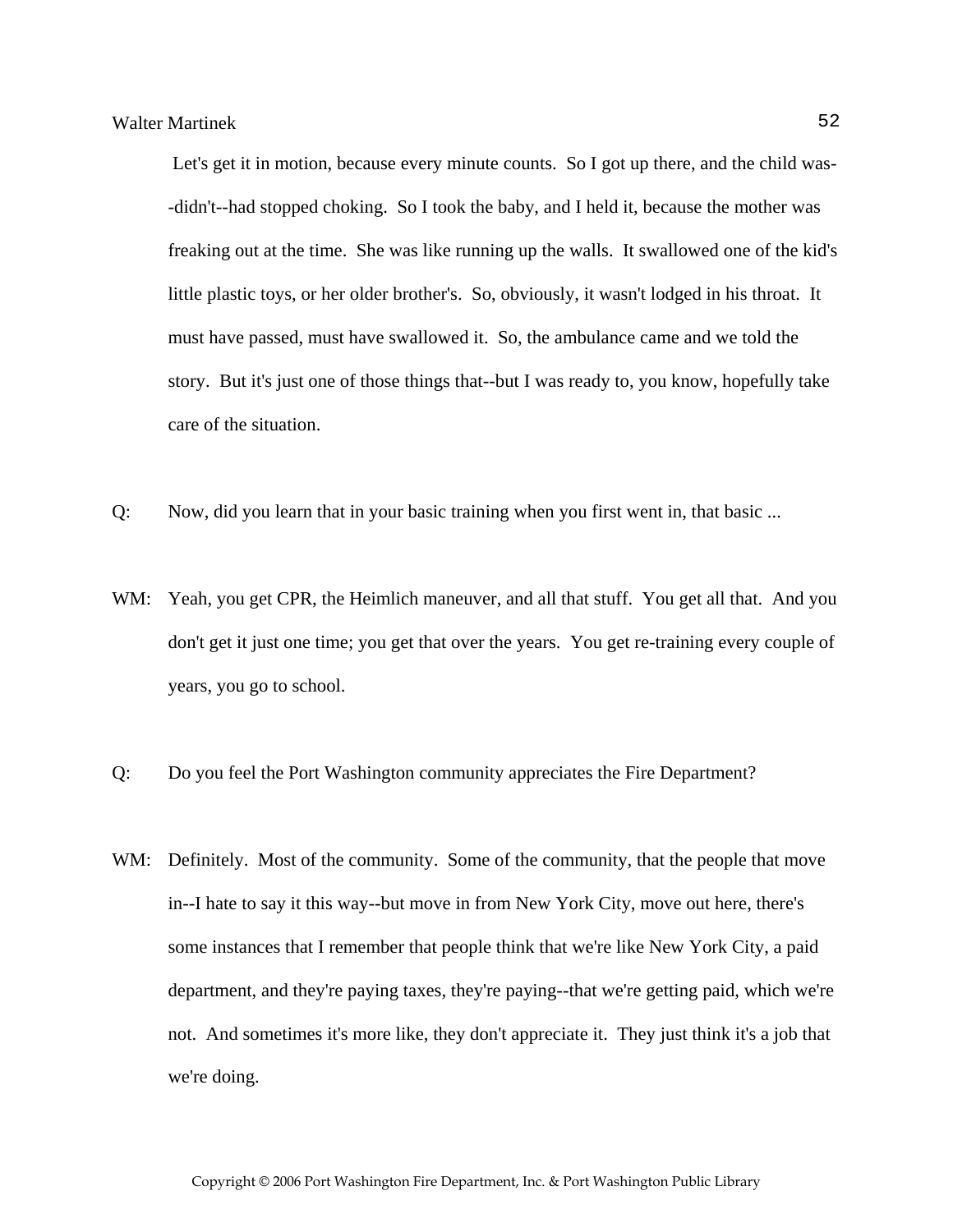Let's get it in motion, because every minute counts. So I got up there, and the child was--didn't--had stopped choking. So I took the baby, and I held it, because the mother was freaking out at the time. She was like running up the walls. It swallowed one of the kid's little plastic toys, or her older brother's. So, obviously, it wasn't lodged in his throat. It must have passed, must have swallowed it. So, the ambulance came and we told the story. But it's just one of those things that--but I was ready to, you know, hopefully take care of the situation.

Q: Now, did you learn that in your basic training when you first went in, that basic ...

WM: Yeah, you get CPR, the Heimlich maneuver, and all that stuff. You get all that. And you don't get it just one time; you get that over the years. You get re-training every couple of years, you go to school.

Q: Do you feel the Port Washington community appreciates the Fire Department?

WM: Definitely. Most of the community. Some of the community, that the people that move in--I hate to say it this way--but move in from New York City, move out here, there's some instances that I remember that people think that we're like New York City, a paid department, and they're paying taxes, they're paying--that we're getting paid, which we're not. And sometimes it's more like, they don't appreciate it. They just think it's a job that we're doing.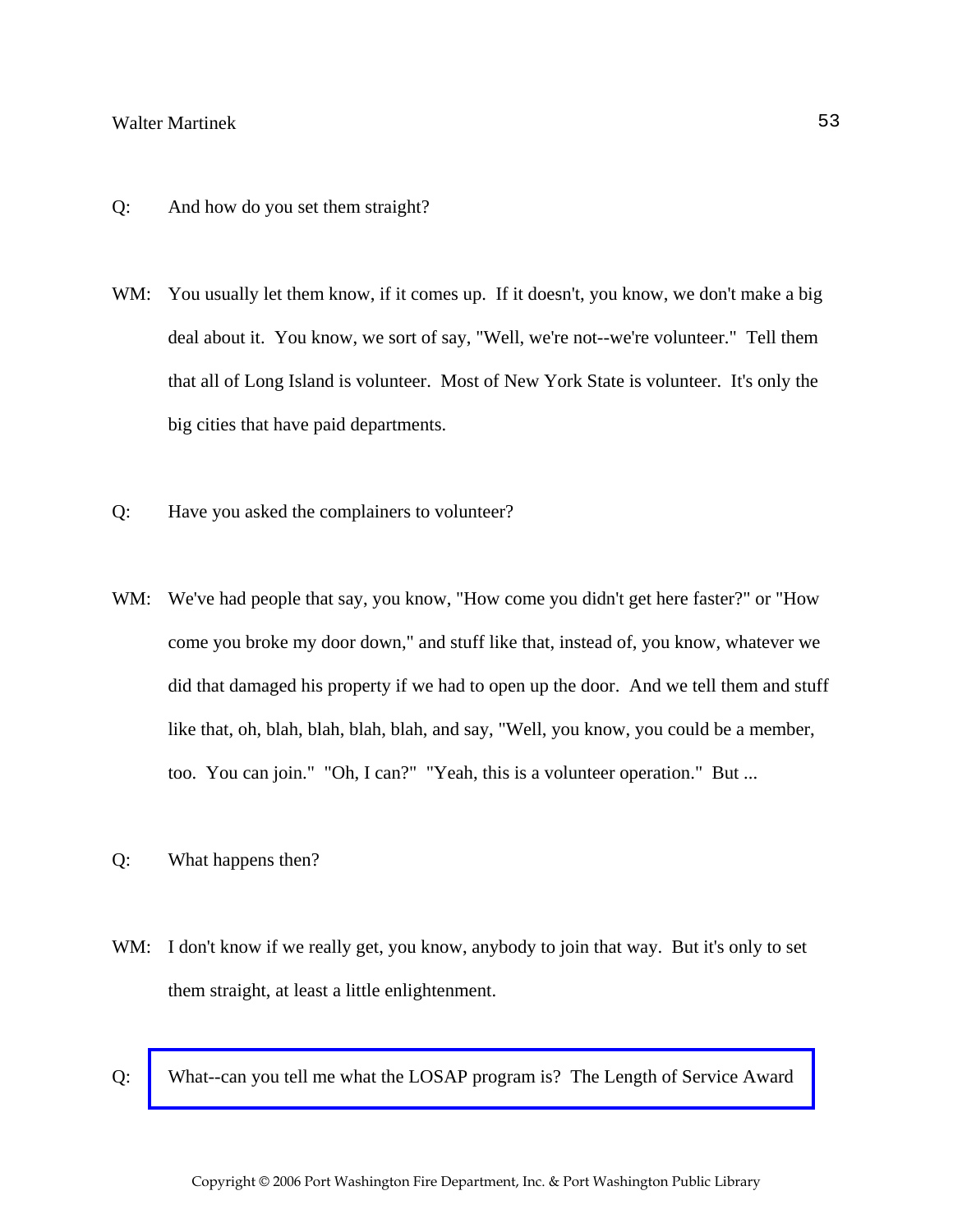Q: And how do you set them straight?

WM: You usually let them know, if it comes up. If it doesn't, you know, we don't make a big deal about it. You know, we sort of say, "Well, we're not--we're volunteer." Tell them that all of Long Island is volunteer. Most of New York State is volunteer. It's only the big cities that have paid departments.

Q: Have you asked the complainers to volunteer?

WM: We've had people that say, you know, "How come you didn't get here faster?" or "How come you broke my door down," and stuff like that, instead of, you know, whatever we did that damaged his property if we had to open up the door. And we tell them and stuff like that, oh, blah, blah, blah, blah, and say, "Well, you know, you could be a member, too. You can join." "Oh, I can?" "Yeah, this is a volunteer operation." But ...

Q: What happens then?

WM: I don't know if we really get, you know, anybody to join that way. But it's only to set them straight, at least a little enlightenment.

Q: What--can you tell me what the LOSAP program is? The Length of Service Award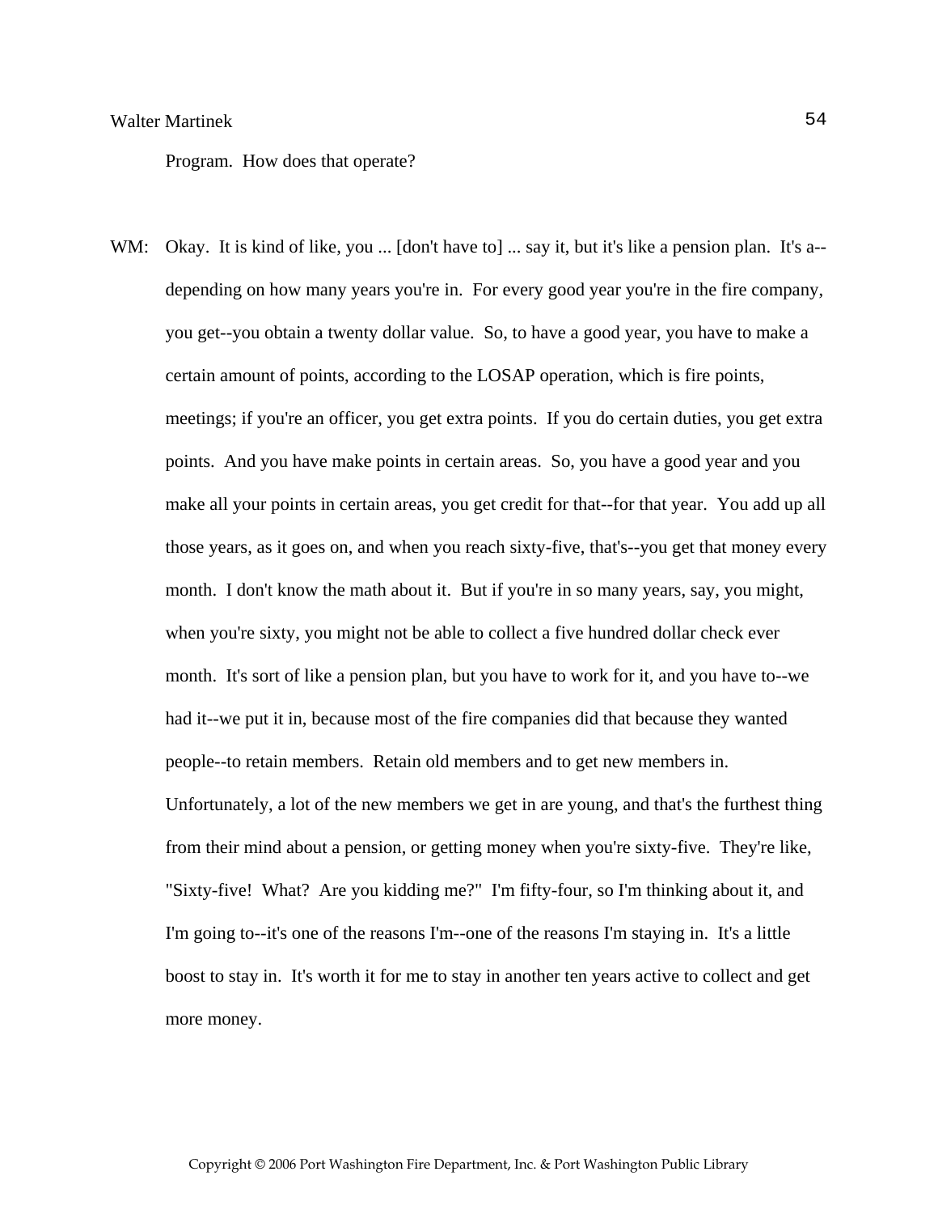Program. How does that operate?

WM: Okay. It is kind of like, you ... [don't have to] ... say it, but it's like a pension plan. It's a--depending on how many years you're in. For every good year you're in the fire company, you get--you obtain a twenty dollar value. So, to have a good year, you have to make a certain amount of points, according to the LOSAP operation, which is fire points, meetings; if you're an officer, you get extra points. If you do certain duties, you get extra points. And you have make points in certain areas. So, you have a good year and you make all your points in certain areas, you get credit for that--for that year. You add up all those years, as it goes on, and when you reach sixty-five, that's--you get that money every month. I don't know the math about it. But if you're in so many years, say, you might, when you're sixty, you might not be able to collect a five hundred dollar check ever month. It's sort of like a pension plan, but you have to work for it, and you have to--we had it--we put it in, because most of the fire companies did that because they wanted people--to retain members. Retain old members and to get new members in. Unfortunately, a lot of the new members we get in are young, and that's the furthest thing from their mind about a pension, or getting money when you're sixty-five. They're like, "Sixty-five! What? Are you kidding me?" I'm fifty-four, so I'm thinking about it, and I'm going to--it's one of the reasons I'm--one of the reasons I'm staying in. It's a little boost to stay in. It's worth it for me to stay in another ten years active to collect and get more money.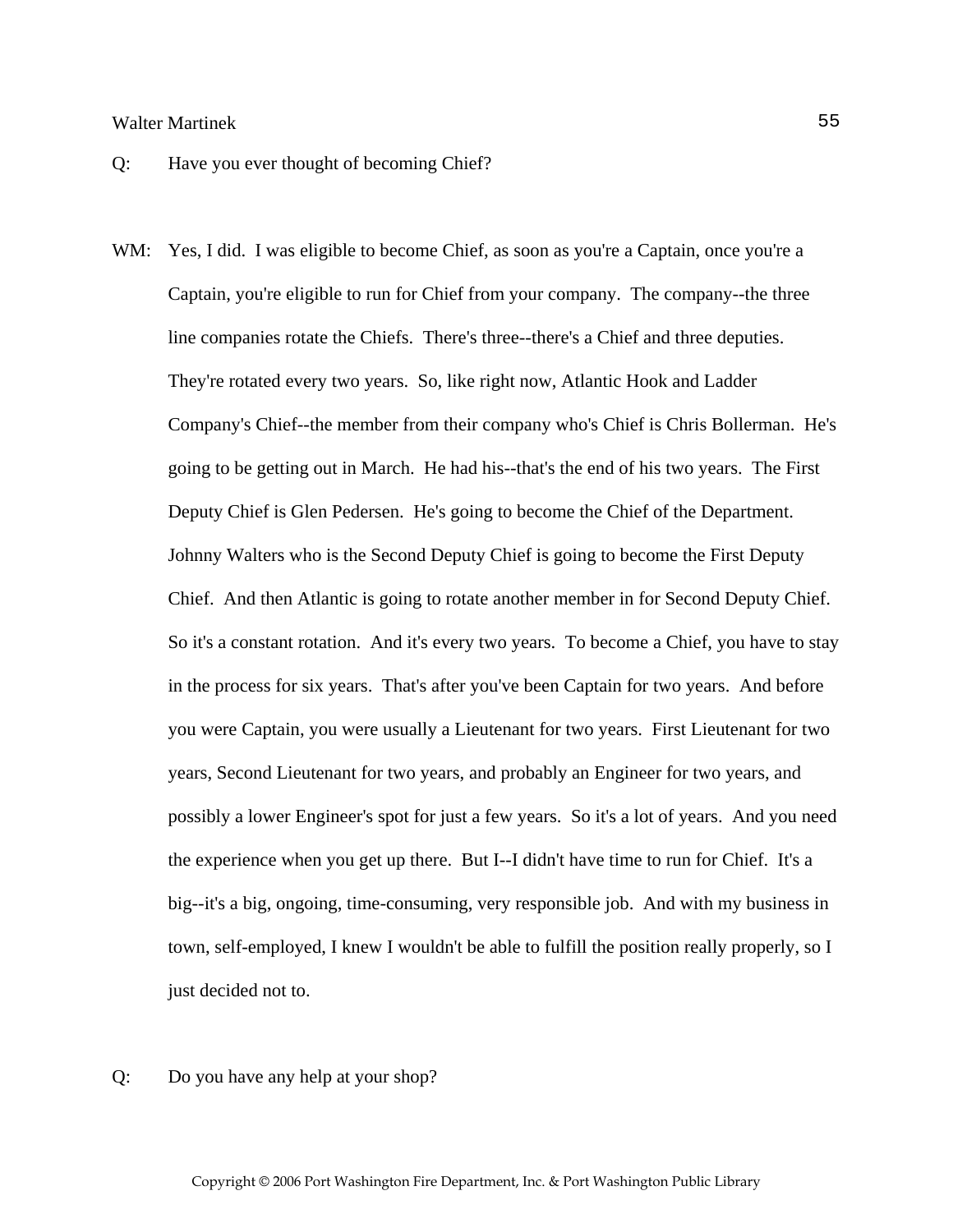Q: Have you ever thought of becoming Chief?

WM: Yes, I did. I was eligible to become Chief, as soon as you're a Captain, once you're a Captain, you're eligible to run for Chief from your company. The company--the three line companies rotate the Chiefs. There's three--there's a Chief and three deputies. They're rotated every two years. So, like right now, Atlantic Hook and Ladder Company's Chief--the member from their company who's Chief is Chris Bollerman. He's going to be getting out in March. He had his--that's the end of his two years. The First Deputy Chief is Glen Pedersen. He's going to become the Chief of the Department. Johnny Walters who is the Second Deputy Chief is going to become the First Deputy Chief. And then Atlantic is going to rotate another member in for Second Deputy Chief. So it's a constant rotation. And it's every two years. To become a Chief, you have to stay in the process for six years. That's after you've been Captain for two years. And before you were Captain, you were usually a Lieutenant for two years. First Lieutenant for two years, Second Lieutenant for two years, and probably an Engineer for two years, and possibly a lower Engineer's spot for just a few years. So it's a lot of years. And you need the experience when you get up there. But I--I didn't have time to run for Chief. It's a big--it's a big, ongoing, time-consuming, very responsible job. And with my business in town, self-employed, I knew I wouldn't be able to fulfill the position really properly, so I just decided not to.

Q: Do you have any help at your shop?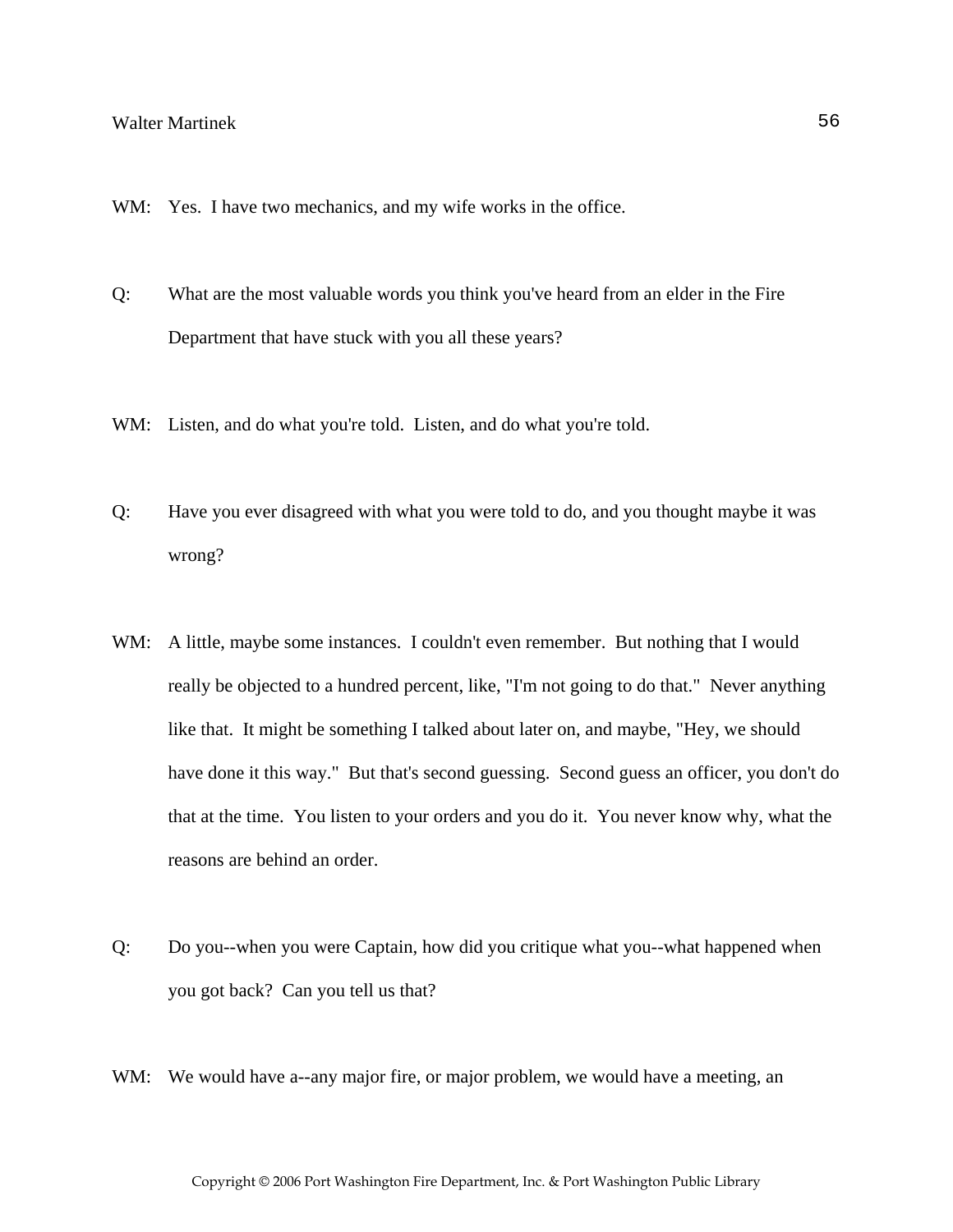WM: Yes. I have two mechanics, and my wife works in the office.

Q: What are the most valuable words you think you've heard from an elder in the Fire Department that have stuck with you all these years?

WM: Listen, and do what you're told. Listen, and do what you're told.

Q: Have you ever disagreed with what you were told to do, and you thought maybe it was wrong?

WM: A little, maybe some instances. I couldn't even remember. But nothing that I would really be objected to a hundred percent, like, "I'm not going to do that." Never anything like that. It might be something I talked about later on, and maybe, "Hey, we should have done it this way." But that's second guessing. Second guess an officer, you don't do that at the time. You listen to your orders and you do it. You never know why, what the reasons are behind an order.

Q: Do you--when you were Captain, how did you critique what you--what happened when you got back? Can you tell us that?

WM: We would have a--any major fire, or major problem, we would have a meeting, an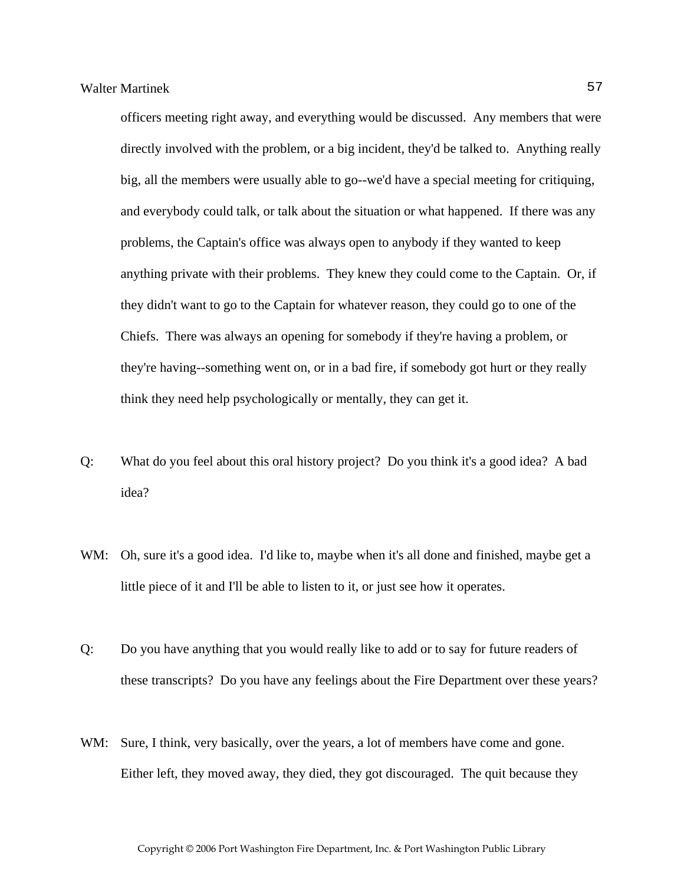officers meeting right away, and everything would be discussed. Any members that were directly involved with the problem, or a big incident, they'd be talked to. Anything really big, all the members were usually able to go--we'd have a special meeting for critiquing, and everybody could talk, or talk about the situation or what happened. If there was any problems, the Captain's office was always open to anybody if they wanted to keep anything private with their problems. They knew they could come to the Captain. Or, if they didn't want to go to the Captain for whatever reason, they could go to one of the Chiefs. There was always an opening for somebody if they're having a problem, or they're having--something went on, or in a bad fire, if somebody got hurt or they really think they need help psychologically or mentally, they can get it.

Q: What do you feel about this oral history project? Do you think it's a good idea? A bad idea?

WM: Oh, sure it's a good idea. I'd like to, maybe when it's all done and finished, maybe get a little piece of it and I'll be able to listen to it, or just see how it operates.

Q: Do you have anything that you would really like to add or to say for future readers of these transcripts? Do you have any feelings about the Fire Department over these years?

WM: Sure, I think, very basically, over the years, a lot of members have come and gone. Either left, they moved away, they died, they got discouraged. The quit because they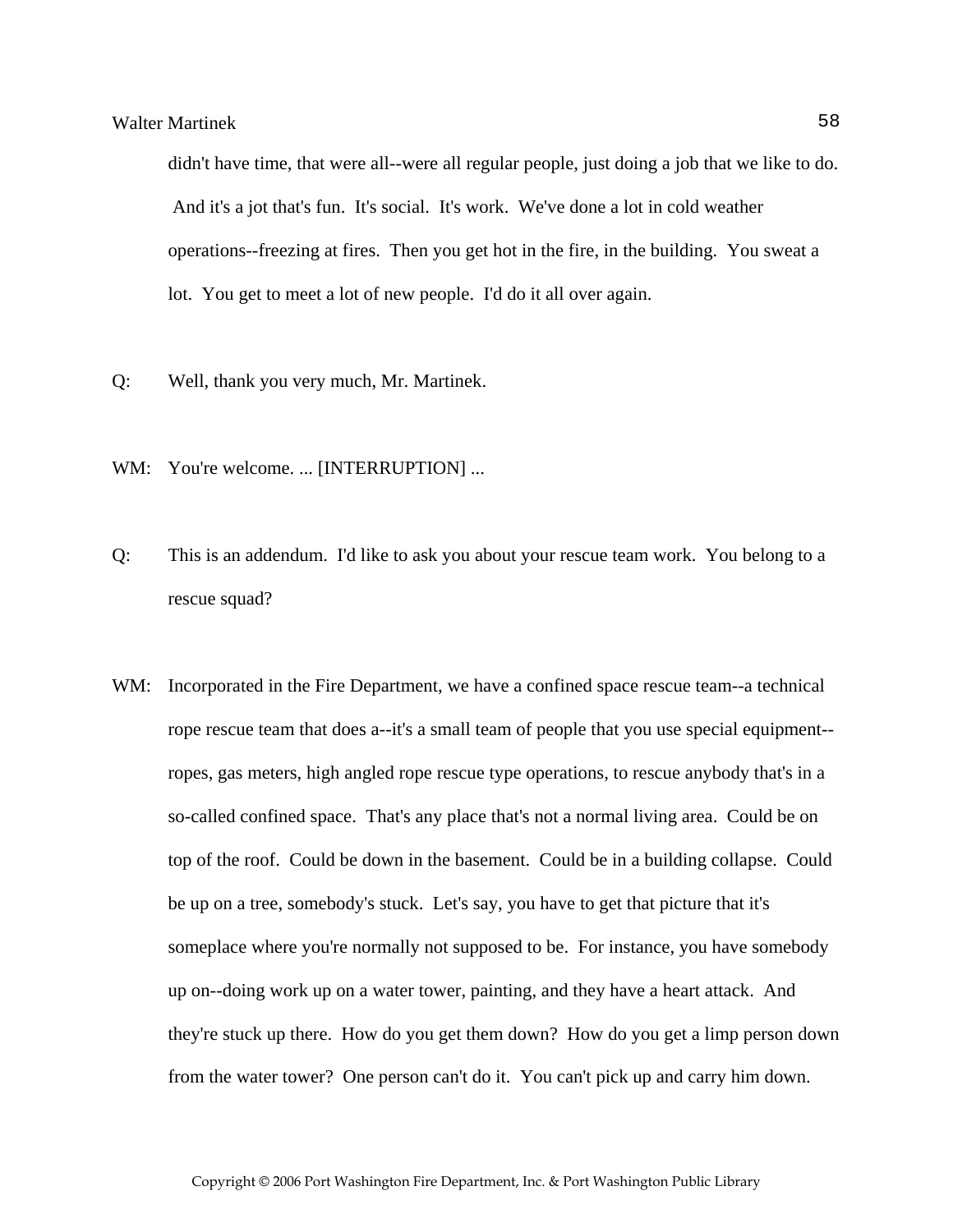didn't have time, that were all--were all regular people, just doing a job that we like to do. And it's a jot that's fun. It's social. It's work. We've done a lot in cold weather operations--freezing at fires. Then you get hot in the fire, in the building. You sweat a lot. You get to meet a lot of new people. I'd do it all over again.

Q: Well, thank you very much, Mr. Martinek.

WM: You're welcome. ... [INTERRUPTION] ...

Q: This is an addendum. I'd like to ask you about your rescue team work. You belong to a rescue squad?

WM: Incorporated in the Fire Department, we have a confined space rescue team--a technical rope rescue team that does a--it's a small team of people that you use special equipment--ropes, gas meters, high angled rope rescue type operations, to rescue anybody that's in a so-called confined space. That's any place that's not a normal living area. Could be on top of the roof. Could be down in the basement. Could be in a building collapse. Could be up on a tree, somebody's stuck. Let's say, you have to get that picture that it's someplace where you're normally not supposed to be. For instance, you have somebody up on--doing work up on a water tower, painting, and they have a heart attack. And they're stuck up there. How do you get them down? How do you get a limp person down from the water tower? One person can't do it. You can't pick up and carry him down.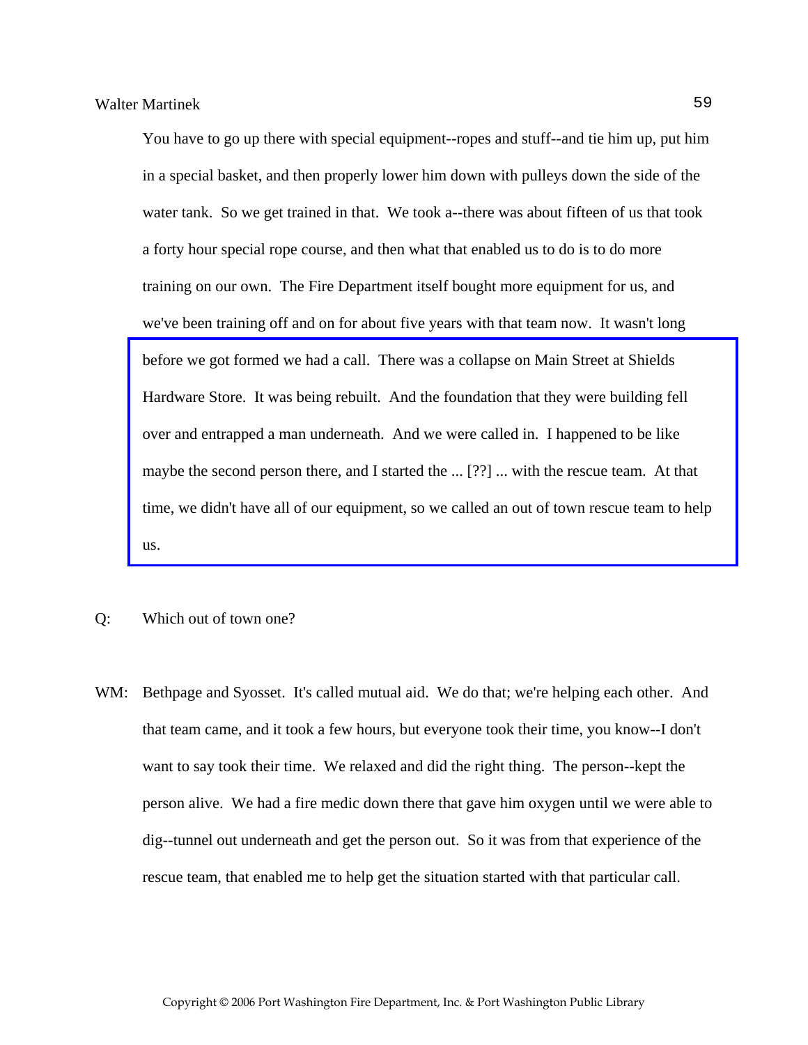You have to go up there with special equipment--ropes and stuff--and tie him up, put him in a special basket, and then properly lower him down with pulleys down the side of the water tank. So we get trained in that. We took a--there was about fifteen of us that took a forty hour special rope course, and then what that enabled us to do is to do more training on our own. The Fire Department itself bought more equipment for us, and we've been training off and on for about five years with that team now. It wasn't long before we got formed we had a call. There was a collapse on Main Street at Shields Hardware Store. It was being rebuilt. And the foundation that they were building fell over and entrapped a man underneath. And we were called in. I happened to be like maybe the second person there, and I started the ... [??] ... with the rescue team. At that time, we didn't have all of our equipment, so we called an out of town rescue team to help us.

Q: Which out of town one?

WM: Bethpage and Syosset. It's called mutual aid. We do that; we're helping each other. And that team came, and it took a few hours, but everyone took their time, you know--I don't want to say took their time. We relaxed and did the right thing. The person--kept the person alive. We had a fire medic down there that gave him oxygen until we were able to dig--tunnel out underneath and get the person out. So it was from that experience of the rescue team, that enabled me to help get the situation started with that particular call.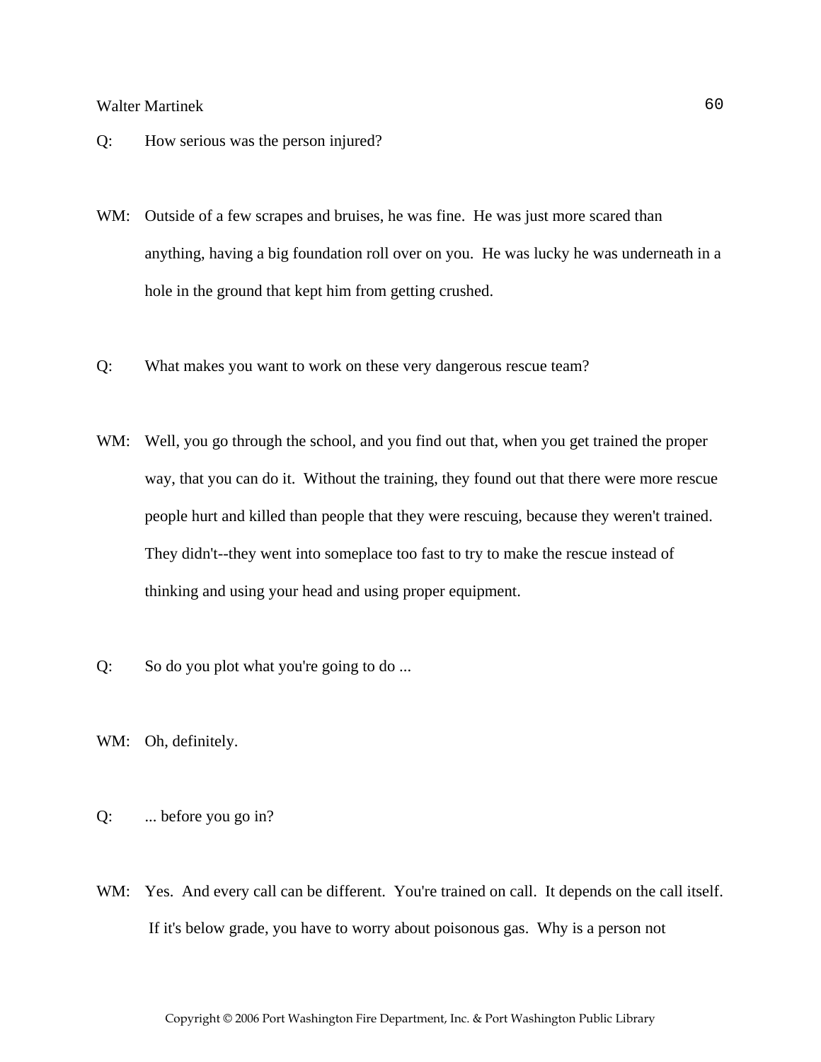Q: How serious was the person injured?

WM: Outside of a few scrapes and bruises, he was fine. He was just more scared than anything, having a big foundation roll over on you. He was lucky he was underneath in a hole in the ground that kept him from getting crushed.

Q: What makes you want to work on these very dangerous rescue team?

WM: Well, you go through the school, and you find out that, when you get trained the proper way, that you can do it. Without the training, they found out that there were more rescue people hurt and killed than people that they were rescuing, because they weren't trained. They didn't--they went into someplace too fast to try to make the rescue instead of thinking and using your head and using proper equipment.

Q: So do you plot what you're going to do ...

WM: Oh, definitely.

Q: ... before you go in?

WM: Yes. And every call can be different. You're trained on call. It depends on the call itself. If it's below grade, you have to worry about poisonous gas. Why is a person not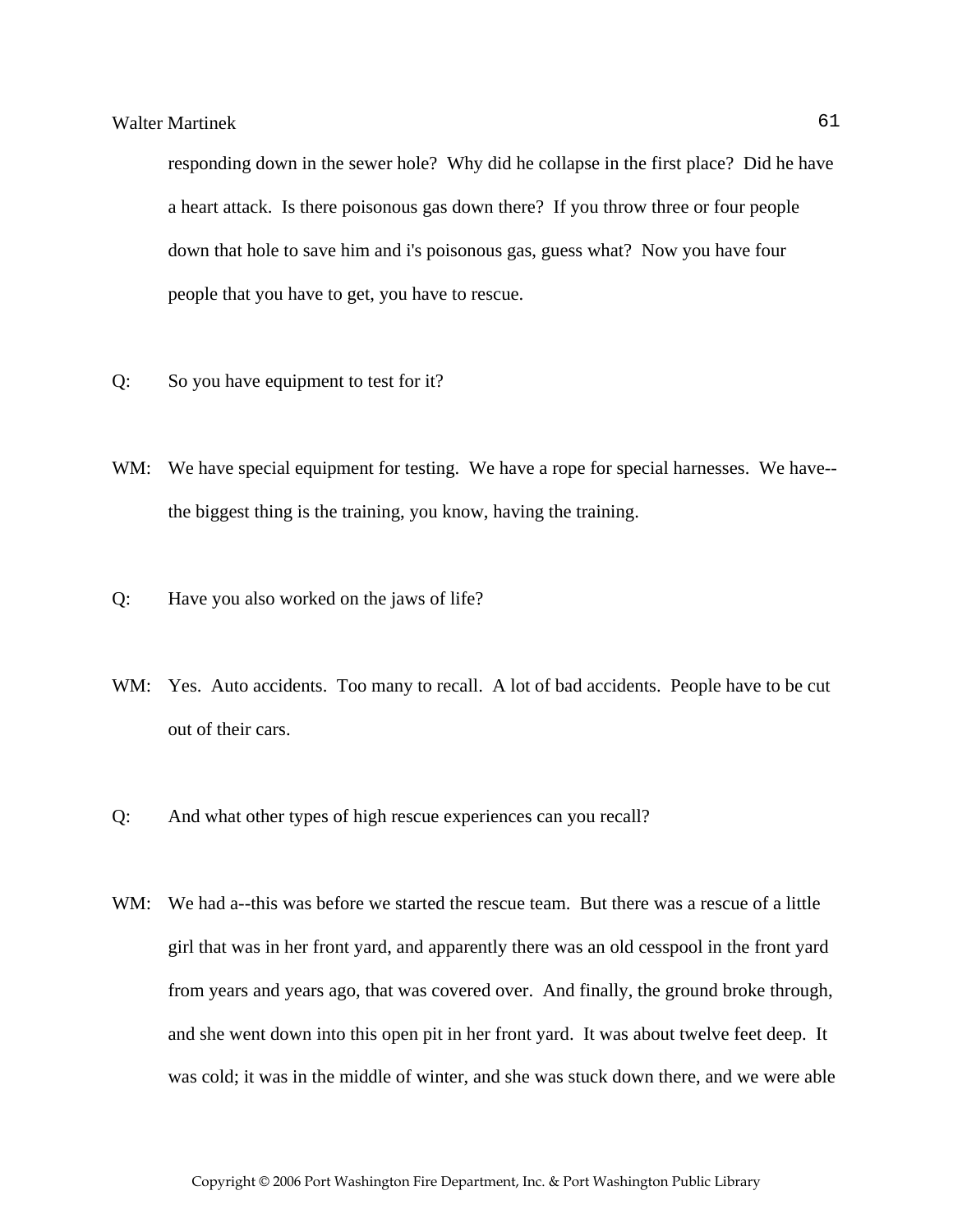responding down in the sewer hole? Why did he collapse in the first place? Did he have a heart attack. Is there poisonous gas down there? If you throw three or four people down that hole to save him and i's poisonous gas, guess what? Now you have four people that you have to get, you have to rescue.

Q: So you have equipment to test for it?

WM: We have special equipment for testing. We have a rope for special harnesses. We have--the biggest thing is the training, you know, having the training.

Q: Have you also worked on the jaws of life?

WM: Yes. Auto accidents. Too many to recall. A lot of bad accidents. People have to be cut out of their cars.

Q: And what other types of high rescue experiences can you recall?

WM: We had a--this was before we started the rescue team. But there was a rescue of a little girl that was in her front yard, and apparently there was an old cesspool in the front yard from years and years ago, that was covered over. And finally, the ground broke through, and she went down into this open pit in her front yard. It was about twelve feet deep. It was cold; it was in the middle of winter, and she was stuck down there, and we were able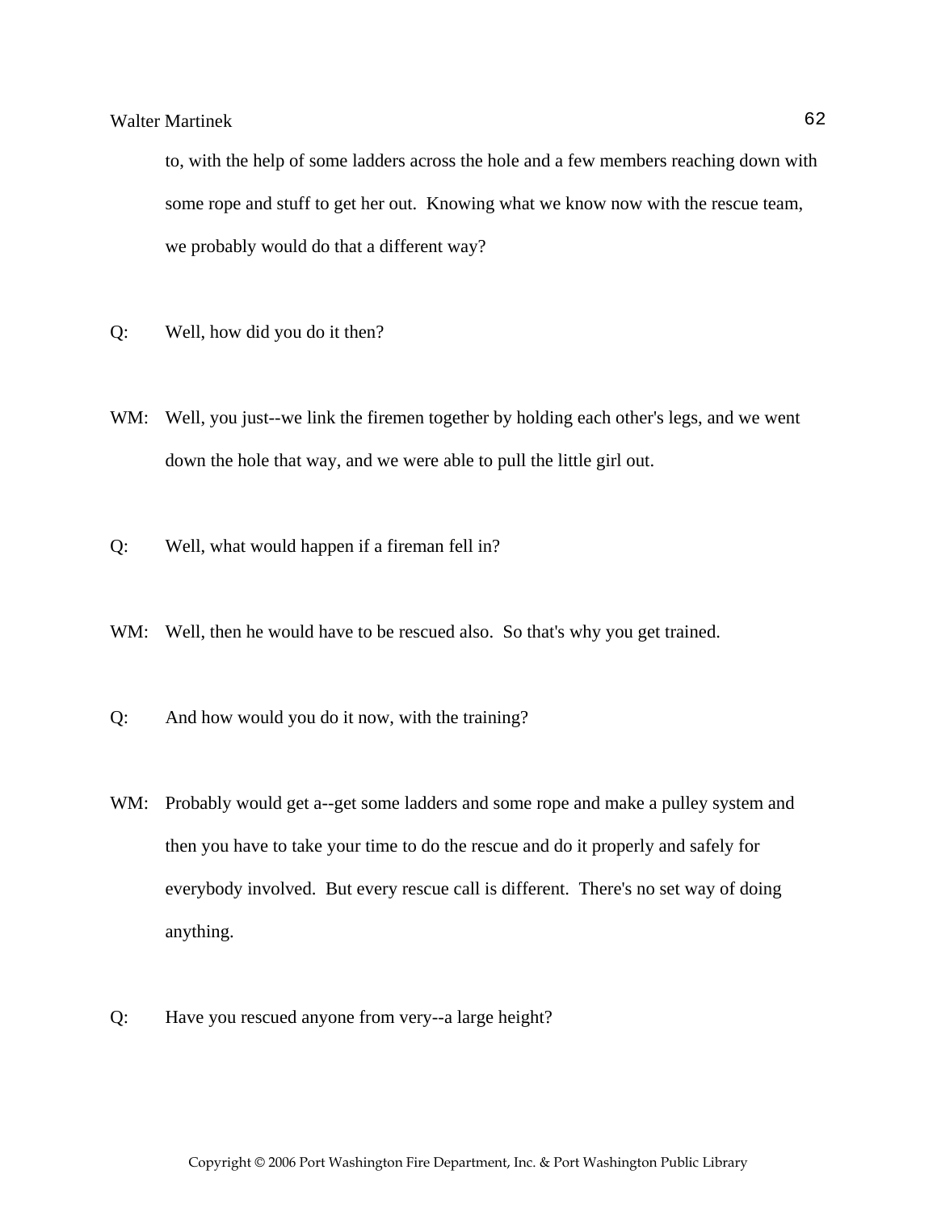to, with the help of some ladders across the hole and a few members reaching down with some rope and stuff to get her out. Knowing what we know now with the rescue team, we probably would do that a different way?

Q: Well, how did you do it then?

WM: Well, you just--we link the firemen together by holding each other's legs, and we went down the hole that way, and we were able to pull the little girl out.

Q: Well, what would happen if a fireman fell in?

WM: Well, then he would have to be rescued also. So that's why you get trained.

Q: And how would you do it now, with the training?

WM: Probably would get a--get some ladders and some rope and make a pulley system and then you have to take your time to do the rescue and do it properly and safely for everybody involved. But every rescue call is different. There's no set way of doing anything.

Q: Have you rescued anyone from very--a large height?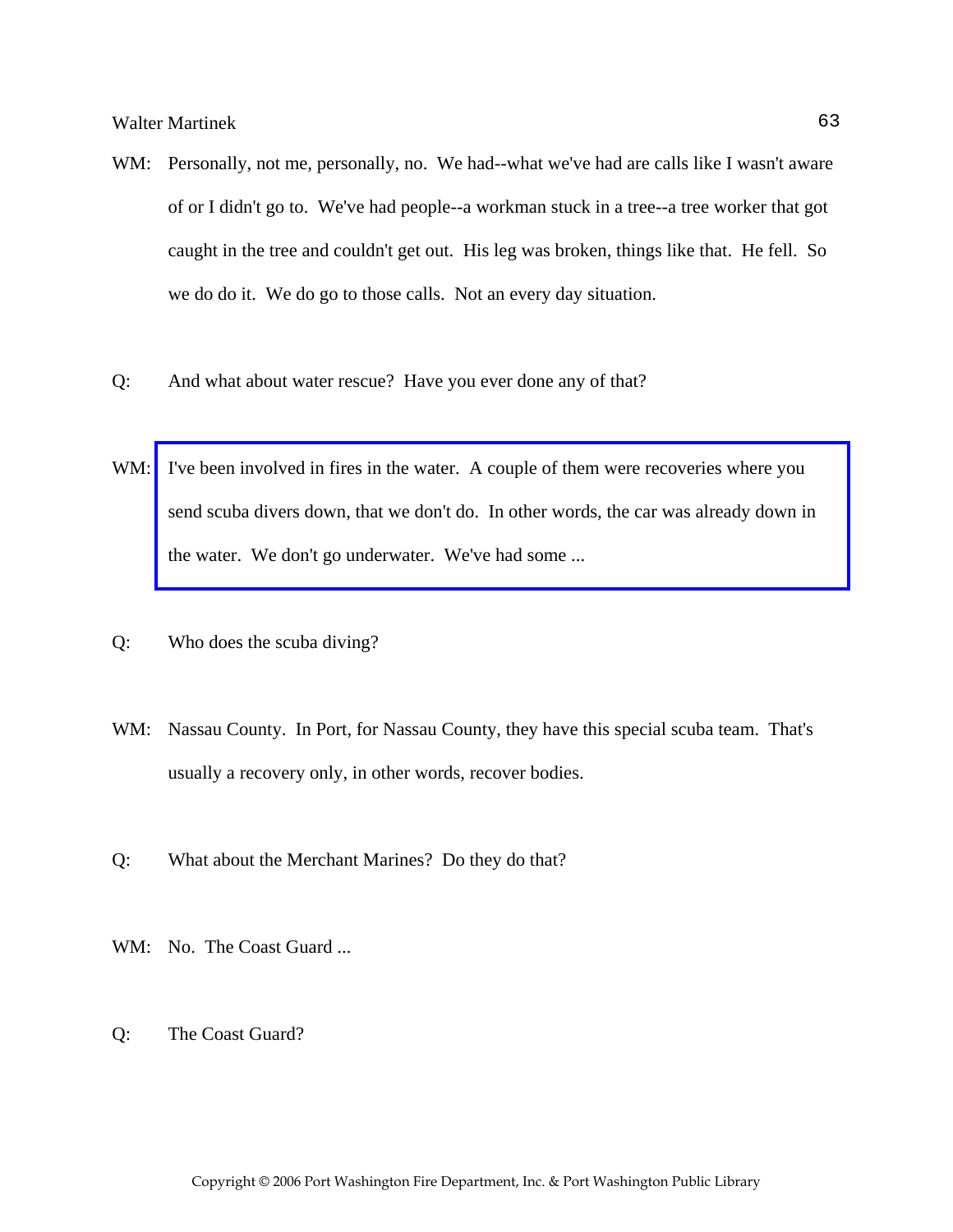WM: Personally, not me, personally, no. We had--what we've had are calls like I wasn't aware of or I didn't go to. We've had people--a workman stuck in a tree--a tree worker that got caught in the tree and couldn't get out. His leg was broken, things like that. He fell. So we do do it. We do go to those calls. Not an every day situation.

Q: And what about water rescue? Have you ever done any of that?

WM: I've been involved in fires in the water. A couple of them were recoveries where you send scuba divers down, that we don't do. In other words, the car was already down in the water. We don't go underwater. We've had some ...

Q: Who does the scuba diving?

WM: Nassau County. In Port, for Nassau County, they have this special scuba team. That's usually a recovery only, in other words, recover bodies.

Q: What about the Merchant Marines? Do they do that?

WM: No. The Coast Guard ...

Q: The Coast Guard?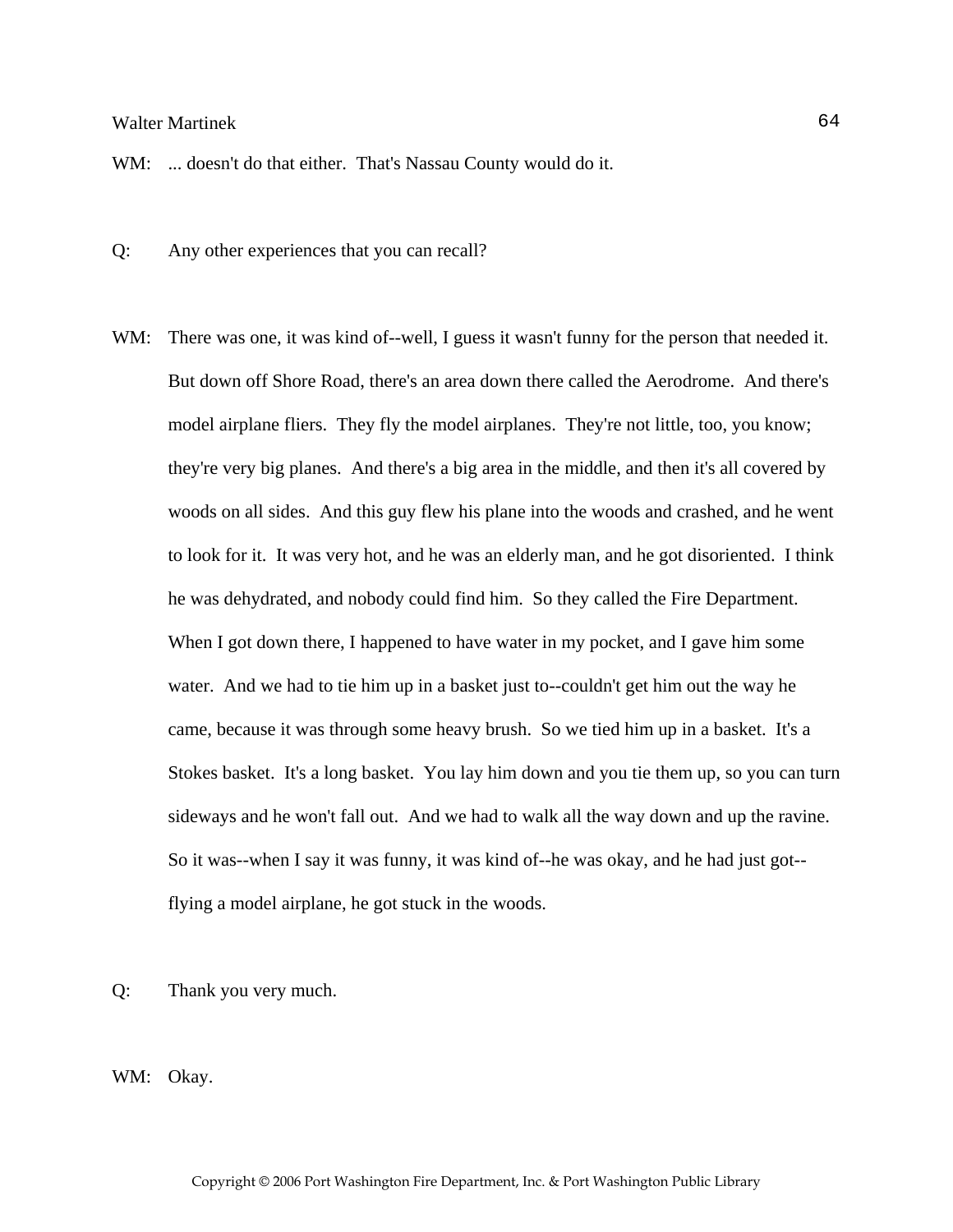WM: ... doesn't do that either. That's Nassau County would do it.

Q: Any other experiences that you can recall?

WM: There was one, it was kind of--well, I guess it wasn't funny for the person that needed it. But down off Shore Road, there's an area down there called the Aerodrome. And there's model airplane fliers. They fly the model airplanes. They're not little, too, you know; they're very big planes. And there's a big area in the middle, and then it's all covered by woods on all sides. And this guy flew his plane into the woods and crashed, and he went to look for it. It was very hot, and he was an elderly man, and he got disoriented. I think he was dehydrated, and nobody could find him. So they called the Fire Department. When I got down there, I happened to have water in my pocket, and I gave him some water. And we had to tie him up in a basket just to--couldn't get him out the way he came, because it was through some heavy brush. So we tied him up in a basket. It's a Stokes basket. It's a long basket. You lay him down and you tie them up, so you can turn sideways and he won't fall out. And we had to walk all the way down and up the ravine. So it was--when I say it was funny, it was kind of--he was okay, and he had just got--flying a model airplane, he got stuck in the woods.

Q: Thank you very much.

WM: Okay.

Copyright © 2006 Port Washington Fire Department, Inc. & Port Washington Public Library